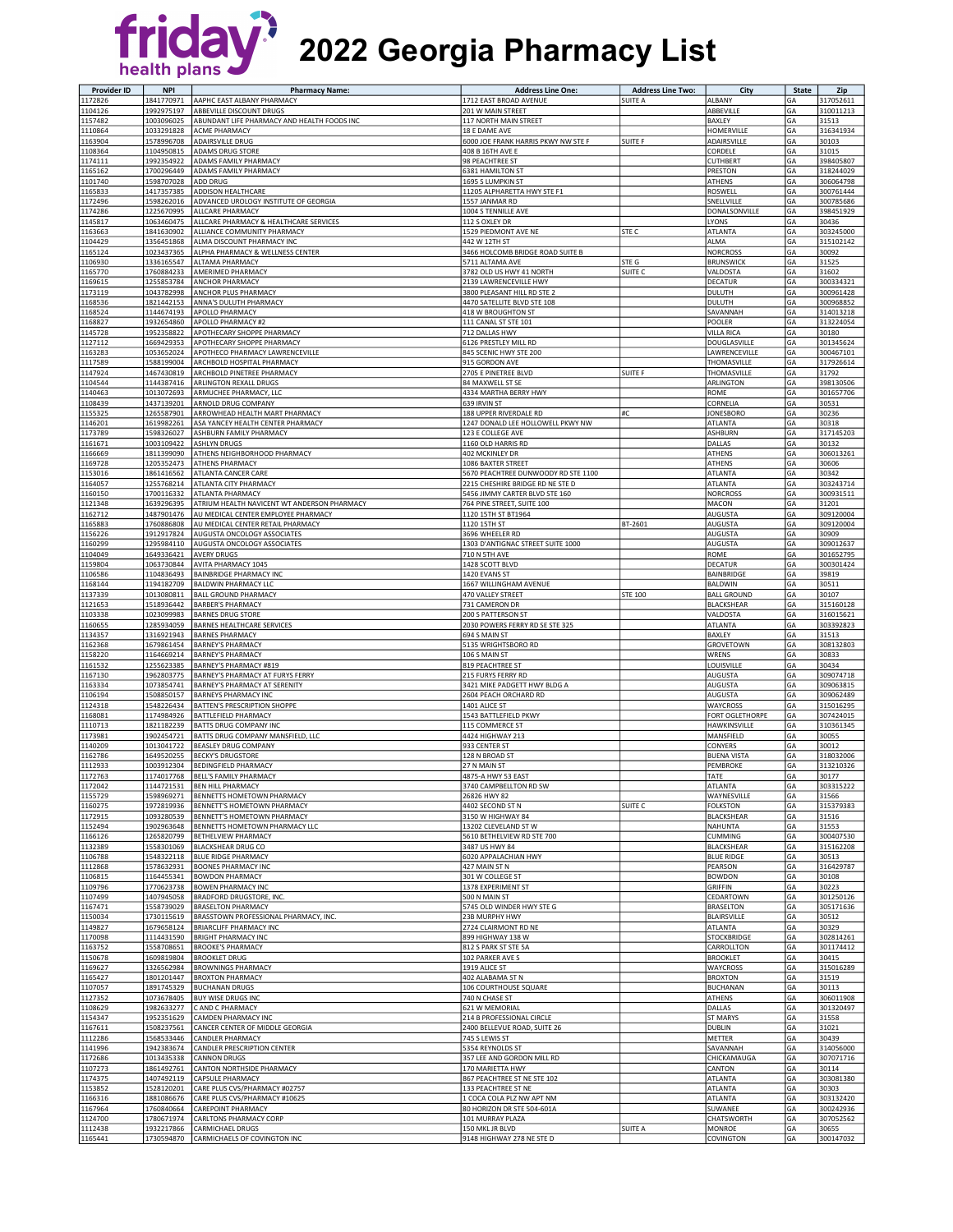# 2022 Georgia Pharmacy List

| Provider ID | NPI | Pharmacy Name: | Address Line One: | Address Line Two: | City | State | Zip |
|---|---|---|---|---|---|---|---|
| 1172826 | 1841770971 | AAPHC EAST ALBANY PHARMACY | 1712 EAST BROAD AVENUE | SUITE A | ALBANY | GA | 317052611 |
| 1104126 | 1992975197 | ABBEVILLE DISCOUNT DRUGS | 201 W MAIN STREET | | ABBEVILLE | GA | 310011213 |
| 1157482 | 1003096025 | ABUNDANT LIFE PHARMACY AND HEALTH FOODS INC | 117 NORTH MAIN STREET | | BAXLEY | GA | 31513 |
| 1110864 | 1033291828 | ACME PHARMACY | 18 E DAME AVE | | HOMERVILLE | GA | 316341934 |
| 1163904 | 1578996708 | ADAIRSVILLE DRUG | 6000 JOE FRANK HARRIS PKWY NW STE F | SUITE F | ADAIRSVILLE | GA | 30103 |
| 1108364 | 1104950815 | ADAMS DRUG STORE | 408 B 16TH AVE E | | CORDELE | GA | 31015 |
| 1174111 | 1992354922 | ADAMS FAMILY PHARMACY | 98 PEACHTREE ST | | CUTHBERT | GA | 398405807 |
| 1165162 | 1700296449 | ADAMS FAMILY PHARMACY | 6381 HAMILTON ST | | PRESTON | GA | 318244029 |
| 1101740 | 1598707028 | ADD DRUG | 1695 S LUMPKIN ST | | ATHENS | GA | 306064798 |
| 1165833 | 1417357385 | ADDISON HEALTHCARE | 11205 ALPHARETTA HWY STE F1 | | ROSWELL | GA | 300761444 |
| 1172496 | 1598262016 | ADVANCED UROLOGY INSTITUTE OF GEORGIA | 1557 JANMAR RD | | SNELLVILLE | GA | 300785686 |
| 1174286 | 1225670995 | ALLCARE PHARMACY | 1004 S TENNILLE AVE | | DONALSONVILLE | GA | 398451929 |
| 1145817 | 1063460475 | ALLCARE PHARMACY & HEALTHCARE SERVICES | 112 S OXLEY DR | | LYONS | GA | 30436 |
| 1163663 | 1841630902 | ALLIANCE COMMUNITY PHARMACY | 1529 PIEDMONT AVE NE | STE C | ATLANTA | GA | 303245000 |
| 1104429 | 1356451868 | ALMA DISCOUNT PHARMACY INC | 442 W 12TH ST | | ALMA | GA | 315102142 |
| 1165124 | 1023437365 | ALPHA PHARMACY & WELLNESS CENTER | 3466 HOLCOMB BRIDGE ROAD SUITE B | | NORCROSS | GA | 30092 |
| 1106930 | 1336165547 | ALTAMA PHARMACY | 5711 ALTAMA AVE | STE G | BRUNSWICK | GA | 31525 |
| 1165770 | 1760884233 | AMERIMED PHARMACY | 3782 OLD US HWY 41 NORTH | SUITE C | VALDOSTA | GA | 31602 |
| 1169615 | 1255853784 | ANCHOR PHARMACY | 2139 LAWRENCEVILLE HWY | | DECATUR | GA | 300334321 |
| 1173119 | 1043782998 | ANCHOR PLUS PHARMACY | 3800 PLEASANT HILL RD STE 2 | | DULUTH | GA | 300961428 |
| 1168536 | 1821442153 | ANNA'S DULUTH PHARMACY | 4470 SATELLITE BLVD STE 108 | | DULUTH | GA | 300968852 |
| 1168524 | 1144674193 | APOLLO PHARMACY | 418 W BROUGHTON ST | | SAVANNAH | GA | 314013218 |
| 1168827 | 1932654860 | APOLLO PHARMACY #2 | 111 CANAL ST STE 101 | | POOLER | GA | 313224054 |
| 1145728 | 1952358822 | APOTHECARY SHOPPE PHARMACY | 712 DALLAS HWY | | VILLA RICA | GA | 30180 |
| 1127112 | 1669429353 | APOTHECARY SHOPPE PHARMACY | 6126 PRESTLEY MILL RD | | DOUGLASVILLE | GA | 301345624 |
| 1163283 | 1053652024 | APOTHECO PHARMACY LAWRENCEVILLE | 845 SCENIC HWY STE 200 | | LAWRENCEVILLE | GA | 300467101 |
| 1117589 | 1588199004 | ARCHBOLD HOSPITAL PHARMACY | 915 GORDON AVE | | THOMASVILLE | GA | 317926614 |
| 1147924 | 1467430819 | ARCHBOLD PINETREE PHARMACY | 2705 E PINETREE BLVD | SUITE F | THOMASVILLE | GA | 31792 |
| 1104544 | 1144387416 | ARLINGTON REXALL DRUGS | 84 MAXWELL ST SE | | ARLINGTON | GA | 398130506 |
| 1140463 | 1013072693 | ARMUCHEE PHARMACY, LLC | 4334 MARTHA BERRY HWY | | ROME | GA | 301657706 |
| 1108439 | 1437139201 | ARNOLD DRUG COMPANY | 639 IRVIN ST | | CORNELIA | GA | 30531 |
| 1155325 | 1265587901 | ARROWHEAD HEALTH MART PHARMACY | 188 UPPER RIVERDALE RD | #C | JONESBORO | GA | 30236 |
| 1146201 | 1619982261 | ASA YANCEY HEALTH CENTER PHARMACY | 1247 DONALD LEE HOLLOWELL PKWY NW | | ATLANTA | GA | 30318 |
| 1173789 | 1598326027 | ASHBURN FAMILY PHARMACY | 123 E COLLEGE AVE | | ASHBURN | GA | 317145203 |
| 1161671 | 1003109422 | ASHLYN DRUGS | 1160 OLD HARRIS RD | | DALLAS | GA | 30132 |
| 1166669 | 1811399090 | ATHENS NEIGHBORHOOD PHARMACY | 402 MCKINLEY DR | | ATHENS | GA | 306013261 |
| 1169728 | 1205352473 | ATHENS PHARMACY | 1086 BAXTER STREET | | ATHENS | GA | 30606 |
| 1153016 | 1861416562 | ATLANTA CANCER CARE | 5670 PEACHTREE DUNWOODY RD STE 1100 | | ATLANTA | GA | 30342 |
| 1164057 | 1255768214 | ATLANTA CITY PHARMACY | 2215 CHESHIRE BRIDGE RD NE STE D | | ATLANTA | GA | 303243714 |
| 1160150 | 1700116332 | ATLANTA PHARMACY | 5456 JIMMY CARTER BLVD STE 160 | | NORCROSS | GA | 300931511 |
| 1121348 | 1639296395 | ATRIUM HEALTH NAVICENT WT ANDERSON PHARMACY | 764 PINE STREET, SUITE 100 | | MACON | GA | 31201 |
| 1162712 | 1487901476 | AU MEDICAL CENTER EMPLOYEE PHARMACY | 1120 15TH ST BT1964 | | AUGUSTA | GA | 309120004 |
| 1165883 | 1760886808 | AU MEDICAL CENTER RETAIL PHARMACY | 1120 15TH ST | BT-2601 | AUGUSTA | GA | 309120004 |
| 1156226 | 1912917824 | AUGUSTA ONCOLOGY ASSOCIATES | 3696 WHEELER RD | | AUGUSTA | GA | 30909 |
| 1160299 | 1295984110 | AUGUSTA ONCOLOGY ASSOCIATES | 1303 D'ANTIGNAC STREET SUITE 1000 | | AUGUSTA | GA | 309012637 |
| 1104049 | 1649336421 | AVERY DRUGS | 710 N 5TH AVE | | ROME | GA | 301652795 |
| 1159804 | 1063730844 | AVITA PHARMACY 1045 | 1428 SCOTT BLVD | | DECATUR | GA | 300301424 |
| 1106586 | 1104836493 | BAINBRIDGE PHARMACY INC | 1420 EVANS ST | | BAINBRIDGE | GA | 39819 |
| 1168144 | 1194182709 | BALDWIN PHARMACY LLC | 1667 WILLINGHAM AVENUE | | BALDWIN | GA | 30511 |
| 1137339 | 1013080811 | BALL GROUND PHARMACY | 470 VALLEY STREET | STE 100 | BALL GROUND | GA | 30107 |
| 1121653 | 1518936442 | BARBER'S PHARMACY | 731 CAMERON DR | | BLACKSHEAR | GA | 315160128 |
| 1103338 | 1023099983 | BARNES DRUG STORE | 200 S PATTERSON ST | | VALDOSTA | GA | 316015621 |
| 1160655 | 1285934059 | BARNES HEALTHCARE SERVICES | 2030 POWERS FERRY RD SE STE 325 | | ATLANTA | GA | 303392823 |
| 1134357 | 1316921943 | BARNES PHARMACY | 694 S MAIN ST | | BAXLEY | GA | 31513 |
| 1162368 | 1679861454 | BARNEY'S PHARMACY | 5135 WRIGHTSBORO RD | | GROVETOWN | GA | 308132803 |
| 1158220 | 1164669214 | BARNEY'S PHARMACY | 106 S MAIN ST | | WRENS | GA | 30833 |
| 1161532 | 1255623385 | BARNEY'S PHARMACY #819 | 819 PEACHTREE ST | | LOUISVILLE | GA | 30434 |
| 1167130 | 1962803775 | BARNEY'S PHARMACY AT FURYS FERRY | 215 FURYS FERRY RD | | AUGUSTA | GA | 309074718 |
| 1163334 | 1073854741 | BARNEY'S PHARMACY AT SERENITY | 3421 MIKE PADGETT HWY BLDG A | | AUGUSTA | GA | 309063815 |
| 1106194 | 1508850157 | BARNEYS PHARMACY INC | 2604 PEACH ORCHARD RD | | AUGUSTA | GA | 309062489 |
| 1124318 | 1548226434 | BATTEN'S PRESCRIPTION SHOPPE | 1401 ALICE ST | | WAYCROSS | GA | 315016295 |
| 1168081 | 1174984926 | BATTLEFIELD PHARMACY | 1543 BATTLEFIELD PKWY | | FORT OGLETHORPE | GA | 307424015 |
| 1110713 | 1821182239 | BATTS DRUG COMPANY INC | 115 COMMERCE ST | | HAWKINSVILLE | GA | 310361345 |
| 1173981 | 1902454721 | BATTS DRUG COMPANY MANSFIELD, LLC | 4424 HIGHWAY 213 | | MANSFIELD | GA | 30055 |
| 1140209 | 1013041722 | BEASLEY DRUG COMPANY | 933 CENTER ST | | CONYERS | GA | 30012 |
| 1162786 | 1649520255 | BECKY'S DRUGSTORE | 128 N BROAD ST | | BUENA VISTA | GA | 318032006 |
| 1112933 | 1003912304 | BEDINGFIELD PHARMACY | 27 N MAIN ST | | PEMBROKE | GA | 313210326 |
| 1172763 | 1174017768 | BELL'S FAMILY PHARMACY | 4875-A HWY 53 EAST | | TATE | GA | 30177 |
| 1172042 | 1144721531 | BEN HILL PHARMACY | 3740 CAMPBELLTON RD SW | | ATLANTA | GA | 303315222 |
| 1155729 | 1598969271 | BENNETTS HOMETOWN PHARMACY | 26826 HWY 82 | | WAYNESVILLE | GA | 31566 |
| 1160275 | 1972819936 | BENNETT'S HOMETOWN PHARMACY | 4402 SECOND ST N | SUITE C | FOLKSTON | GA | 315379383 |
| 1172915 | 1093280539 | BENNETT'S HOMETOWN PHARMACY | 3150 W HIGHWAY 84 | | BLACKSHEAR | GA | 31516 |
| 1152494 | 1902963648 | BENNETTS HOMETOWN PHARMACY LLC | 13202 CLEVELAND ST W | | NAHUNTA | GA | 31553 |
| 1166126 | 1265820799 | BETHELVIEW PHARMACY | 5610 BETHELVIEW RD STE 700 | | CUMMING | GA | 300407530 |
| 1132389 | 1558301069 | BLACKSHEAR DRUG CO | 3487 US HWY 84 | | BLACKSHEAR | GA | 315162208 |
| 1106788 | 1548322118 | BLUE RIDGE PHARMACY | 6020 APPALACHIAN HWY | | BLUE RIDGE | GA | 30513 |
| 1112868 | 1578632931 | BOONES PHARMACY INC | 427 MAIN ST N | | PEARSON | GA | 316429787 |
| 1106815 | 1164455341 | BOWDON PHARMACY | 301 W COLLEGE ST | | BOWDON | GA | 30108 |
| 1109796 | 1770623738 | BOWEN PHARMACY INC | 1378 EXPERIMENT ST | | GRIFFIN | GA | 30223 |
| 1107499 | 1407945058 | BRADFORD DRUGSTORE, INC. | 500 N MAIN ST | | CEDARTOWN | GA | 301250126 |
| 1167471 | 1558739029 | BRASELTON PHARMACY | 5745 OLD WINDER HWY STE G | | BRASELTON | GA | 305171636 |
| 1150034 | 1730115619 | BRASSTOWN PROFESSIONAL PHARMACY, INC. | 23B MURPHY HWY | | BLAIRSVILLE | GA | 30512 |
| 1149827 | 1679658124 | BRIARCLIFF PHARMACY INC | 2724 CLAIRMONT RD NE | | ATLANTA | GA | 30329 |
| 1170098 | 1114431590 | BRIGHT PHARMACY INC | 899 HIGHWAY 138 W | | STOCKBRIDGE | GA | 302814261 |
| 1163752 | 1558708651 | BROOKE'S PHARMACY | 812 S PARK ST STE 5A | | CARROLLTON | GA | 301174412 |
| 1150678 | 1609819804 | BROOKLET DRUG | 102 PARKER AVE S | | BROOKLET | GA | 30415 |
| 1169627 | 1326562984 | BROWNINGS PHARMACY | 1919 ALICE ST | | WAYCROSS | GA | 315016289 |
| 1165427 | 1801201447 | BROXTON PHARMACY | 402 ALABAMA ST N | | BROXTON | GA | 31519 |
| 1107057 | 1891745329 | BUCHANAN DRUGS | 106 COURTHOUSE SQUARE | | BUCHANAN | GA | 30113 |
| 1127352 | 1073678405 | BUY WISE DRUGS INC | 740 N CHASE ST | | ATHENS | GA | 306011908 |
| 1108629 | 1982633277 | C AND C PHARMACY | 621 W MEMORIAL | | DALLAS | GA | 301320497 |
| 1154347 | 1952351629 | CAMDEN PHARMACY INC | 214 B PROFESSIONAL CIRCLE | | ST MARYS | GA | 31558 |
| 1167611 | 1508237561 | CANCER CENTER OF MIDDLE GEORGIA | 2400 BELLEVUE ROAD, SUITE 26 | | DUBLIN | GA | 31021 |
| 1112286 | 1568533446 | CANDLER PHARMACY | 745 S LEWIS ST | | METTER | GA | 30439 |
| 1141996 | 1942383674 | CANDLER PRESCRIPTION CENTER | 5354 REYNOLDS ST | | SAVANNAH | GA | 314056000 |
| 1172686 | 1013435338 | CANNON DRUGS | 357 LEE AND GORDON MILL RD | | CHICKAMAUGA | GA | 307071716 |
| 1107273 | 1861492761 | CANTON NORTHSIDE PHARMACY | 170 MARIETTA HWY | | CANTON | GA | 30114 |
| 1174375 | 1407492119 | CAPSULE PHARMACY | 867 PEACHTREE ST NE STE 102 | | ATLANTA | GA | 303081380 |
| 1153852 | 1528120201 | CARE PLUS CVS/PHARMACY #02757 | 133 PEACHTREE ST NE | | ATLANTA | GA | 30303 |
| 1166316 | 1881086676 | CARE PLUS CVS/PHARMACY #10625 | 1 COCA COLA PLZ NW APT NM | | ATLANTA | GA | 303132420 |
| 1167964 | 1760840664 | CAREPOINT PHARMACY | 80 HORIZON DR STE 504-601A | | SUWANEE | GA | 300242936 |
| 1124700 | 1780671974 | CARLTONS PHARMACY CORP | 101 MURRAY PLAZA | | CHATSWORTH | GA | 307052562 |
| 1112438 | 1932217866 | CARMICHAEL DRUGS | 150 MKL JR BLVD | SUITE A | MONROE | GA | 30655 |
| 1165441 | 1730594870 | CARMICHAELS OF COVINGTON INC | 9148 HIGHWAY 278 NE STE D | | COVINGTON | GA | 300147032 |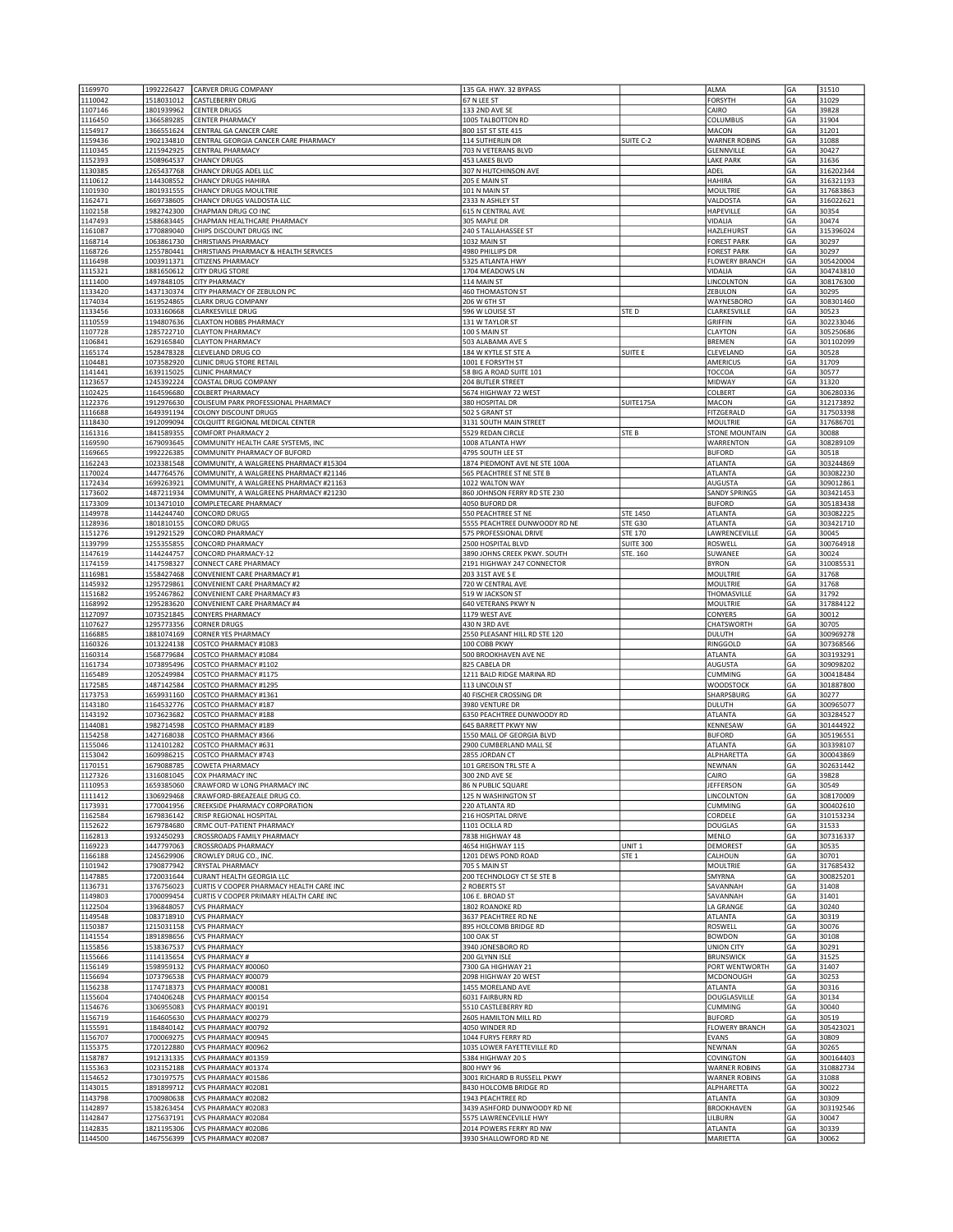| | | | | | | | |
|---|---|---|---|---|---|---|---|
| 1169970 | 1992226427 | CARVER DRUG COMPANY | 135 GA. HWY. 32 BYPASS | | ALMA | GA | 31510 |
| 1110042 | 1518031012 | CASTLEBERRY DRUG | 67 N LEE ST | | FORSYTH | GA | 31029 |
| 1107146 | 1801939962 | CENTER DRUGS | 133 2ND AVE SE | | CAIRO | GA | 39828 |
| 1116450 | 1366589285 | CENTER PHARMACY | 1005 TALBOTTON RD | | COLUMBUS | GA | 31904 |
| 1154917 | 1366551624 | CENTRAL GA CANCER CARE | 800 1ST ST STE 415 | | MACON | GA | 31201 |
| 1159436 | 1902134810 | CENTRAL GEORGIA CANCER CARE PHARMACY | 114 SUTHERLIN DR | SUITE C-2 | WARNER ROBINS | GA | 31088 |
| 1110345 | 1215942925 | CENTRAL PHARMACY | 703 N VETERANS BLVD | | GLENNVILLE | GA | 30427 |
| 1152393 | 1508964537 | CHANCY DRUGS | 453 LAKES BLVD | | LAKE PARK | GA | 31636 |
| 1130385 | 1265437768 | CHANCY DRUGS ADEL LLC | 307 N HUTCHINSON AVE | | ADEL | GA | 316202344 |
| 1110612 | 1144308552 | CHANCY DRUGS HAHIRA | 205 E MAIN ST | | HAHIRA | GA | 316321193 |
| 1101930 | 1801931555 | CHANCY DRUGS MOULTRIE | 101 N MAIN ST | | MOULTRIE | GA | 317683863 |
| 1162471 | 1669738605 | CHANCY DRUGS VALDOSTA LLC | 2333 N ASHLEY ST | | VALDOSTA | GA | 316022621 |
| 1102158 | 1982742300 | CHAPMAN DRUG CO INC | 615 N CENTRAL AVE | | HAPEVILLE | GA | 30354 |
| 1147493 | 1588683445 | CHAPMAN HEALTHCARE PHARMACY | 305 MAPLE DR | | VIDALIA | GA | 30474 |
| 1161087 | 1770889040 | CHIPS DISCOUNT DRUGS INC | 240 S TALLAHASSEE ST | | HAZLEHURST | GA | 315396024 |
| 1168714 | 1063861730 | CHRISTIANS PHARMACY | 1032 MAIN ST | | FOREST PARK | GA | 30297 |
| 1168726 | 1255780441 | CHRISTIANS PHARMACY & HEALTH SERVICES | 4980 PHILLIPS DR | | FOREST PARK | GA | 30297 |
| 1116498 | 1003911371 | CITIZENS PHARMACY | 5325 ATLANTA HWY | | FLOWERY BRANCH | GA | 305420004 |
| 1115321 | 1881650612 | CITY DRUG STORE | 1704 MEADOWS LN | | VIDALIA | GA | 304743810 |
| 1111400 | 1497848105 | CITY PHARMACY | 114 MAIN ST | | LINCOLNTON | GA | 308176300 |
| 1133420 | 1437130374 | CITY PHARMACY OF ZEBULON PC | 460 THOMASTON ST | | ZEBULON | GA | 30295 |
| 1174034 | 1619524865 | CLARK DRUG COMPANY | 206 W 6TH ST | | WAYNESBORO | GA | 308301460 |
| 1133456 | 1033160668 | CLARKESVILLE DRUG | 596 W LOUISE ST | STE D | CLARKESVILLE | GA | 30523 |
| 1110559 | 1194807636 | CLAXTON HOBBS PHARMACY | 131 W TAYLOR ST | | GRIFFIN | GA | 302233046 |
| 1107728 | 1285722710 | CLAYTON PHARMACY | 100 S MAIN ST | | CLAYTON | GA | 305250686 |
| 1106841 | 1629165840 | CLAYTON PHARMACY | 503 ALABAMA AVE S | | BREMEN | GA | 301102099 |
| 1165174 | 1528478328 | CLEVELAND DRUG CO | 184 W KYTLE ST STE A | SUITE E | CLEVELAND | GA | 30528 |
| 1104481 | 1073582920 | CLINIC DRUG STORE RETAIL | 1001 E FORSYTH ST | | AMERICUS | GA | 31709 |
| 1141441 | 1639115025 | CLINIC PHARMACY | 58 BIG A ROAD SUITE 101 | | TOCCOA | GA | 30577 |
| 1123657 | 1245392224 | COASTAL DRUG COMPANY | 204 BUTLER STREET | | MIDWAY | GA | 31320 |
| 1102425 | 1164596680 | COLBERT PHARMACY | 5674 HIGHWAY 72 WEST | | COLBERT | GA | 306280336 |
| 1122376 | 1912976630 | COLISEUM PARK PROFESSIONAL PHARMACY | 380 HOSPITAL DR | SUITE175A | MACON | GA | 312173892 |
| 1116688 | 1649391194 | COLONY DISCOUNT DRUGS | 502 S GRANT ST | | FITZGERALD | GA | 317503398 |
| 1118430 | 1912099094 | COLQUITT REGIONAL MEDICAL CENTER | 3131 SOUTH MAIN STREET | | MOULTRIE | GA | 317686701 |
| 1161316 | 1841589355 | COMFORT PHARMACY 2 | 5529 REDAN CIRCLE | STE B | STONE MOUNTAIN | GA | 30088 |
| 1169590 | 1679093645 | COMMUNITY HEALTH CARE SYSTEMS, INC | 1008 ATLANTA HWY | | WARRENTON | GA | 308289109 |
| 1169665 | 1992226385 | COMMUNITY PHARMACY OF BUFORD | 4795 SOUTH LEE ST | | BUFORD | GA | 30518 |
| 1162243 | 1023381548 | COMMUNITY, A WALGREENS PHARMACY #15304 | 1874 PIEDMONT AVE NE STE 100A | | ATLANTA | GA | 303244869 |
| 1170024 | 1447764576 | COMMUNITY, A WALGREENS PHARMACY #21146 | 565 PEACHTREE ST NE STE B | | ATLANTA | GA | 303082230 |
| 1172434 | 1699263921 | COMMUNITY, A WALGREENS PHARMACY #21163 | 1022 WALTON WAY | | AUGUSTA | GA | 309012861 |
| 1173602 | 1487211934 | COMMUNITY, A WALGREENS PHARMACY #21230 | 860 JOHNSON FERRY RD STE 230 | | SANDY SPRINGS | GA | 303421453 |
| 1173309 | 1013471010 | COMPLETECARE PHARMACY | 4050 BUFORD DR | | BUFORD | GA | 305183438 |
| 1149978 | 1144244740 | CONCORD DRUGS | 550 PEACHTREE ST NE | STE 1450 | ATLANTA | GA | 303082225 |
| 1128936 | 1801810155 | CONCORD DRUGS | 5555 PEACHTREE DUNWOODY RD NE | STE G30 | ATLANTA | GA | 303421710 |
| 1151276 | 1912921529 | CONCORD PHARMACY | 575 PROFESSIONAL DRIVE | STE 170 | LAWRENCEVILLE | GA | 30045 |
| 1139799 | 1255355855 | CONCORD PHARMACY | 2500 HOSPITAL BLVD | SUITE 300 | ROSWELL | GA | 300764918 |
| 1147619 | 1144244757 | CONCORD PHARMACY-12 | 3890 JOHNS CREEK PKWY. SOUTH | STE. 160 | SUWANEE | GA | 30024 |
| 1174159 | 1417598327 | CONNECT CARE PHARMACY | 2191 HIGHWAY 247 CONNECTOR | | BYRON | GA | 310085531 |
| 1116981 | 1558427468 | CONVENIENT CARE PHARMACY #1 | 203 31ST AVE S E | | MOULTRIE | GA | 31768 |
| 1145932 | 1295729861 | CONVENIENT CARE PHARMACY #2 | 720 W CENTRAL AVE | | MOULTRIE | GA | 31768 |
| 1151682 | 1952467862 | CONVENIENT CARE PHARMACY #3 | 519 W JACKSON ST | | THOMASVILLE | GA | 31792 |
| 1168992 | 1295283620 | CONVENIENT CARE PHARMACY #4 | 640 VETERANS PKWY N | | MOULTRIE | GA | 317884122 |
| 1127097 | 1073521845 | CONYERS PHARMACY | 1179 WEST AVE | | CONYERS | GA | 30012 |
| 1107627 | 1295773356 | CORNER DRUGS | 430 N 3RD AVE | | CHATSWORTH | GA | 30705 |
| 1166885 | 1881074169 | CORNER YES PHARMACY | 2550 PLEASANT HILL RD STE 120 | | DULUTH | GA | 300969278 |
| 1160326 | 1013224138 | COSTCO PHARMACY #1083 | 100 COBB PKWY | | RINGGOLD | GA | 307368566 |
| 1160314 | 1568779684 | COSTCO PHARMACY #1084 | 500 BROOKHAVEN AVE NE | | ATLANTA | GA | 303193291 |
| 1161734 | 1073895496 | COSTCO PHARMACY #1102 | 825 CABELA DR | | AUGUSTA | GA | 309098202 |
| 1165489 | 1205249984 | COSTCO PHARMACY #1175 | 1211 BALD RIDGE MARINA RD | | CUMMING | GA | 300418484 |
| 1172585 | 1487142584 | COSTCO PHARMACY #1295 | 113 LINCOLN ST | | WOODSTOCK | GA | 301887800 |
| 1173753 | 1659931160 | COSTCO PHARMACY #1361 | 40 FISCHER CROSSING DR | | SHARPSBURG | GA | 30277 |
| 1143180 | 1164532776 | COSTCO PHARMACY #187 | 3980 VENTURE DR | | DULUTH | GA | 300965077 |
| 1143192 | 1073623682 | COSTCO PHARMACY #188 | 6350 PEACHTREE DUNWOODY RD | | ATLANTA | GA | 303284527 |
| 1144081 | 1982714598 | COSTCO PHARMACY #189 | 645 BARRETT PKWY NW | | KENNESAW | GA | 301444922 |
| 1154258 | 1427168038 | COSTCO PHARMACY #366 | 1550 MALL OF GEORGIA BLVD | | BUFORD | GA | 305196551 |
| 1155046 | 1124101282 | COSTCO PHARMACY #631 | 2900 CUMBERLAND MALL SE | | ATLANTA | GA | 303398107 |
| 1153042 | 1609986215 | COSTCO PHARMACY #743 | 2855 JORDAN CT | | ALPHARETTA | GA | 300043869 |
| 1170151 | 1679088785 | COWETA PHARMACY | 101 GREISON TRL STE A | | NEWNAN | GA | 302631442 |
| 1127326 | 1316081045 | COX PHARMACY INC | 300 2ND AVE SE | | CAIRO | GA | 39828 |
| 1110953 | 1659385060 | CRAWFORD W LONG PHARMACY INC | 86 N PUBLIC SQUARE | | JEFFERSON | GA | 30549 |
| 1111412 | 1306929468 | CRAWFORD-BREAZEALE DRUG CO. | 125 N WASHINGTON ST | | LINCOLNTON | GA | 308170009 |
| 1173931 | 1770041956 | CREEKSIDE PHARMACY CORPORATION | 220 ATLANTA RD | | CUMMING | GA | 300402610 |
| 1162584 | 1679836142 | CRISP REGIONAL HOSPITAL | 216 HOSPITAL DRIVE | | CORDELE | GA | 310153234 |
| 1152622 | 1679784680 | CRMC OUT-PATIENT PHARMACY | 1101 OCILLA RD | | DOUGLAS | GA | 31533 |
| 1162813 | 1932450293 | CROSSROADS FAMILY PHARMACY | 7838 HIGHWAY 48 | | MENLO | GA | 307316337 |
| 1169223 | 1447797063 | CROSSROADS PHARMACY | 4654 HIGHWAY 115 | UNIT 1 | DEMOREST | GA | 30535 |
| 1166188 | 1245629906 | CROWLEY DRUG CO., INC. | 1201 DEWS POND ROAD | STE 1 | CALHOUN | GA | 30701 |
| 1101942 | 1790877942 | CRYSTAL PHARMACY | 705 S MAIN ST | | MOULTRIE | GA | 317685432 |
| 1147885 | 1720031644 | CURANT HEALTH GEORGIA LLC | 200 TECHNOLOGY CT SE STE B | | SMYRNA | GA | 300825201 |
| 1136731 | 1376756023 | CURTIS V COOPER PHARMACY HEALTH CARE INC | 2 ROBERTS ST | | SAVANNAH | GA | 31408 |
| 1149803 | 1700099454 | CURTIS V COOPER PRIMARY HEALTH CARE INC | 106 E. BROAD ST | | SAVANNAH | GA | 31401 |
| 1122504 | 1396848057 | CVS PHARMACY | 1802 ROANOKE RD | | LA GRANGE | GA | 30240 |
| 1149548 | 1083718910 | CVS PHARMACY | 3637 PEACHTREE RD NE | | ATLANTA | GA | 30319 |
| 1150387 | 1215031158 | CVS PHARMACY | 895 HOLCOMB BRIDGE RD | | ROSWELL | GA | 30076 |
| 1141554 | 1891898656 | CVS PHARMACY | 100 OAK ST | | BOWDON | GA | 30108 |
| 1155856 | 1538367537 | CVS PHARMACY | 3940 JONESBORO RD | | UNION CITY | GA | 30291 |
| 1155666 | 1114135654 | CVS PHARMACY # | 200 GLYNN ISLE | | BRUNSWICK | GA | 31525 |
| 1156149 | 1598959132 | CVS PHARMACY #00060 | 7300 GA HIGHWAY 21 | | PORT WENTWORTH | GA | 31407 |
| 1156694 | 1073796538 | CVS PHARMACY #00079 | 2098 HIGHWAY 20 WEST | | MCDONOUGH | GA | 30253 |
| 1156238 | 1174718373 | CVS PHARMACY #00081 | 1455 MORELAND AVE | | ATLANTA | GA | 30316 |
| 1155604 | 1740406248 | CVS PHARMACY #00154 | 6031 FAIRBURN RD | | DOUGLASVILLE | GA | 30134 |
| 1154676 | 1306955083 | CVS PHARMACY #00191 | 5510 CASTLEBERRY RD | | CUMMING | GA | 30040 |
| 1156719 | 1164605630 | CVS PHARMACY #00279 | 2605 HAMILTON MILL RD | | BUFORD | GA | 30519 |
| 1155591 | 1184840142 | CVS PHARMACY #00792 | 4050 WINDER RD | | FLOWERY BRANCH | GA | 305423021 |
| 1156707 | 1700069275 | CVS PHARMACY #00945 | 1044 FURYS FERRY RD | | EVANS | GA | 30809 |
| 1155375 | 1720122880 | CVS PHARMACY #00962 | 1035 LOWER FAYETTEVILLE RD | | NEWNAN | GA | 30265 |
| 1158787 | 1912131335 | CVS PHARMACY #01359 | 5384 HIGHWAY 20 S | | COVINGTON | GA | 300164403 |
| 1155363 | 1023152188 | CVS PHARMACY #01374 | 800 HWY 96 | | WARNER ROBINS | GA | 310882734 |
| 1154652 | 1730197575 | CVS PHARMACY #01586 | 3001 RICHARD B RUSSELL PKWY | | WARNER ROBINS | GA | 31088 |
| 1143015 | 1891899712 | CVS PHARMACY #02081 | 8430 HOLCOMB BRIDGE RD | | ALPHARETTA | GA | 30022 |
| 1143798 | 1700980638 | CVS PHARMACY #02082 | 1943 PEACHTREE RD | | ATLANTA | GA | 30309 |
| 1142897 | 1538263454 | CVS PHARMACY #02083 | 3439 ASHFORD DUNWOODY RD NE | | BROOKHAVEN | GA | 303192546 |
| 1142847 | 1275637191 | CVS PHARMACY #02084 | 5575 LAWRENCEVILLE HWY | | LILBURN | GA | 30047 |
| 1142835 | 1821195306 | CVS PHARMACY #02086 | 2014 POWERS FERRY RD NW | | ATLANTA | GA | 30339 |
| 1144500 | 1467556399 | CVS PHARMACY #02087 | 3930 SHALLOWFORD RD NE | | MARIETTA | GA | 30062 |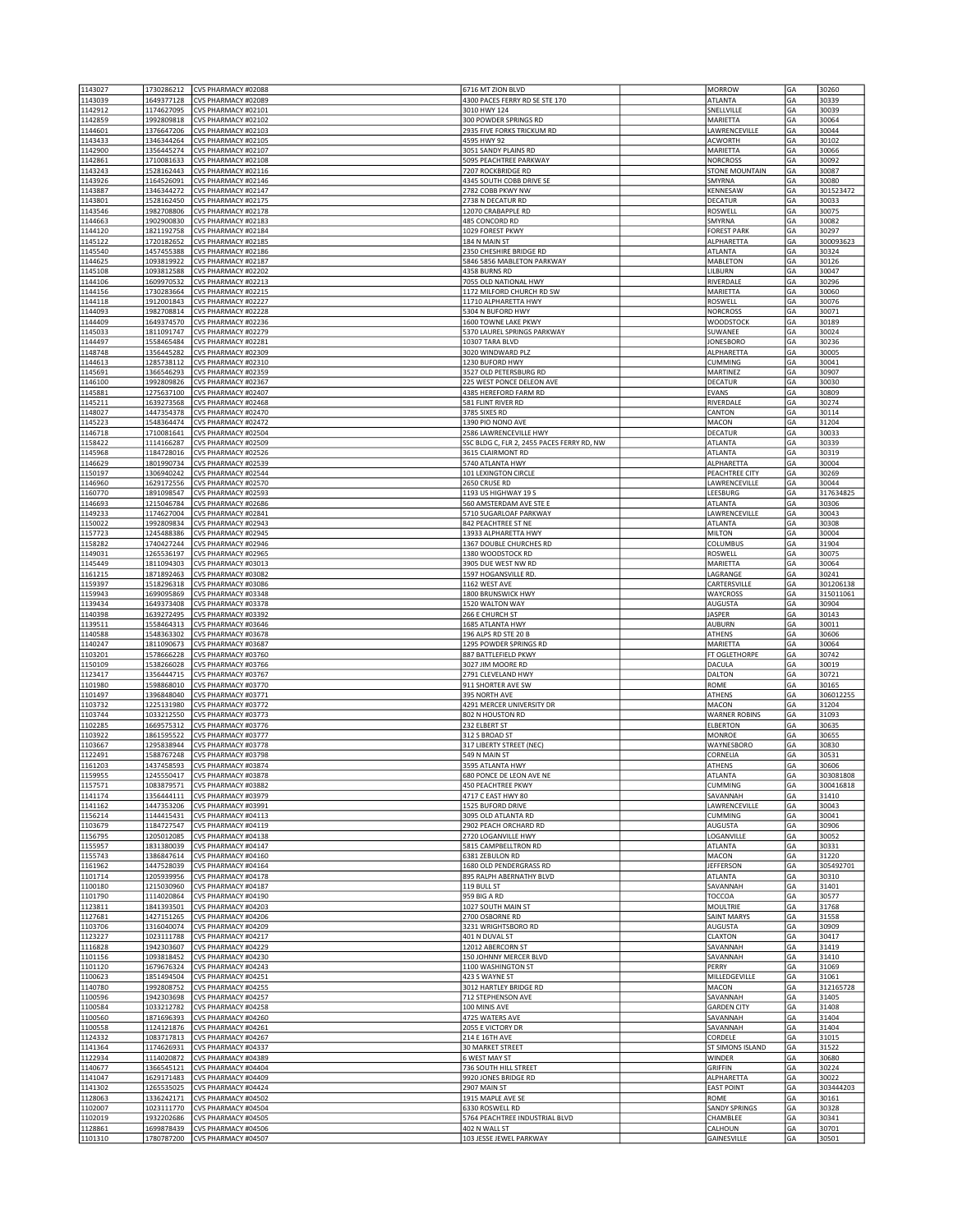| | | | | | | | |
|---|---|---|---|---|---|---|---|
| 1143027 | 1730286212 | CVS PHARMACY #02088 | 6716 MT ZION BLVD | | MORROW | GA | 30260 |
| 1143039 | 1649377128 | CVS PHARMACY #02089 | 4300 PACES FERRY RD SE STE 170 | | ATLANTA | GA | 30339 |
| 1142912 | 1174627095 | CVS PHARMACY #02101 | 3010 HWY 124 | | SNELLVILLE | GA | 30039 |
| 1142859 | 1992809818 | CVS PHARMACY #02102 | 300 POWDER SPRINGS RD | | MARIETTA | GA | 30064 |
| 1144601 | 1376647206 | CVS PHARMACY #02103 | 2935 FIVE FORKS TRICKUM RD | | LAWRENCEVILLE | GA | 30044 |
| 1143433 | 1346344264 | CVS PHARMACY #02105 | 4595 HWY 92 | | ACWORTH | GA | 30102 |
| 1142900 | 1356445274 | CVS PHARMACY #02107 | 3051 SANDY PLAINS RD | | MARIETTA | GA | 30066 |
| 1142861 | 1710081633 | CVS PHARMACY #02108 | 5095 PEACHTREE PARKWAY | | NORCROSS | GA | 30092 |
| 1143243 | 1528162443 | CVS PHARMACY #02116 | 7207 ROCKBRIDGE RD | | STONE MOUNTAIN | GA | 30087 |
| 1143926 | 1164526091 | CVS PHARMACY #02146 | 4345 SOUTH COBB DRIVE SE | | SMYRNA | GA | 30080 |
| 1143887 | 1346344272 | CVS PHARMACY #02147 | 2782 COBB PKWY NW | | KENNESAW | GA | 301523472 |
| 1143801 | 1528162450 | CVS PHARMACY #02175 | 2738 N DECATUR RD | | DECATUR | GA | 30033 |
| 1143546 | 1982708806 | CVS PHARMACY #02178 | 12070 CRABAPPLE RD | | ROSWELL | GA | 30075 |
| 1144663 | 1902900830 | CVS PHARMACY #02183 | 485 CONCORD RD | | SMYRNA | GA | 30082 |
| 1144120 | 1821192758 | CVS PHARMACY #02184 | 1029 FOREST PKWY | | FOREST PARK | GA | 30297 |
| 1145122 | 1720182652 | CVS PHARMACY #02185 | 184 N MAIN ST | | ALPHARETTA | GA | 300093623 |
| 1145540 | 1457455388 | CVS PHARMACY #02186 | 2350 CHESHIRE BRIDGE RD | | ATLANTA | GA | 30324 |
| 1144625 | 1093819922 | CVS PHARMACY #02187 | 5846 5856 MABLETON PARKWAY | | MABLETON | GA | 30126 |
| 1145108 | 1093812588 | CVS PHARMACY #02202 | 4358 BURNS RD | | LILBURN | GA | 30047 |
| 1144106 | 1609970532 | CVS PHARMACY #02213 | 7055 OLD NATIONAL HWY | | RIVERDALE | GA | 30296 |
| 1144156 | 1730283664 | CVS PHARMACY #02215 | 1172 MILFORD CHURCH RD SW | | MARIETTA | GA | 30060 |
| 1144118 | 1912001843 | CVS PHARMACY #02227 | 11710 ALPHARETTA HWY | | ROSWELL | GA | 30076 |
| 1144093 | 1982708814 | CVS PHARMACY #02228 | 5304 N BUFORD HWY | | NORCROSS | GA | 30071 |
| 1144409 | 1649374570 | CVS PHARMACY #02236 | 1600 TOWNE LAKE PKWY | | WOODSTOCK | GA | 30189 |
| 1145033 | 1811091747 | CVS PHARMACY #02279 | 5370 LAUREL SPRINGS PARKWAY | | SUWANEE | GA | 30024 |
| 1144497 | 1558465484 | CVS PHARMACY #02281 | 10307 TARA BLVD | | JONESBORO | GA | 30236 |
| 1148748 | 1356445282 | CVS PHARMACY #02309 | 3020 WINDWARD PLZ | | ALPHARETTA | GA | 30005 |
| 1144613 | 1285738112 | CVS PHARMACY #02310 | 1230 BUFORD HWY | | CUMMING | GA | 30041 |
| 1145691 | 1366546293 | CVS PHARMACY #02359 | 3527 OLD PETERSBURG RD | | MARTINEZ | GA | 30907 |
| 1146100 | 1992809826 | CVS PHARMACY #02367 | 225 WEST PONCE DELEON AVE | | DECATUR | GA | 30030 |
| 1145881 | 1275637100 | CVS PHARMACY #02407 | 4385 HEREFORD FARM RD | | EVANS | GA | 30809 |
| 1145211 | 1639273568 | CVS PHARMACY #02468 | 581 FLINT RIVER RD | | RIVERDALE | GA | 30274 |
| 1148027 | 1447354378 | CVS PHARMACY #02470 | 3785 SIXES RD | | CANTON | GA | 30114 |
| 1145223 | 1548364474 | CVS PHARMACY #02472 | 1390 PIO NONO AVE | | MACON | GA | 31204 |
| 1146718 | 1710081641 | CVS PHARMACY #02504 | 2586 LAWRENCEVILLE HWY | | DECATUR | GA | 30033 |
| 1158422 | 1114166287 | CVS PHARMACY #02509 | SSC BLDG C, FLR 2, 2455 PACES FERRY RD, NW | | ATLANTA | GA | 30339 |
| 1145968 | 1184728016 | CVS PHARMACY #02526 | 3615 CLAIRMONT RD | | ATLANTA | GA | 30319 |
| 1146629 | 1801990734 | CVS PHARMACY #02539 | 5740 ATLANTA HWY | | ALPHARETTA | GA | 30004 |
| 1150197 | 1306940242 | CVS PHARMACY #02544 | 101 LEXINGTON CIRCLE | | PEACHTREE CITY | GA | 30269 |
| 1146960 | 1629172556 | CVS PHARMACY #02570 | 2650 CRUSE RD | | LAWRENCEVILLE | GA | 30044 |
| 1160770 | 1891098547 | CVS PHARMACY #02593 | 1193 US HIGHWAY 19 S | | LEESBURG | GA | 317634825 |
| 1146693 | 1215046784 | CVS PHARMACY #02686 | 560 AMSTERDAM AVE STE E | | ATLANTA | GA | 30306 |
| 1149233 | 1174627004 | CVS PHARMACY #02841 | 5710 SUGARLOAF PARKWAY | | LAWRENCEVILLE | GA | 30043 |
| 1150022 | 1992809834 | CVS PHARMACY #02943 | 842 PEACHTREE ST NE | | ATLANTA | GA | 30308 |
| 1157723 | 1245488386 | CVS PHARMACY #02945 | 13933 ALPHARETTA HWY | | MILTON | GA | 30004 |
| 1158282 | 1740427244 | CVS PHARMACY #02946 | 1367 DOUBLE CHURCHES RD | | COLUMBUS | GA | 31904 |
| 1149031 | 1265536197 | CVS PHARMACY #02965 | 1380 WOODSTOCK RD | | ROSWELL | GA | 30075 |
| 1145449 | 1811094303 | CVS PHARMACY #03013 | 3905 DUE WEST NW RD | | MARIETTA | GA | 30064 |
| 1161215 | 1871892463 | CVS PHARMACY #03082 | 1597 HOGANSVILLE RD. | | LAGRANGE | GA | 30241 |
| 1159397 | 1518296318 | CVS PHARMACY #03086 | 1162 WEST AVE | | CARTERSVILLE | GA | 301206138 |
| 1159943 | 1699095869 | CVS PHARMACY #03348 | 1800 BRUNSWICK HWY | | WAYCROSS | GA | 315011061 |
| 1139434 | 1649373408 | CVS PHARMACY #03378 | 1520 WALTON WAY | | AUGUSTA | GA | 30904 |
| 1140398 | 1639272495 | CVS PHARMACY #03392 | 266 E CHURCH ST | | JASPER | GA | 30143 |
| 1139511 | 1558464313 | CVS PHARMACY #03646 | 1685 ATLANTA HWY | | AUBURN | GA | 30011 |
| 1140588 | 1548363302 | CVS PHARMACY #03678 | 196 ALPS RD STE 20 B | | ATHENS | GA | 30606 |
| 1140247 | 1811090673 | CVS PHARMACY #03687 | 1295 POWDER SPRINGS RD | | MARIETTA | GA | 30064 |
| 1103201 | 1578666228 | CVS PHARMACY #03760 | 887 BATTLEFIELD PKWY | | FT OGLETHORPE | GA | 30742 |
| 1150109 | 1538266028 | CVS PHARMACY #03766 | 3027 JIM MOORE RD | | DACULA | GA | 30019 |
| 1123417 | 1356444715 | CVS PHARMACY #03767 | 2791 CLEVELAND HWY | | DALTON | GA | 30721 |
| 1101980 | 1598868010 | CVS PHARMACY #03770 | 911 SHORTER AVE SW | | ROME | GA | 30165 |
| 1101497 | 1396848040 | CVS PHARMACY #03771 | 395 NORTH AVE | | ATHENS | GA | 306012255 |
| 1103732 | 1225131980 | CVS PHARMACY #03772 | 4291 MERCER UNIVERSITY DR | | MACON | GA | 31204 |
| 1103744 | 1033212550 | CVS PHARMACY #03773 | 802 N HOUSTON RD | | WARNER ROBINS | GA | 31093 |
| 1102285 | 1669575312 | CVS PHARMACY #03776 | 232 ELBERT ST | | ELBERTON | GA | 30635 |
| 1103922 | 1861595522 | CVS PHARMACY #03777 | 312 S BROAD ST | | MONROE | GA | 30655 |
| 1103667 | 1295838944 | CVS PHARMACY #03778 | 317 LIBERTY STREET (NEC) | | WAYNESBORO | GA | 30830 |
| 1122491 | 1588767248 | CVS PHARMACY #03798 | 549 N MAIN ST | | CORNELIA | GA | 30531 |
| 1161203 | 1437458593 | CVS PHARMACY #03874 | 3595 ATLANTA HWY | | ATHENS | GA | 30606 |
| 1159955 | 1245550417 | CVS PHARMACY #03878 | 680 PONCE DE LEON AVE NE | | ATLANTA | GA | 303081808 |
| 1157571 | 1083879571 | CVS PHARMACY #03882 | 450 PEACHTREE PKWY | | CUMMING | GA | 300416818 |
| 1141174 | 1356444111 | CVS PHARMACY #03979 | 4717 C EAST HWY 80 | | SAVANNAH | GA | 31410 |
| 1141162 | 1447353206 | CVS PHARMACY #03991 | 1525 BUFORD DRIVE | | LAWRENCEVILLE | GA | 30043 |
| 1156214 | 1144415431 | CVS PHARMACY #04113 | 3095 OLD ATLANTA RD | | CUMMING | GA | 30041 |
| 1103679 | 1184727547 | CVS PHARMACY #04119 | 2902 PEACH ORCHARD RD | | AUGUSTA | GA | 30906 |
| 1156795 | 1205012085 | CVS PHARMACY #04138 | 2720 LOGANVILLE HWY | | LOGANVILLE | GA | 30052 |
| 1155957 | 1831380039 | CVS PHARMACY #04147 | 5815 CAMPBELLTON RD | | ATLANTA | GA | 30331 |
| 1155743 | 1386847614 | CVS PHARMACY #04160 | 6381 ZEBULON RD | | MACON | GA | 31220 |
| 1161962 | 1447528039 | CVS PHARMACY #04164 | 1680 OLD PENDERGRASS RD | | JEFFERSON | GA | 305492701 |
| 1101714 | 1205939956 | CVS PHARMACY #04178 | 895 RALPH ABERNATHY BLVD | | ATLANTA | GA | 30310 |
| 1100180 | 1215030960 | CVS PHARMACY #04187 | 119 BULL ST | | SAVANNAH | GA | 31401 |
| 1101790 | 1114020864 | CVS PHARMACY #04190 | 959 BIG A RD | | TOCCOA | GA | 30577 |
| 1123811 | 1841393501 | CVS PHARMACY #04203 | 1027 SOUTH MAIN ST | | MOULTRIE | GA | 31768 |
| 1127681 | 1427151265 | CVS PHARMACY #04206 | 2700 OSBORNE RD | | SAINT MARYS | GA | 31558 |
| 1103706 | 1316040074 | CVS PHARMACY #04209 | 3231 WRIGHTSBORO RD | | AUGUSTA | GA | 30909 |
| 1123227 | 1023111788 | CVS PHARMACY #04217 | 401 N DUVAL ST | | CLAXTON | GA | 30417 |
| 1116828 | 1942303607 | CVS PHARMACY #04229 | 12012 ABERCORN ST | | SAVANNAH | GA | 31419 |
| 1101156 | 1093818452 | CVS PHARMACY #04230 | 150 JOHNNY MERCER BLVD | | SAVANNAH | GA | 31410 |
| 1101120 | 1679676324 | CVS PHARMACY #04243 | 1100 WASHINGTON ST | | PERRY | GA | 31069 |
| 1100623 | 1851494504 | CVS PHARMACY #04251 | 423 S WAYNE ST | | MILLEDGEVILLE | GA | 31061 |
| 1140780 | 1992808752 | CVS PHARMACY #04255 | 3012 HARTLEY BRIDGE RD | | MACON | GA | 312165728 |
| 1100596 | 1942303698 | CVS PHARMACY #04257 | 712 STEPHENSON AVE | | SAVANNAH | GA | 31405 |
| 1100584 | 1033212782 | CVS PHARMACY #04258 | 100 MINIS AVE | | GARDEN CITY | GA | 31408 |
| 1100560 | 1871696393 | CVS PHARMACY #04260 | 4725 WATERS AVE | | SAVANNAH | GA | 31404 |
| 1100558 | 1124121876 | CVS PHARMACY #04261 | 2055 E VICTORY DR | | SAVANNAH | GA | 31404 |
| 1124332 | 1083717813 | CVS PHARMACY #04267 | 214 E 16TH AVE | | CORDELE | GA | 31015 |
| 1141364 | 1174626931 | CVS PHARMACY #04337 | 30 MARKET STREET | | ST SIMONS ISLAND | GA | 31522 |
| 1122934 | 1114020872 | CVS PHARMACY #04389 | 6 WEST MAY ST | | WINDER | GA | 30680 |
| 1140677 | 1366545121 | CVS PHARMACY #04404 | 736 SOUTH HILL STREET | | GRIFFIN | GA | 30224 |
| 1141047 | 1629171483 | CVS PHARMACY #04409 | 9920 JONES BRIDGE RD | | ALPHARETTA | GA | 30022 |
| 1141302 | 1265535025 | CVS PHARMACY #04424 | 2907 MAIN ST | | EAST POINT | GA | 303444203 |
| 1128063 | 1336242171 | CVS PHARMACY #04502 | 1915 MAPLE AVE SE | | ROME | GA | 30161 |
| 1102007 | 1023111770 | CVS PHARMACY #04504 | 6330 ROSWELL RD | | SANDY SPRINGS | GA | 30328 |
| 1102019 | 1932202686 | CVS PHARMACY #04505 | 5764 PEACHTREE INDUSTRIAL BLVD | | CHAMBLEE | GA | 30341 |
| 1128861 | 1699878439 | CVS PHARMACY #04506 | 402 N WALL ST | | CALHOUN | GA | 30701 |
| 1101310 | 1780787200 | CVS PHARMACY #04507 | 103 JESSE JEWEL PARKWAY | | GAINESVILLE | GA | 30501 |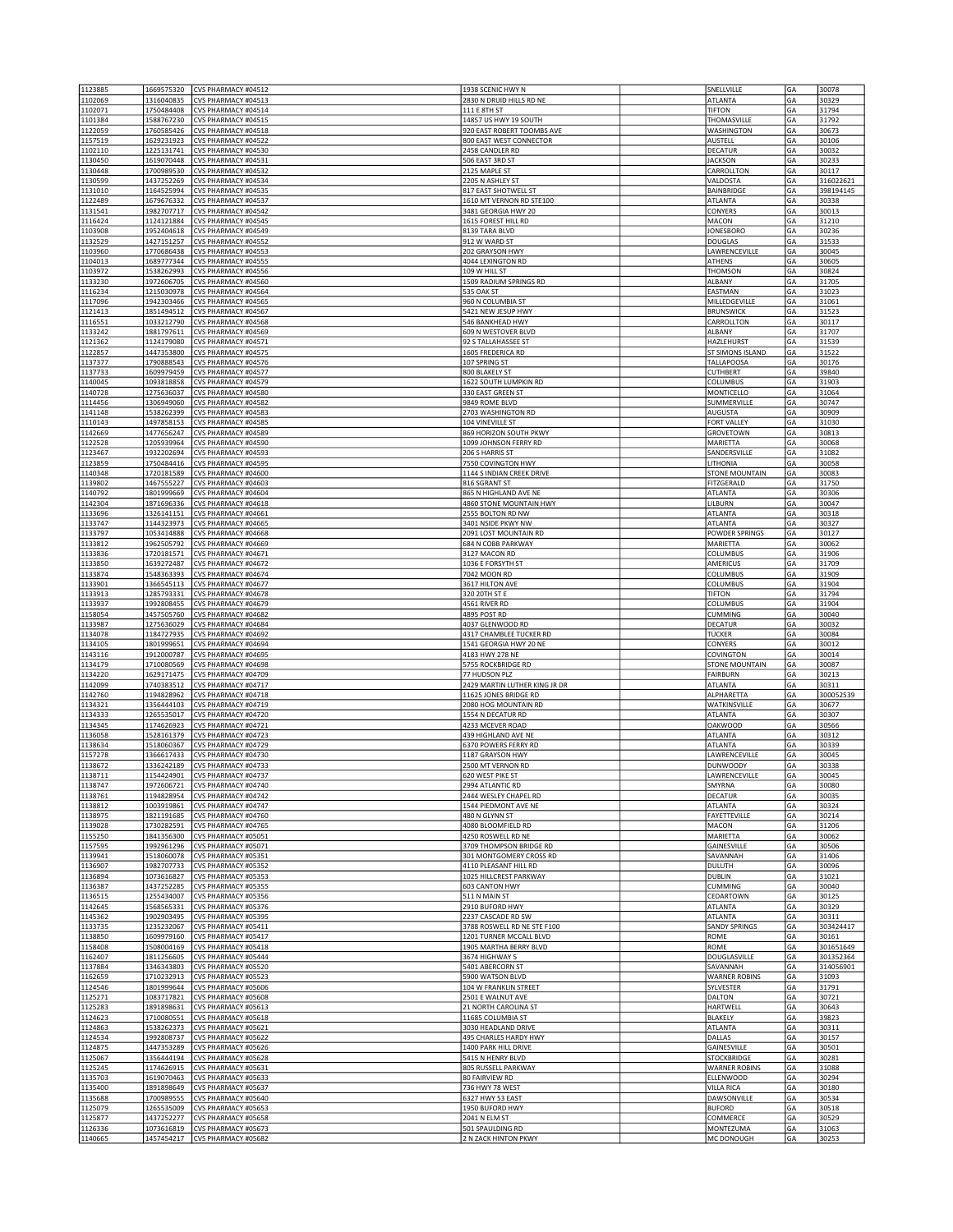| | | | | | | | |
|---|---|---|---|---|---|---|---|
| 1123885 | 1669575320 | CVS PHARMACY #04512 | 1938 SCENIC HWY N | | SNELLVILLE | GA | 30078 |
| 1102069 | 1316040835 | CVS PHARMACY #04513 | 2830 N DRUID HILLS RD NE | | ATLANTA | GA | 30329 |
| 1102071 | 1750484408 | CVS PHARMACY #04514 | 111 E 8TH ST | | TIFTON | GA | 31794 |
| 1101384 | 1588767230 | CVS PHARMACY #04515 | 14857 US HWY 19 SOUTH | | THOMASVILLE | GA | 31792 |
| 1122059 | 1760585426 | CVS PHARMACY #04518 | 920 EAST ROBERT TOOMBS AVE | | WASHINGTON | GA | 30673 |
| 1157519 | 1629231923 | CVS PHARMACY #04522 | 800 EAST WEST CONNECTOR | | AUSTELL | GA | 30106 |
| 1102110 | 1225131741 | CVS PHARMACY #04530 | 2458 CANDLER RD | | DECATUR | GA | 30032 |
| 1130450 | 1619070448 | CVS PHARMACY #04531 | 506 EAST 3RD ST | | JACKSON | GA | 30233 |
| 1130448 | 1700989530 | CVS PHARMACY #04532 | 2125 MAPLE ST | | CARROLLTON | GA | 30117 |
| 1130599 | 1437252269 | CVS PHARMACY #04534 | 2205 N ASHLEY ST | | VALDOSTA | GA | 316022621 |
| 1131010 | 1164525994 | CVS PHARMACY #04535 | 817 EAST SHOTWELL ST | | BAINBRIDGE | GA | 398194145 |
| 1122489 | 1679676332 | CVS PHARMACY #04537 | 1610 MT VERNON RD STE100 | | ATLANTA | GA | 30338 |
| 1131541 | 1982707717 | CVS PHARMACY #04542 | 3481 GEORGIA HWY 20 | | CONYERS | GA | 30013 |
| 1116424 | 1124121884 | CVS PHARMACY #04545 | 1615 FOREST HILL RD | | MACON | GA | 31210 |
| 1103908 | 1952404618 | CVS PHARMACY #04549 | 8139 TARA BLVD | | JONESBORO | GA | 30236 |
| 1132529 | 1427151257 | CVS PHARMACY #04552 | 912 W WARD ST | | DOUGLAS | GA | 31533 |
| 1103960 | 1770686438 | CVS PHARMACY #04553 | 202 GRAYSON HWY | | LAWRENCEVILLE | GA | 30045 |
| 1104013 | 1689777344 | CVS PHARMACY #04555 | 4044 LEXINGTON RD | | ATHENS | GA | 30605 |
| 1103972 | 1538262993 | CVS PHARMACY #04556 | 109 W HILL ST | | THOMSON | GA | 30824 |
| 1133230 | 1972606705 | CVS PHARMACY #04560 | 1509 RADIUM SPRINGS RD | | ALBANY | GA | 31705 |
| 1116234 | 1215030978 | CVS PHARMACY #04564 | 535 OAK ST | | EASTMAN | GA | 31023 |
| 1117096 | 1942303466 | CVS PHARMACY #04565 | 960 N COLUMBIA ST | | MILLEDGEVILLE | GA | 31061 |
| 1121413 | 1851494512 | CVS PHARMACY #04567 | 5421 NEW JESUP HWY | | BRUNSWICK | GA | 31523 |
| 1116551 | 1003212790 | CVS PHARMACY #04568 | 546 BANKHEAD HWY | | CARROLLTON | GA | 30117 |
| 1133242 | 1881797611 | CVS PHARMACY #04569 | 609 N WESTOVER BLVD | | ALBANY | GA | 31707 |
| 1121362 | 1124179080 | CVS PHARMACY #04571 | 92 S TALLAHASSEE ST | | HAZLEHURST | GA | 31539 |
| 1122857 | 1447353800 | CVS PHARMACY #04575 | 1605 FREDERICA RD | | ST SIMONS ISLAND | GA | 31522 |
| 1137377 | 1790888543 | CVS PHARMACY #04576 | 107 SPRING ST | | TALLAPOOSA | GA | 30176 |
| 1137733 | 1609979459 | CVS PHARMACY #04577 | 800 BLAKELY ST | | CUTHBERT | GA | 39840 |
| 1140045 | 1093818858 | CVS PHARMACY #04579 | 1622 SOUTH LUMPKIN RD | | COLUMBUS | GA | 31903 |
| 1140728 | 1275636037 | CVS PHARMACY #04580 | 330 EAST GREEN ST | | MONTICELLO | GA | 31064 |
| 1114456 | 1306949060 | CVS PHARMACY #04582 | 9849 ROME BLVD | | SUMMERVILLE | GA | 30747 |
| 1141148 | 1538262399 | CVS PHARMACY #04583 | 2703 WASHINGTON RD | | AUGUSTA | GA | 30909 |
| 1110143 | 1497858153 | CVS PHARMACY #04585 | 104 VINEVILLE ST | | FORT VALLEY | GA | 31030 |
| 1142669 | 1477656247 | CVS PHARMACY #04589 | 869 HORIZON SOUTH PKWY | | GROVETOWN | GA | 30813 |
| 1122528 | 1205939964 | CVS PHARMACY #04590 | 1099 JOHNSON FERRY RD | | MARIETTA | GA | 30068 |
| 1123467 | 1932202694 | CVS PHARMACY #04593 | 206 S HARRIS ST | | SANDERSVILLE | GA | 31082 |
| 1123859 | 1750484416 | CVS PHARMACY #04595 | 7550 COVINGTON HWY | | LITHONIA | GA | 30058 |
| 1140348 | 1720181589 | CVS PHARMACY #04600 | 1144 S INDIAN CREEK DRIVE | | STONE MOUNTAIN | GA | 30083 |
| 1139802 | 1467555227 | CVS PHARMACY #04603 | 816 SGRANT ST | | FITZGERALD | GA | 31750 |
| 1140792 | 1801999669 | CVS PHARMACY #04604 | 865 N HIGHLAND AVE NE | | ATLANTA | GA | 30306 |
| 1142304 | 1871696336 | CVS PHARMACY #04618 | 4860 STONE MOUNTAIN HWY | | LILBURN | GA | 30047 |
| 1133696 | 1326141151 | CVS PHARMACY #04661 | 2555 BOLTON RD NW | | ATLANTA | GA | 30318 |
| 1133747 | 1144323973 | CVS PHARMACY #04665 | 3401 NSIDE PKWY NW | | ATLANTA | GA | 30327 |
| 1133797 | 1053414888 | CVS PHARMACY #04668 | 2091 LOST MOUNTAIN RD | | POWDER SPRINGS | GA | 30127 |
| 1133812 | 1962505792 | CVS PHARMACY #04669 | 684 N COBB PARKWAY | | MARIETTA | GA | 30062 |
| 1133836 | 1720181571 | CVS PHARMACY #04671 | 3127 MACON RD | | COLUMBUS | GA | 31906 |
| 1133850 | 1639272487 | CVS PHARMACY #04672 | 1036 E FORSYTH ST | | AMERICUS | GA | 31709 |
| 1133874 | 1548363393 | CVS PHARMACY #04674 | 7042 MOON RD | | COLUMBUS | GA | 31909 |
| 1133901 | 1366545113 | CVS PHARMACY #04677 | 3617 HILTON AVE | | COLUMBUS | GA | 31904 |
| 1133913 | 1285793331 | CVS PHARMACY #04678 | 320 20TH ST E | | TIFTON | GA | 31794 |
| 1133937 | 1992808455 | CVS PHARMACY #04679 | 4561 RIVER RD | | COLUMBUS | GA | 31904 |
| 1158054 | 1457505760 | CVS PHARMACY #04682 | 4895 POST RD | | CUMMING | GA | 30040 |
| 1133987 | 1275636029 | CVS PHARMACY #04684 | 4037 GLENWOOD RD | | DECATUR | GA | 30032 |
| 1134078 | 1184727935 | CVS PHARMACY #04692 | 4317 CHAMBLEE TUCKER RD | | TUCKER | GA | 30084 |
| 1134105 | 1801999651 | CVS PHARMACY #04694 | 1541 GEORGIA HWY 20 NE | | CONYERS | GA | 30012 |
| 1143116 | 1912000787 | CVS PHARMACY #04695 | 4183 HWY 278 NE | | COVINGTON | GA | 30014 |
| 1134179 | 1710080569 | CVS PHARMACY #04698 | 5755 ROCKBRIDGE RD | | STONE MOUNTAIN | GA | 30087 |
| 1134220 | 1629171475 | CVS PHARMACY #04709 | 77 HUDSON PLZ | | FAIRBURN | GA | 30213 |
| 1142099 | 1740383512 | CVS PHARMACY #04717 | 2429 MARTIN LUTHER KING JR DR | | ATLANTA | GA | 30311 |
| 1142760 | 1194828962 | CVS PHARMACY #04718 | 11625 JONES BRIDGE RD | | ALPHARETTA | GA | 300052539 |
| 1134321 | 1356444103 | CVS PHARMACY #04719 | 2080 HOG MOUNTAIN RD | | WATKINSVILLE | GA | 30677 |
| 1134333 | 1265535017 | CVS PHARMACY #04720 | 1554 N DECATUR RD | | ATLANTA | GA | 30307 |
| 1134345 | 1174626923 | CVS PHARMACY #04721 | 4233 MCEVER ROAD | | OAKWOOD | GA | 30566 |
| 1136058 | 1528161379 | CVS PHARMACY #04723 | 439 HIGHLAND AVE NE | | ATLANTA | GA | 30312 |
| 1138634 | 1518060367 | CVS PHARMACY #04729 | 6370 POWERS FERRY RD | | ATLANTA | GA | 30339 |
| 1157278 | 1366617433 | CVS PHARMACY #04730 | 1187 GRAYSON HWY | | LAWRENCEVILLE | GA | 30045 |
| 1138672 | 1336242189 | CVS PHARMACY #04733 | 2500 MT VERNON RD | | DUNWOODY | GA | 30338 |
| 1138711 | 1154424901 | CVS PHARMACY #04737 | 620 WEST PIKE ST | | LAWRENCEVILLE | GA | 30045 |
| 1138747 | 1972606721 | CVS PHARMACY #04740 | 2994 ATLANTIC RD | | SMYRNA | GA | 30080 |
| 1138761 | 1194828954 | CVS PHARMACY #04742 | 2444 WESLEY CHAPEL RD | | DECATUR | GA | 30035 |
| 1138812 | 1003919861 | CVS PHARMACY #04747 | 1544 PIEDMONT AVE NE | | ATLANTA | GA | 30324 |
| 1138975 | 1821191685 | CVS PHARMACY #04760 | 480 N GLYNN ST | | FAYETTEVILLE | GA | 30214 |
| 1139028 | 1730282591 | CVS PHARMACY #04765 | 4080 BLOOMFIELD RD | | MACON | GA | 31206 |
| 1155250 | 1841356300 | CVS PHARMACY #05051 | 4250 ROSWELL RD NE | | MARIETTA | GA | 30062 |
| 1157595 | 1992961296 | CVS PHARMACY #05071 | 3709 THOMPSON BRIDGE RD | | GAINESVILLE | GA | 30506 |
| 1139941 | 1518060078 | CVS PHARMACY #05351 | 301 MONTGOMERY CROSS RD | | SAVANNAH | GA | 31406 |
| 1136907 | 1982707733 | CVS PHARMACY #05352 | 4110 PLEASANT HILL RD | | DULUTH | GA | 30096 |
| 1136894 | 1073616827 | CVS PHARMACY #05353 | 1025 HILLCREST PARKWAY | | DUBLIN | GA | 31021 |
| 1136387 | 1437252285 | CVS PHARMACY #05355 | 603 CANTON HWY | | CUMMING | GA | 30040 |
| 1136515 | 1255434007 | CVS PHARMACY #05356 | 511 N MAIN ST | | CEDARTOWN | GA | 30125 |
| 1142645 | 1568565331 | CVS PHARMACY #05376 | 2910 BUFORD HWY | | ATLANTA | GA | 30329 |
| 1145362 | 1902903495 | CVS PHARMACY #05395 | 2237 CASCADE RD SW | | ATLANTA | GA | 30311 |
| 1133735 | 1235232067 | CVS PHARMACY #05411 | 3788 ROSWELL RD NE STE F100 | | SANDY SPRINGS | GA | 303424417 |
| 1138850 | 1609979160 | CVS PHARMACY #05417 | 1201 TURNER MCCALL BLVD | | ROME | GA | 30161 |
| 1158408 | 1508004169 | CVS PHARMACY #05418 | 1905 MARTHA BERRY BLVD | | ROME | GA | 301651649 |
| 1162407 | 1811256605 | CVS PHARMACY #05444 | 3674 HIGHWAY 5 | | DOUGLASVILLE | GA | 301352364 |
| 1137884 | 1346343803 | CVS PHARMACY #05520 | 5401 ABERCORN ST | | SAVANNAH | GA | 314056901 |
| 1162659 | 1710232913 | CVS PHARMACY #05523 | 5900 WATSON BLVD | | WARNER ROBINS | GA | 31093 |
| 1124546 | 1801999644 | CVS PHARMACY #05606 | 104 W FRANKLIN STREET | | SYLVESTER | GA | 31791 |
| 1125271 | 1083717821 | CVS PHARMACY #05608 | 2501 E WALNUT AVE | | DALTON | GA | 30721 |
| 1125283 | 1891898631 | CVS PHARMACY #05613 | 21 NORTH CAROLINA ST | | HARTWELL | GA | 30643 |
| 1124623 | 1710080551 | CVS PHARMACY #05618 | 11685 COLUMBIA ST | | BLAKELY | GA | 39823 |
| 1124863 | 1538262373 | CVS PHARMACY #05621 | 3030 HEADLAND DRIVE | | ATLANTA | GA | 30311 |
| 1124534 | 1992808737 | CVS PHARMACY #05622 | 495 CHARLES HARDY HWY | | DALLAS | GA | 30157 |
| 1124875 | 1447353289 | CVS PHARMACY #05626 | 1400 PARK HILL DRIVE | | GAINESVILLE | GA | 30501 |
| 1125067 | 1356444194 | CVS PHARMACY #05628 | 5415 N HENRY BLVD | | STOCKBRIDGE | GA | 30281 |
| 1125245 | 1174626915 | CVS PHARMACY #05631 | 805 RUSSELL PARKWAY | | WARNER ROBINS | GA | 31088 |
| 1135703 | 1619070463 | CVS PHARMACY #05633 | 80 FAIRVIEW RD | | ELLENWOOD | GA | 30294 |
| 1135400 | 1891898649 | CVS PHARMACY #05637 | 736 HWY 78 WEST | | VILLA RICA | GA | 30180 |
| 1135688 | 1700989555 | CVS PHARMACY #05640 | 6327 HWY 53 EAST | | DAWSONVILLE | GA | 30534 |
| 1125079 | 1265535009 | CVS PHARMACY #05653 | 1950 BUFORD HWY | | BUFORD | GA | 30518 |
| 1125877 | 1437252277 | CVS PHARMACY #05658 | 2041 N ELM ST | | COMMERCE | GA | 30529 |
| 1126336 | 1073616819 | CVS PHARMACY #05673 | 501 SPAULDING RD | | MONTEZUMA | GA | 31063 |
| 1140665 | 1457454217 | CVS PHARMACY #05682 | 2 N ZACK HINTON PKWY | | MC DONOUGH | GA | 30253 |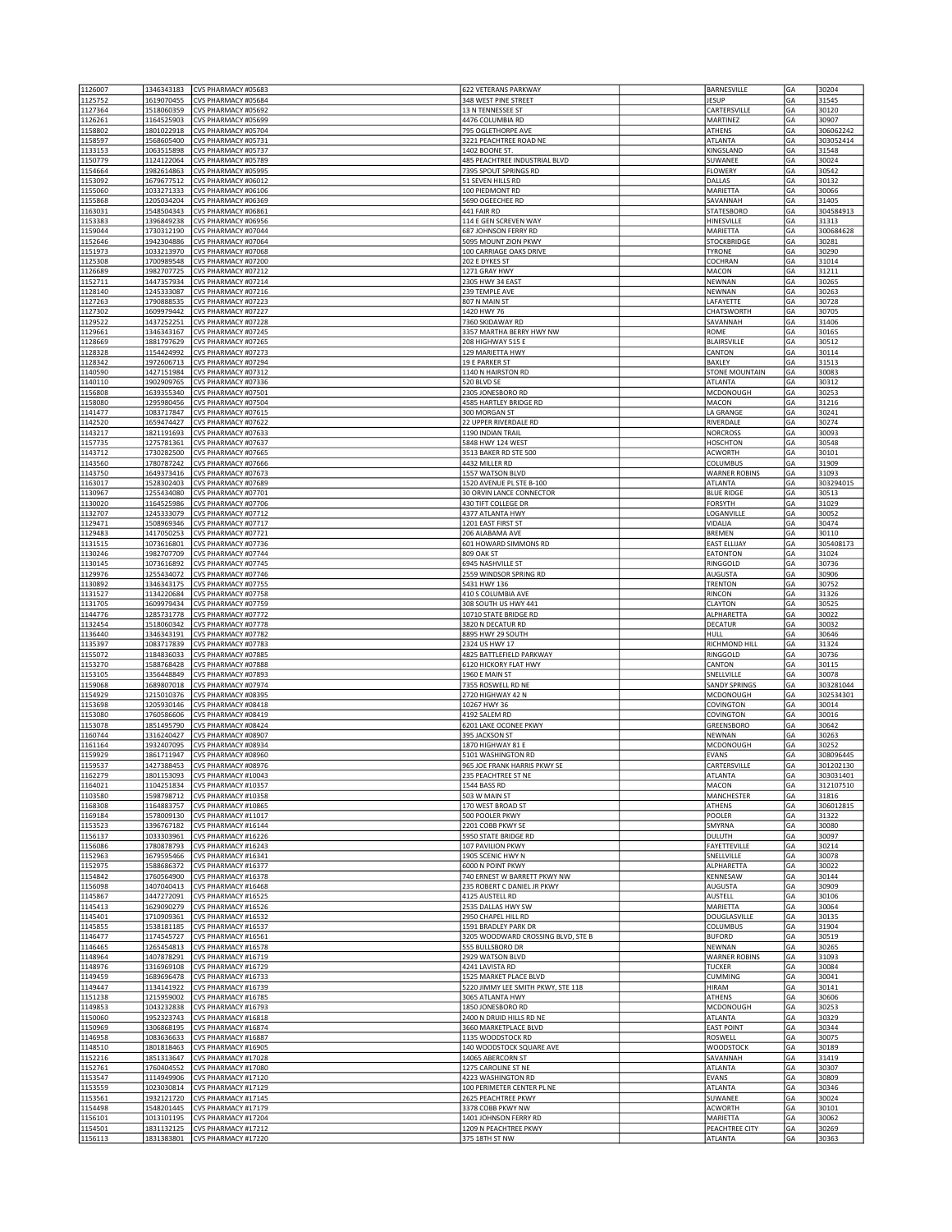| | | | | | | | |
|---|---|---|---|---|---|---|---|
| 1126007 | 1346343183 | CVS PHARMACY #05683 | 622 VETERANS PARKWAY | | BARNESVILLE | GA | 30204 |
| 1125752 | 1619070455 | CVS PHARMACY #05684 | 348 WEST PINE STREET | | JESUP | GA | 31545 |
| 1127364 | 1518060359 | CVS PHARMACY #05692 | 13 N TENNESSEE ST | | CARTERSVILLE | GA | 30120 |
| 1126261 | 1164525903 | CVS PHARMACY #05699 | 4476 COLUMBIA RD | | MARTINEZ | GA | 30907 |
| 1158802 | 1801022918 | CVS PHARMACY #05704 | 795 OGLETHORPE AVE | | ATHENS | GA | 306062242 |
| 1158597 | 1568605400 | CVS PHARMACY #05731 | 3221 PEACHTREE ROAD NE | | ATLANTA | GA | 303052414 |
| 1133153 | 1063515898 | CVS PHARMACY #05737 | 1402 BOONE ST. | | KINGSLAND | GA | 31548 |
| 1150779 | 1124122064 | CVS PHARMACY #05789 | 485 PEACHTREE INDUSTRIAL BLVD | | SUWANEE | GA | 30024 |
| 1154664 | 1982614863 | CVS PHARMACY #05995 | 7395 SPOUT SPRINGS RD | | FLOWERY | GA | 30542 |
| 1153092 | 1679677512 | CVS PHARMACY #06012 | 51 SEVEN HILLS RD | | DALLAS | GA | 30132 |
| 1155060 | 1033271333 | CVS PHARMACY #06106 | 100 PIEDMONT RD | | MARIETTA | GA | 30066 |
| 1155868 | 1205034204 | CVS PHARMACY #06369 | 5690 OGEECHEE RD | | SAVANNAH | GA | 31405 |
| 1163031 | 1548504343 | CVS PHARMACY #06861 | 441 FAIR RD | | STATESBORO | GA | 304584913 |
| 1153383 | 1396849238 | CVS PHARMACY #06956 | 114 E GEN SCREVEN WAY | | HINESVILLE | GA | 31313 |
| 1159044 | 1730312190 | CVS PHARMACY #07044 | 687 JOHNSON FERRY RD | | MARIETTA | GA | 300684628 |
| 1152646 | 1942304886 | CVS PHARMACY #07064 | 5095 MOUNT ZION PKWY | | STOCKBRIDGE | GA | 30281 |
| 1151973 | 1033213970 | CVS PHARMACY #07068 | 100 CARRIAGE OAKS DRIVE | | TYRONE | GA | 30290 |
| 1125308 | 1700989548 | CVS PHARMACY #07200 | 202 E DYKES ST | | COCHRAN | GA | 31014 |
| 1126689 | 1982707725 | CVS PHARMACY #07212 | 1271 GRAY HWY | | MACON | GA | 31211 |
| 1152711 | 1447357934 | CVS PHARMACY #07214 | 2305 HWY 34 EAST | | NEWNAN | GA | 30265 |
| 1128140 | 1245333087 | CVS PHARMACY #07216 | 239 TEMPLE AVE | | NEWNAN | GA | 30263 |
| 1127263 | 1790888535 | CVS PHARMACY #07223 | 807 N MAIN ST | | LAFAYETTE | GA | 30728 |
| 1127302 | 1609979442 | CVS PHARMACY #07227 | 1420 HWY 76 | | CHATSWORTH | GA | 30705 |
| 1129522 | 1437252251 | CVS PHARMACY #07228 | 7360 SKIDAWAY RD | | SAVANNAH | GA | 31406 |
| 1129661 | 1346343167 | CVS PHARMACY #07245 | 3357 MARTHA BERRY HWY NW | | ROME | GA | 30165 |
| 1128669 | 1881797629 | CVS PHARMACY #07265 | 208 HIGHWAY 515 E | | BLAIRSVILLE | GA | 30512 |
| 1128328 | 1154424992 | CVS PHARMACY #07273 | 129 MARIETTA HWY | | CANTON | GA | 30114 |
| 1128342 | 1972606713 | CVS PHARMACY #07294 | 19 E PARKER ST | | BAXLEY | GA | 31513 |
| 1140590 | 1427151984 | CVS PHARMACY #07312 | 1140 N HAIRSTON RD | | STONE MOUNTAIN | GA | 30083 |
| 1140110 | 1902909765 | CVS PHARMACY #07336 | 520 BLVD SE | | ATLANTA | GA | 30312 |
| 1156808 | 1639355340 | CVS PHARMACY #07501 | 2305 JONESBORO RD | | MCDONOUGH | GA | 30253 |
| 1158080 | 1295980456 | CVS PHARMACY #07504 | 4585 HARTLEY BRIDGE RD | | MACON | GA | 31216 |
| 1141477 | 1083717847 | CVS PHARMACY #07615 | 300 MORGAN ST | | LA GRANGE | GA | 30241 |
| 1142520 | 1659474427 | CVS PHARMACY #07622 | 22 UPPER RIVERDALE RD | | RIVERDALE | GA | 30274 |
| 1143217 | 1821191693 | CVS PHARMACY #07633 | 1190 INDIAN TRAIL | | NORCROSS | GA | 30093 |
| 1157735 | 1275781361 | CVS PHARMACY #07637 | 5848 HWY 124 WEST | | HOSCHTON | GA | 30548 |
| 1143712 | 1730282500 | CVS PHARMACY #07665 | 3513 BAKER RD STE 500 | | ACWORTH | GA | 30101 |
| 1143560 | 1780787242 | CVS PHARMACY #07666 | 4432 MILLER RD | | COLUMBUS | GA | 31909 |
| 1143750 | 1649373416 | CVS PHARMACY #07673 | 1557 WATSON BLVD | | WARNER ROBINS | GA | 31093 |
| 1163017 | 1528302403 | CVS PHARMACY #07689 | 1520 AVENUE PL STE B-100 | | ATLANTA | GA | 303294015 |
| 1130967 | 1255434080 | CVS PHARMACY #07701 | 30 ORVIN LANCE CONNECTOR | | BLUE RIDGE | GA | 30513 |
| 1130020 | 1164525986 | CVS PHARMACY #07706 | 430 TIFT COLLEGE DR | | FORSYTH | GA | 31029 |
| 1132707 | 1245333079 | CVS PHARMACY #07712 | 4377 ATLANTA HWY | | LOGANVILLE | GA | 30052 |
| 1129471 | 1508969346 | CVS PHARMACY #07717 | 1201 EAST FIRST ST | | VIDALIA | GA | 30474 |
| 1129483 | 1417050253 | CVS PHARMACY #07721 | 206 ALABAMA AVE | | BREMEN | GA | 30110 |
| 1131515 | 1073616801 | CVS PHARMACY #07736 | 601 HOWARD SIMMONS RD | | EAST ELLIJAY | GA | 305408173 |
| 1130246 | 1982707709 | CVS PHARMACY #07744 | 809 OAK ST | | EATONTON | GA | 31024 |
| 1130145 | 1073616892 | CVS PHARMACY #07745 | 6945 NASHVILLE ST | | RINGGOLD | GA | 30736 |
| 1129976 | 1255434072 | CVS PHARMACY #07746 | 2559 WINDSOR SPRING RD | | AUGUSTA | GA | 30906 |
| 1130892 | 1346343175 | CVS PHARMACY #07755 | 5431 HWY 136 | | TRENTON | GA | 30752 |
| 1131527 | 1134220684 | CVS PHARMACY #07758 | 410 S COLUMBIA AVE | | RINCON | GA | 31326 |
| 1131705 | 1609979434 | CVS PHARMACY #07759 | 308 SOUTH US HWY 441 | | CLAYTON | GA | 30525 |
| 1144776 | 1285731778 | CVS PHARMACY #07772 | 10710 STATE BRIDGE RD | | ALPHARETTA | GA | 30022 |
| 1132454 | 1518060342 | CVS PHARMACY #07778 | 3820 N DECATUR RD | | DECATUR | GA | 30032 |
| 1136440 | 1346343191 | CVS PHARMACY #07782 | 8895 HWY 29 SOUTH | | HULL | GA | 30646 |
| 1135397 | 1083717839 | CVS PHARMACY #07783 | 2324 US HWY 17 | | RICHMOND HILL | GA | 31324 |
| 1155072 | 1184836033 | CVS PHARMACY #07885 | 4825 BATTLEFIELD PARKWAY | | RINGGOLD | GA | 30736 |
| 1153270 | 1588768428 | CVS PHARMACY #07888 | 6120 HICKORY FLAT HWY | | CANTON | GA | 30115 |
| 1153105 | 1356448849 | CVS PHARMACY #07893 | 1960 E MAIN ST | | SNELLVILLE | GA | 30078 |
| 1159068 | 1689807018 | CVS PHARMACY #07974 | 7355 ROSWELL RD NE | | SANDY SPRINGS | GA | 303281044 |
| 1154929 | 1215010376 | CVS PHARMACY #08395 | 2720 HIGHWAY 42 N | | MCDONOUGH | GA | 302534301 |
| 1153698 | 1205930146 | CVS PHARMACY #08418 | 10267 HWY 36 | | COVINGTON | GA | 30014 |
| 1153080 | 1760586606 | CVS PHARMACY #08419 | 4192 SALEM RD | | COVINGTON | GA | 30016 |
| 1153078 | 1851495790 | CVS PHARMACY #08424 | 6201 LAKE OCONEE PKWY | | GREENSBORO | GA | 30642 |
| 1160744 | 1316240427 | CVS PHARMACY #08907 | 395 JACKSON ST | | NEWNAN | GA | 30263 |
| 1161164 | 1932407095 | CVS PHARMACY #08934 | 1870 HIGHWAY 81 E | | MCDONOUGH | GA | 30252 |
| 1159929 | 1861711947 | CVS PHARMACY #08960 | 5101 WASHINGTON RD | | EVANS | GA | 308096445 |
| 1159537 | 1427388453 | CVS PHARMACY #08976 | 965 JOE FRANK HARRIS PKWY SE | | CARTERSVILLE | GA | 301202130 |
| 1162279 | 1801153093 | CVS PHARMACY #10043 | 235 PEACHTREE ST NE | | ATLANTA | GA | 303031401 |
| 1164021 | 1104251834 | CVS PHARMACY #10357 | 1544 BASS RD | | MACON | GA | 312107510 |
| 1103580 | 1598798712 | CVS PHARMACY #10358 | 503 W MAIN ST | | MANCHESTER | GA | 31816 |
| 1168308 | 1164883757 | CVS PHARMACY #10865 | 170 WEST BROAD ST | | ATHENS | GA | 306012815 |
| 1169184 | 1578009130 | CVS PHARMACY #11017 | 500 POOLER PKWY | | POOLER | GA | 31322 |
| 1153523 | 1396767182 | CVS PHARMACY #16144 | 2201 COBB PKWY SE | | SMYRNA | GA | 30080 |
| 1156137 | 1033303961 | CVS PHARMACY #16226 | 5950 STATE BRIDGE RD | | DULUTH | GA | 30097 |
| 1156086 | 1780878793 | CVS PHARMACY #16243 | 107 PAVILION PKWY | | FAYETTEVILLE | GA | 30214 |
| 1152963 | 1679595466 | CVS PHARMACY #16341 | 1905 SCENIC HWY N | | SNELLVILLE | GA | 30078 |
| 1152975 | 1588686372 | CVS PHARMACY #16377 | 6000 N POINT PKWY | | ALPHARETTA | GA | 30022 |
| 1154842 | 1760564900 | CVS PHARMACY #16378 | 740 ERNEST W BARRETT PKWY NW | | KENNESAW | GA | 30144 |
| 1156098 | 1407040413 | CVS PHARMACY #16468 | 235 ROBERT C DANIEL JR PKWY | | AUGUSTA | GA | 30909 |
| 1145867 | 1447272091 | CVS PHARMACY #16525 | 4125 AUSTELL RD | | AUSTELL | GA | 30106 |
| 1145413 | 1629090279 | CVS PHARMACY #16526 | 2535 DALLAS HWY SW | | MARIETTA | GA | 30064 |
| 1145401 | 1710909361 | CVS PHARMACY #16532 | 2950 CHAPEL HILL RD | | DOUGLASVILLE | GA | 30135 |
| 1145855 | 1538181185 | CVS PHARMACY #16537 | 1591 BRADLEY PARK DR | | COLUMBUS | GA | 31904 |
| 1146477 | 1174545727 | CVS PHARMACY #16561 | 3205 WOODWARD CROSSING BLVD, STE B | | BUFORD | GA | 30519 |
| 1146465 | 1265454813 | CVS PHARMACY #16578 | 555 BULLSBORO DR | | NEWNAN | GA | 30265 |
| 1148964 | 1407878291 | CVS PHARMACY #16719 | 2929 WATSON BLVD | | WARNER ROBINS | GA | 31093 |
| 1148976 | 1316969108 | CVS PHARMACY #16729 | 4241 LAVISTA RD | | TUCKER | GA | 30084 |
| 1149459 | 1689696478 | CVS PHARMACY #16733 | 1525 MARKET PLACE BLVD | | CUMMING | GA | 30041 |
| 1149447 | 1134141922 | CVS PHARMACY #16739 | 5220 JIMMY LEE SMITH PKWY, STE 118 | | HIRAM | GA | 30141 |
| 1151238 | 1215959002 | CVS PHARMACY #16785 | 3065 ATLANTA HWY | | ATHENS | GA | 30606 |
| 1149853 | 1043232838 | CVS PHARMACY #16793 | 1850 JONESBORO RD | | MCDONOUGH | GA | 30253 |
| 1150060 | 1952323743 | CVS PHARMACY #16818 | 2400 N DRUID HILLS RD NE | | ATLANTA | GA | 30329 |
| 1150969 | 1306868195 | CVS PHARMACY #16874 | 3660 MARKETPLACE BLVD | | EAST POINT | GA | 30344 |
| 1146958 | 1083636633 | CVS PHARMACY #16887 | 1135 WOODSTOCK RD | | ROSWELL | GA | 30075 |
| 1148510 | 1801818463 | CVS PHARMACY #16905 | 140 WOODSTOCK SQUARE AVE | | WOODSTOCK | GA | 30189 |
| 1152216 | 1851313647 | CVS PHARMACY #17028 | 14065 ABERCORN ST | | SAVANNAH | GA | 31419 |
| 1152761 | 1760404552 | CVS PHARMACY #17080 | 1275 CAROLINE ST NE | | ATLANTA | GA | 30307 |
| 1153547 | 1114949906 | CVS PHARMACY #17120 | 4223 WASHINGTON RD | | EVANS | GA | 30809 |
| 1153559 | 1023030814 | CVS PHARMACY #17129 | 100 PERIMETER CENTER PL NE | | ATLANTA | GA | 30346 |
| 1153561 | 1932121720 | CVS PHARMACY #17145 | 2625 PEACHTREE PKWY | | SUWANEE | GA | 30024 |
| 1154498 | 1548201445 | CVS PHARMACY #17179 | 3378 COBB PKWY NW | | ACWORTH | GA | 30101 |
| 1156101 | 1013101195 | CVS PHARMACY #17204 | 1401 JOHNSON FERRY RD | | MARIETTA | GA | 30062 |
| 1154501 | 1831132125 | CVS PHARMACY #17212 | 1209 N PEACHTREE PKWY | | PEACHTREE CITY | GA | 30269 |
| 1156113 | 1831383801 | CVS PHARMACY #17220 | 375 18TH ST NW | | ATLANTA | GA | 30363 |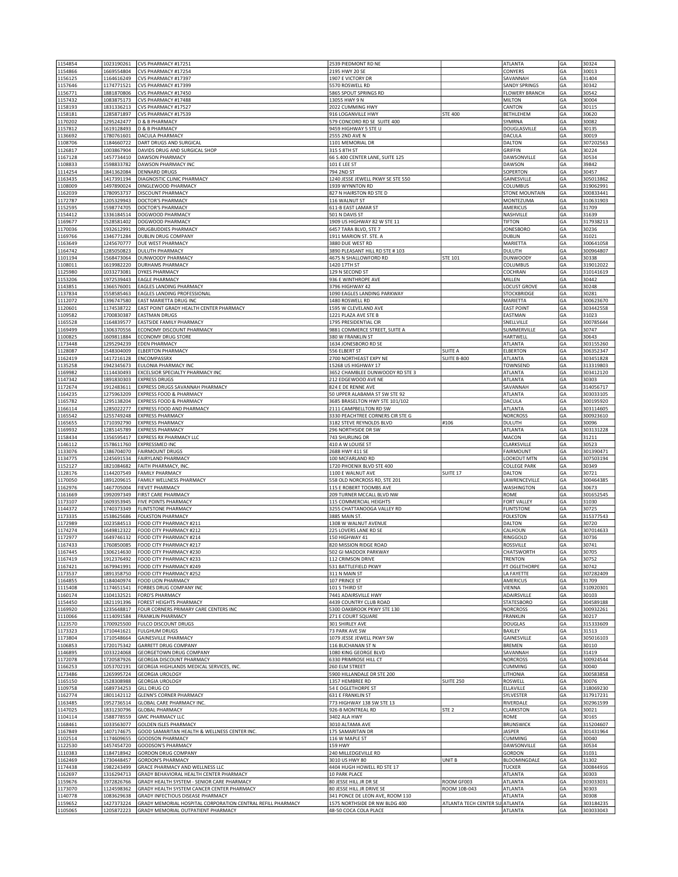| | | | | | | | |
|---|---|---|---|---|---|---|---|
| 1154854 | 1023190261 | CVS PHARMACY #17251 | 2539 PIEDMONT RD NE | | ATLANTA | GA | 30324 |
| 1154866 | 1669554804 | CVS PHARMACY #17254 | 2195 HWY 20 SE | | CONYERS | GA | 30013 |
| 1156125 | 1164616249 | CVS PHARMACY #17397 | 1907 E VICTORY DR | | SAVANNAH | GA | 31404 |
| 1157646 | 1174771521 | CVS PHARMACY #17399 | 5570 ROSWELL RD | | SANDY SPRINGS | GA | 30342 |
| 1156771 | 1881870806 | CVS PHARMACY #17450 | 5865 SPOUT SPRINGS RD | | FLOWERY BRANCH | GA | 30542 |
| 1157432 | 1083875173 | CVS PHARMACY #17488 | 13055 HWY 9 N | | MILTON | GA | 30004 |
| 1158193 | 1831336213 | CVS PHARMACY #17527 | 2022 CUMMING HWY | | CANTON | GA | 30115 |
| 1158181 | 1285871897 | CVS PHARMACY #17539 | 916 LOGANVILLE HWY | STE 400 | BETHLEHEM | GA | 30620 |
| 1170202 | 1295242477 | D & B PHARMACY | 579 CONCORD RD SE SUITE 400 | | SYMRNA | GA | 30082 |
| 1157812 | 1619128493 | D & B PHARMACY | 9459 HIGHWAY 5 STE U | | DOUGLASVILLE | GA | 30135 |
| 1136692 | 1780761601 | DACULA PHARMACY | 2555 2ND AVE N | | DACULA | GA | 30019 |
| 1108706 | 1184660722 | DART DRUGS AND SURGICAL | 1101 MEMORIAL DR | | DALTON | GA | 307202563 |
| 1126817 | 1003867904 | DAVIDS DRUG AND SURGICAL SHOP | 315 S 8TH ST | | GRIFFIN | GA | 30224 |
| 1167128 | 1457734410 | DAWSON PHARMACY | 66 S.400 CENTER LANE, SUITE 125 | | DAWSONVILLE | GA | 30534 |
| 1108833 | 1598833782 | DAWSON PHARMACY INC | 101 E LEE ST | | DAWSON | GA | 39842 |
| 1114254 | 1841362084 | DENNARD DRUGS | 794 2ND ST | | SOPERTON | GA | 30457 |
| 1163435 | 1417391194 | DIAGNOSTIC CLINIC PHARMACY | 1240 JESSE JEWELL PKWY SE STE 550 | | GAINESVILLE | GA | 305013862 |
| 1108009 | 1497890024 | DINGLEWOOD PHARMACY | 1939 WYNNTON RD | | COLUMBUS | GA | 319062991 |
| 1162039 | 1780953737 | DISCOUNT PHARMACY | 827 N HAIRSTON RD STE D | | STONE MOUNTAIN | GA | 300833441 |
| 1172787 | 1205329943 | DOCTOR'S PHARMACY | 116 WALNUT ST | | MONTEZUMA | GA | 310631903 |
| 1152595 | 1598774705 | DOCTOR'S PHARMACY | 611-B EAST LAMAR ST | | AMERICUS | GA | 31709 |
| 1154412 | 1336184514 | DOGWOOD PHARMACY | 501 N DAVIS ST | | NASHVILLE | GA | 31639 |
| 1169677 | 1528581402 | DOGWOOD PHARMACY | 1909 US HIGHWAY 82 W STE 11 | | TIFTON | GA | 317938213 |
| 1170036 | 1932612991 | DRUGBUDDIES PHARMACY | 6457 TARA BLVD, STE 7 | | JONESBORO | GA | 30236 |
| 1169766 | 1346771284 | DUBLIN DRUG COMPANY | 1911 MARION ST. STE. A | | DUBLIN | GA | 31021 |
| 1163649 | 1245670777 | DUE WEST PHARMACY | 3880 DUE WEST RD | | MARIETTA | GA | 300641058 |
| 1164742 | 1285050823 | DULUTH PHARMACY | 3890 PLEASANT HILL RD STE # 103 | | DULUTH | GA | 300964807 |
| 1101194 | 1568473064 | DUNWOODY PHARMACY | 4675 N SHALLOWFORD RD | STE 101 | DUNWOODY | GA | 30338 |
| 1108011 | 1619982220 | DURHAMS PHARMACY | 1420 17TH ST | | COLUMBUS | GA | 319012022 |
| 1125980 | 1033273081 | DYKES PHARMACY | 129 N SECOND ST | | COCHRAN | GA | 310141619 |
| 1153206 | 1972539443 | EAGLE PHARMACY | 936 E WINTHROPE AVE | | MILLEN | GA | 30442 |
| 1143851 | 1366576001 | EAGLES LANDING PHARMACY | 3796 HIGHWAY 42 | | LOCUST GROVE | GA | 30248 |
| 1137834 | 1558585463 | EAGLES LANDING PROFESSIONAL | 1090 EAGLES LANDING PARKWAY | | STOCKBRIDGE | GA | 30281 |
| 1112072 | 1396747580 | EAST MARIETTA DRUG INC | 1480 ROSWELL RD | | MARIETTA | GA | 300623670 |
| 1120601 | 1174538722 | EAST POINT GRADY HEALTH CENTER PHARMACY | 1595 W CLEVELAND AVE | | EAST POINT | GA | 303442558 |
| 1109582 | 1700830387 | EASTMAN DRUGS | 1221 PLAZA AVE STE B | | EASTMAN | GA | 31023 |
| 1165528 | 1164839577 | EASTSIDE FAMILY PHARMACY | 1795 PRESIDENTIAL CIR | | SNELLVILLE | GA | 300785644 |
| 1169499 | 1306370556 | ECONOMY DISCOUNT PHARMACY | 9881 COMMERCE STREET, SUITE A | | SUMMERVILLE | GA | 30747 |
| 1100825 | 1609811884 | ECONOMY DRUG STORE | 380 W FRANKLIN ST | | HARTWELL | GA | 30643 |
| 1173448 | 1295294239 | EDEN PHARMACY | 1634 JONESBORO RD SE | | ATLANTA | GA | 303155260 |
| 1128087 | 1548304009 | ELBERTON PHARMACY | 556 ELBERT ST | SUITE A | ELBERTON | GA | 306352347 |
| 1162419 | 1417216128 | ENCOMPASSRX | 2700 NORTHEAST EXPY NE | SUITE B-800 | ATLANTA | GA | 303451828 |
| 1135258 | 1942345673 | EULONIA PHARMACY INC | 15268 US HIGHWAY 17 | | TOWNSEND | GA | 313319803 |
| 1169982 | 1114430493 | EXCELSIOR SPECIALTY PHARMACY INC | 3652 CHAMBLEE DUNWOODY RD STE 3 | | ATLANTA | GA | 303412120 |
| 1147342 | 1891830303 | EXPRESS DRUGS | 212 EDGEWOOD AVE NE | | ATLANTA | GA | 30303 |
| 1172674 | 1912483611 | EXPRESS DRUGS SAVANNAH PHARMACY | 824 E DE RENNE AVE | | SAVANNAH | GA | 314056717 |
| 1164235 | 1275963209 | EXPRESS FOOD & PHARMACY | 50 UPPER ALABAMA ST SW STE 92 | | ATLANTA | GA | 303033105 |
| 1165782 | 1295138204 | EXPRESS FOOD & PHARMACY | 3685 BRASELTON HWY STE 101/102 | | DACULA | GA | 300195920 |
| 1166114 | 1285022277 | EXPRESS FOOD AND PHARMACY | 2111 CAMPBELLTON RD SW | | ATLANTA | GA | 303114605 |
| 1165542 | 1255749248 | EXPRESS PHARMACY | 3330 PEACHTREE CORNERS CIR STE G | | NORCROSS | GA | 300923610 |
| 1165655 | 1710392790 | EXPRESS PHARMACY | 3182 STEVE REYNOLDS BLVD | #106 | DULUTH | GA | 30096 |
| 1169932 | 1285145789 | EXPRESS PHARMACY | 296 NORTHSIDE DR SW | | ATLANTA | GA | 303131228 |
| 1158434 | 1356595417 | EXPRESS RX PHARMACY LLC | 743 SHURLING DR | | MACON | GA | 31211 |
| 1146112 | 1578611760 | EXPRESSMED INC | 410 A W LOUISE ST | | CLARKSVILLE | GA | 30523 |
| 1133076 | 1386704070 | FAIRMOUNT DRUGS | 2688 HWY 411 SE | | FAIRMOUNT | GA | 301390471 |
| 1134775 | 1245691534 | FAIRYLAND PHARMACY | 100 MCFARLAND RD | | LOOKOUT MTN | GA | 307503194 |
| 1152127 | 1821084682 | FAITH PHARMACY, INC. | 1720 PHOENIX BLVD STE 400 | | COLLEGE PARK | GA | 30349 |
| 1128176 | 1144207549 | FAMILY PHARMACY | 1100 E WALNUT AVE | SUITE 17 | DALTON | GA | 30721 |
| 1170050 | 1891209615 | FAMILY WELLNESS PHARMACY | 558 OLD NORCROSS RD, STE 201 | | LAWRENCEVILLE | GA | 300464385 |
| 1162976 | 1467705004 | FIEVET PHARMACY | 115 E ROBERT TOOMBS AVE | | WASHINGTON | GA | 30673 |
| 1161669 | 1992097349 | FIRST CARE PHARMACY | 209 TURNER MCCALL BLVD NW | | ROME | GA | 301652545 |
| 1173107 | 1609353945 | FIVE POINTS PHARMACY | 115 COMMERCIAL HEIGHTS | | FORT VALLEY | GA | 31030 |
| 1144372 | 1740373349 | FLINTSTONE PHARMACY | 3255 CHATTANOOGA VALLEY RD | | FLINTSTONE | GA | 30725 |
| 1173335 | 1538625686 | FOLKSTON PHARMACY | 3885 MAIN ST. | | FOLKSTON | GA | 315377543 |
| 1172989 | 1023584513 | FOOD CITY PHARMACY #211 | 1308 W WALNUT AVENUE | | DALTON | GA | 30720 |
| 1174274 | 1649812322 | FOOD CITY PHARMACY #212 | 225 LOVERS LANE RD SE | | CALHOUN | GA | 307014633 |
| 1172977 | 1649746132 | FOOD CITY PHARMACY #214 | 150 HIGHWAY 41 | | RINGGOLD | GA | 30736 |
| 1167433 | 1760850085 | FOOD CITY PHARMACY #217 | 820 MISSION RIDGE ROAD | | ROSSVILLE | GA | 30741 |
| 1167445 | 1306214630 | FOOD CITY PHARMACY #230 | 502 GI MADDOX PARKWAY | | CHATSWORTH | GA | 30705 |
| 1167419 | 1912376492 | FOOD CITY PHARMACY #233 | 112 CRIMSON DRIVE | | TRENTON | GA | 30752 |
| 1167421 | 1679941991 | FOOD CITY PHARMACY #249 | 531 BATTLEFIELD PKWY | | FT OGLETHORPE | GA | 30742 |
| 1173537 | 1891358750 | FOOD CITY PHARMACY #252 | 311 N MAIN ST | | LA FAYETTE | GA | 307282409 |
| 1164855 | 1184040974 | FOOD LION PHARMACY | 107 PRINCE ST | | AMERICUS | GA | 31709 |
| 1115408 | 1174651541 | FORBES DRUG COMPANY INC | 101 S THIRD ST | | VIENNA | GA | 310920301 |
| 1160174 | 1104132521 | FORD'S PHARMACY | 7441 ADAIRSVILLE HWY | | ADAIRSVILLE | GA | 30103 |
| 1154450 | 1821191396 | FOREST HEIGHTS PHARMACY | 4439 COUNTRY CLUB ROAD | | STATESBORO | GA | 304589188 |
| 1169920 | 1235648817 | FOUR CORNERS PRIMARY CARE CENTERS INC | 5300 OAKBROOK PKWY STE 130 | | NORCROSS | GA | 300932261 |
| 1110066 | 1114091584 | FRANKLIN PHARMACY | 271 E COURT SQUARE | | FRANKLIN | GA | 30217 |
| 1123570 | 1700925500 | FULCO DISCOUNT DRUGS | 301 SHIRLEY AVE | | DOUGLAS | GA | 315333609 |
| 1173323 | 1710441621 | FULGHUM DRUGS | 73 PARK AVE SW | | BAXLEY | GA | 31513 |
| 1173804 | 1710548664 | GAINESVILLE PHARMACY | 1079 JESSE JEWELL PKWY SW | | GAINESVILLE | GA | 305016103 |
| 1106853 | 1720175342 | GARRETT DRUG COMPANY | 116 BUCHANAN ST N | | BREMEN | GA | 30110 |
| 1146895 | 1033224068 | GEORGETOWN DRUG COMPANY | 1080 KING GEORGE BLVD | | SAVANNAH | GA | 31419 |
| 1172078 | 1720587926 | GEORGIA DISCOUNT PHARMACY | 6330 PRIMROSE HILL CT | | NORCROSS | GA | 300924544 |
| 1166253 | 1053702191 | GEORGIA HIGHLANDS MEDICAL SERVICES, INC. | 260 ELM STREET | | CUMMING | GA | 30040 |
| 1173486 | 1265995724 | GEORGIA UROLOGY | 5900 HILLANDALE DR STE 200 | | LITHONIA | GA | 300583858 |
| 1165150 | 1528308988 | GEORGIA UROLOGY | 1357 HEMBREE RD | SUITE 250 | ROSWELL | GA | 30076 |
| 1109758 | 1689734253 | GILL DRUG CO | 54 E OGLETHORPE ST | | ELLAVILLE | GA | 318069230 |
| 1162774 | 1801142112 | GLENN'S CORNER PHARMACY | 631 E FRANKLIN ST | | SYLVESTER | GA | 317917231 |
| 1163485 | 1952736514 | GLOBAL CARE PHARMACY INC. | 773 HIGHWAY 138 SW STE 13 | | RIVERDALE | GA | 302961599 |
| 1147025 | 1831230796 | GLOBAL PHARMACY | 926-B MONTREAL RD | STE 2 | CLARKSTON | GA | 30021 |
| 1104114 | 1588778559 | GMC PHARMACY LLC | 3402 ALA HWY | | ROME | GA | 30165 |
| 1168461 | 1033563077 | GOLDEN ISLES PHARMACY | 3010 ALTAMA AVE | | BRUNSWICK | GA | 315204607 |
| 1167849 | 1407174675 | GOOD SAMARITAN HEALTH & WELLNESS CENTER INC. | 175 SAMARITAN DR | | JASPER | GA | 301431964 |
| 1102514 | 1174609655 | GOODSON PHARMACY | 116 W MAPLE ST | | CUMMING | GA | 30040 |
| 1122530 | 1457454720 | GOODSON'S PHARMACY | 159 HWY | | DAWSONVILLE | GA | 30534 |
| 1110383 | 1184718942 | GORDON DRUG COMPANY | 240 MILLEDGEVILLE RD | | GORDON | GA | 31031 |
| 1162469 | 1730448457 | GORDON'S PHARMACY | 3010 US HWY 80 | UNIT B | BLOOMINGDALE | GA | 31302 |
| 1174438 | 1982243499 | GRACE PHARMACY AND WELLNESS LLC | 4404 HUGH HOWELL RD STE 17 | | TUCKER | GA | 300844916 |
| 1162697 | 1316294713 | GRADY BEHAVIORAL HEALTH CENTER PHARMACY | 10 PARK PLACE | | ATLANTA | GA | 30303 |
| 1159676 | 1972826766 | GRADY HEALTH SYSTEM - SENIOR CARE PHARMACY | 80 JESSE HILL JR DR SE | ROOM GF003 | ATLANTA | GA | 303033031 |
| 1173070 | 1124598362 | GRADY HEALTH SYSTEM CANCER CENTER PHARMACY | 80 JESSE HILL JR DRIVE SE | ROOM 10B-043 | ATLANTA | GA | 30303 |
| 1140778 | 1083629638 | GRADY INFECTIOUS DISEASE PHARMACY | 341 PONCE DE LEON AVE, ROOM 110 | | ATLANTA | GA | 30308 |
| 1159652 | 1427373224 | GRADY MEMORIAL HOSPITAL CORPORATION CENTRAL REFILL PHARMACY | 1575 NORTHSIDE DR NW BLDG 400 | ATLANTA TECH CENTER SU | ATLANTA | GA | 303184235 |
| 1105065 | 1205872223 | GRADY MEMORIAL OUTPATIENT PHARMACY | 48-50 COCA COLA PLACE | | ATLANTA | GA | 303033043 |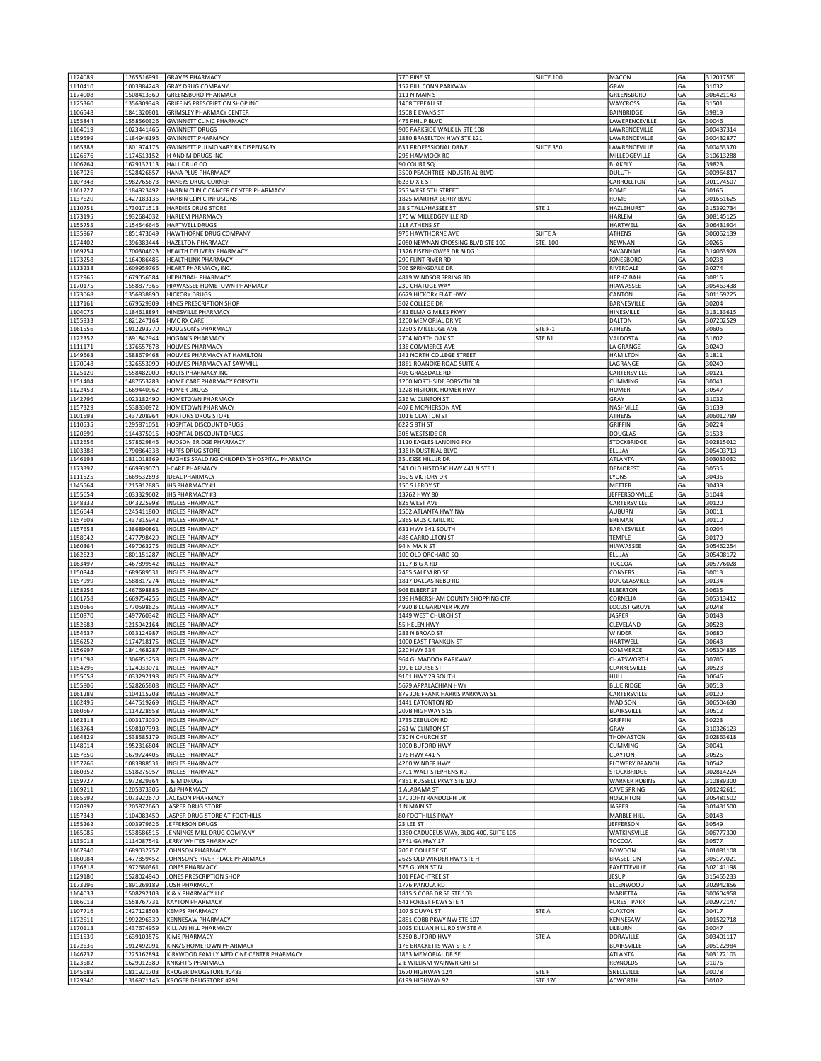| | | | | | | | |
|---|---|---|---|---|---|---|---|
| 1124089 | 1265516991 | GRAVES PHARMACY | 770 PINE ST | SUITE 100 | MACON | GA | 312017561 |
| 1110410 | 1003884248 | GRAY DRUG COMPANY | 157 BILL CONN PARKWAY | | GRAY | GA | 31032 |
| 1174008 | 1508413360 | GREENSBORO PHARMACY | 111 N MAIN ST | | GREENSBORO | GA | 306421143 |
| 1125360 | 1356309348 | GRIFFINS PRESCRIPTION SHOP INC | 1408 TEBEAU ST | | WAYCROSS | GA | 31501 |
| 1106548 | 1841320801 | GRIMSLEY PHARMACY CENTER | 1508 E EVANS ST | | BAINBRIDGE | GA | 39819 |
| 1155844 | 1558560326 | GWINNETT CLINIC PHARMACY | 475 PHILIP BLVD | | LAWERENCEVILLE | GA | 30046 |
| 1164019 | 1023441466 | GWINNETT DRUGS | 905 PARKSIDE WALK LN STE 108 | | LAWRENCEVILLE | GA | 300437314 |
| 1159599 | 1184946196 | GWINNETT PHARMACY | 1880 BRASELTON HWY STE 121 | | LAWRENCEVILLE | GA | 300432877 |
| 1165388 | 1801974175 | GWINNETT PULMONARY RX DISPENSARY | 631 PROFESSIONAL DRIVE | SUITE 350 | LAWRENCEVILLE | GA | 300463370 |
| 1126576 | 1174613152 | H AND M DRUGS INC | 295 HAMMOCK RD | | MILLEDGEVILLE | GA | 310613288 |
| 1106764 | 1629132113 | HALL DRUG CO. | 90 COURT SQ | | BLAKELY | GA | 39823 |
| 1167926 | 1528426657 | HANA PLUS PHARMACY | 3590 PEACHTREE INDUSTRIAL BLVD | | DULUTH | GA | 300964817 |
| 1107348 | 1982765673 | HANEYS DRUG CORNER | 623 DIXIE ST | | CARROLLTON | GA | 301174507 |
| 1161227 | 1184923492 | HARBIN CLINIC CANCER CENTER PHARMACY | 255 WEST 5TH STREET | | ROME | GA | 30165 |
| 1137620 | 1427183136 | HARBIN CLINIC INFUSIONS | 1825 MARTHA BERRY BLVD | | ROME | GA | 301651625 |
| 1110751 | 1730171513 | HARDIES DRUG STORE | 38 S TALLAHASSEE ST | STE 1 | HAZLEHURST | GA | 315392734 |
| 1173195 | 1932684032 | HARLEM PHARMACY | 170 W MILLEDGEVILLE RD | | HARLEM | GA | 308145125 |
| 1155755 | 1154546646 | HARTWELL DRUGS | 118 ATHENS ST | | HARTWELL | GA | 306431904 |
| 1135967 | 1851473649 | HAWTHORNE DRUG COMPANY | 975 HAWTHORNE AVE | SUITE A | ATHENS | GA | 306062139 |
| 1174402 | 1396383444 | HAZELTON PHARMACY | 2080 NEWNAN CROSSING BLVD STE 100 | STE. 100 | NEWNAN | GA | 30265 |
| 1169754 | 1700304623 | HEALTH DELIVERY PHARMACY | 1326 EISENHOWER DR BLDG 1 | | SAVANNAH | GA | 314063928 |
| 1173258 | 1164986485 | HEALTHLINK PHARMACY | 299 FLINT RIVER RD. | | JONESBORO | GA | 30238 |
| 1113238 | 1609959766 | HEART PHARMACY, INC. | 706 SPRINGDALE DR | | RIVERDALE | GA | 30274 |
| 1172965 | 1679056584 | HEPHZIBAH PHARMACY | 4819 WINDSOR SPRING RD | | HEPHZIBAH | GA | 30815 |
| 1170175 | 1558877365 | HIAWASSEE HOMETOWN PHARMACY | 230 CHATUGE WAY | | HIAWASSEE | GA | 305463438 |
| 1173068 | 1356838890 | HICKORY DRUGS | 6679 HICKORY FLAT HWY | | CANTON | GA | 301159225 |
| 1117161 | 1679529309 | HINES PRESCRIPTION SHOP | 302 COLLEGE DR | | BARNESVILLE | GA | 30204 |
| 1104075 | 1184618894 | HINESVILLE PHARMACY | 481 ELMA G MILES PKWY | | HINESVILLE | GA | 313133615 |
| 1155933 | 1821247164 | HMC RX CARE | 1200 MEMORIAL DRIVE | | DALTON | GA | 307202529 |
| 1161556 | 1912293770 | HODGSON'S PHARMACY | 1260 S MILLEDGE AVE | STE F-1 | ATHENS | GA | 30605 |
| 1122352 | 1891842944 | HOGAN'S PHARMACY | 2704 NORTH OAK ST | STE B1 | VALDOSTA | GA | 31602 |
| 1111171 | 1376557678 | HOLMES PHARMACY | 136 COMMERCE AVE | | LA GRANGE | GA | 30240 |
| 1149663 | 1588679468 | HOLMES PHARMACY AT HAMILTON | 141 NORTH COLLEGE STREET | | HAMILTON | GA | 31811 |
| 1170048 | 1326553090 | HOLMES PHARMACY AT SAWMILL | 1861 ROANOKE ROAD SUITE A | | LAGRANGE | GA | 30240 |
| 1125120 | 1558482000 | HOLTS PHARMACY INC | 406 GRASSDALE RD | | CARTERSVILLE | GA | 30121 |
| 1151404 | 1487653283 | HOME CARE PHARMACY FORSYTH | 1200 NORTHSIDE FORSYTH DR | | CUMMING | GA | 30041 |
| 1122453 | 1669440962 | HOMER DRUGS | 1228 HISTORIC HOMER HWY | | HOMER | GA | 30547 |
| 1142796 | 1023182490 | HOMETOWN PHARMACY | 236 W CLINTON ST | | GRAY | GA | 31032 |
| 1157329 | 1538330972 | HOMETOWN PHARMACY | 407 E MCPHERSON AVE | | NASHVILLE | GA | 31639 |
| 1101598 | 1437208964 | HORTONS DRUG STORE | 101 E CLAYTON ST | | ATHENS | GA | 306012789 |
| 1110535 | 1295871051 | HOSPITAL DISCOUNT DRUGS | 622 S 8TH ST | | GRIFFIN | GA | 30224 |
| 1120699 | 1144375015 | HOSPITAL DISCOUNT DRUGS | 308 WESTSIDE DR | | DOUGLAS | GA | 31533 |
| 1132656 | 1578629846 | HUDSON BRIDGE PHARMACY | 1110 EAGLES LANDING PKY | | STOCKBRIDGE | GA | 302815012 |
| 1103388 | 1790864338 | HUFFS DRUG STORE | 136 INDUSTRIAL BLVD | | ELLIJAY | GA | 305403713 |
| 1146198 | 1811018369 | HUGHES SPALDING CHILDREN'S HOSPITAL PHARMACY | 35 JESSE HILL JR DR | | ATLANTA | GA | 303033032 |
| 1173397 | 1669939070 | I-CARE PHARMACY | 541 OLD HISTORIC HWY 441 N STE 1 | | DEMOREST | GA | 30535 |
| 1111525 | 1669532693 | IDEAL PHARMACY | 160 S VICTORY DR | | LYONS | GA | 30436 |
| 1145564 | 1215912886 | IHS PHARMACY #1 | 150 S LEROY ST | | METTER | GA | 30439 |
| 1155654 | 1033329602 | IHS PHARMACY #3 | 13762 HWY 80 | | JEFFERSONVILLE | GA | 31044 |
| 1148332 | 1043225998 | INGLES PHARMACY | 825 WEST AVE | | CARTERSVILLE | GA | 30120 |
| 1156644 | 1245411800 | INGLES PHARMACY | 1502 ATLANTA HWY NW | | AUBURN | GA | 30011 |
| 1157608 | 1437315942 | INGLES PHARMACY | 2865 MUSIC MILL RD | | BREMAN | GA | 30110 |
| 1157658 | 1386890861 | INGLES PHARMACY | 631 HWY 341 SOUTH | | BARNESVILLE | GA | 30204 |
| 1158042 | 1477798429 | INGLES PHARMACY | 488 CARROLLTON ST | | TEMPLE | GA | 30179 |
| 1160364 | 1497063275 | INGLES PHARMACY | 94 N MAIN ST | | HIAWASSEE | GA | 305462254 |
| 1162623 | 1801151287 | INGLES PHARMACY | 100 OLD ORCHARD SQ | | ELLIJAY | GA | 305408172 |
| 1163497 | 1467899542 | INGLES PHARMACY | 1197 BIG A RD | | TOCCOA | GA | 305776028 |
| 1150844 | 1689689531 | INGLES PHARMACY | 2455 SALEM RD SE | | CONYERS | GA | 30013 |
| 1157999 | 1588817274 | INGLES PHARMACY | 1817 DALLAS NEBO RD | | DOUGLASVILLE | GA | 30134 |
| 1158256 | 1467698886 | INGLES PHARMACY | 903 ELBERT ST | | ELBERTON | GA | 30635 |
| 1161758 | 1669754255 | INGLES PHARMACY | 199 HABERSHAM COUNTY SHOPPING CTR | | CORNELIA | GA | 305313412 |
| 1150666 | 1770598625 | INGLES PHARMACY | 4920 BILL GARDNER PKWY | | LOCUST GROVE | GA | 30248 |
| 1150870 | 1497760342 | INGLES PHARMACY | 1449 WEST CHURCH ST | | JASPER | GA | 30143 |
| 1152583 | 1215942164 | INGLES PHARMACY | 55 HELEN HWY | | CLEVELAND | GA | 30528 |
| 1154537 | 1033124987 | INGLES PHARMACY | 283 N BROAD ST | | WINDER | GA | 30680 |
| 1156252 | 1174718175 | INGLES PHARMACY | 1000 EAST FRANKLIN ST | | HARTWELL | GA | 30643 |
| 1156997 | 1841468287 | INGLES PHARMACY | 220 HWY 334 | | COMMERCE | GA | 305304835 |
| 1151098 | 1306851258 | INGLES PHARMACY | 964 GI MADDOX PARKWAY | | CHATSWORTH | GA | 30705 |
| 1154296 | 1124033071 | INGLES PHARMACY | 199 E LOUISE ST | | CLARKESVILLE | GA | 30523 |
| 1155058 | 1033292198 | INGLES PHARMACY | 9161 HWY 29 SOUTH | | HULL | GA | 30646 |
| 1155806 | 1528265808 | INGLES PHARMACY | 5679 APPALACHIAN HWY | | BLUE RIDGE | GA | 30513 |
| 1161289 | 1104115203 | INGLES PHARMACY | 879 JOE FRANK HARRIS PARKWAY SE | | CARTERSVILLE | GA | 30120 |
| 1162495 | 1447519269 | INGLES PHARMACY | 1441 EATONTON RD | | MADISON | GA | 306504630 |
| 1160667 | 1114228558 | INGLES PHARMACY | 2078 HIGHWAY 515 | | BLAIRSVILLE | GA | 30512 |
| 1162318 | 1003173030 | INGLES PHARMACY | 1735 ZEBULON RD | | GRIFFIN | GA | 30223 |
| 1163764 | 1598107393 | INGLES PHARMACY | 261 W CLINTON ST | | GRAY | GA | 310326123 |
| 1164829 | 1538585179 | INGLES PHARMACY | 730 N CHURCH ST | | THOMASTON | GA | 302863618 |
| 1148914 | 1952316804 | INGLES PHARMACY | 1090 BUFORD HWY | | CUMMING | GA | 30041 |
| 1157850 | 1679724405 | INGLES PHARMACY | 176 HWY 441 N | | CLAYTON | GA | 30525 |
| 1157266 | 1083888531 | INGLES PHARMACY | 4260 WINDER HWY | | FLOWERY BRANCH | GA | 30542 |
| 1160352 | 1518275957 | INGLES PHARMACY | 3701 WALT STEPHENS RD | | STOCKBRIDGE | GA | 302814224 |
| 1159727 | 1972829364 | J & M DRUGS | 4851 RUSSELL PKWY STE 100 | | WARNER ROBINS | GA | 310889300 |
| 1169211 | 1205373305 | J&J PHARMACY | 1 ALABAMA ST | | CAVE SPRING | GA | 301242611 |
| 1165592 | 1073922670 | JACKSON PHARMACY | 170 JOHN RANDOLPH DR | | HOSCHTON | GA | 305481502 |
| 1120992 | 1205872660 | JASPER DRUG STORE | 1 N MAIN ST | | JASPER | GA | 301431500 |
| 1157343 | 1104083450 | JASPER DRUG STORE AT FOOTHILLS | 80 FOOTHILLS PKWY | | MARBLE HILL | GA | 30148 |
| 1155262 | 1003979626 | JEFFERSON DRUGS | 23 LEE ST | | JEFFERSON | GA | 30549 |
| 1165085 | 1538586516 | JENNINGS MILL DRUG COMPANY | 1360 CADUCEUS WAY, BLDG 400, SUITE 105 | | WATKINSVILLE | GA | 306777300 |
| 1135018 | 1114087541 | JERRY WHITES PHARMACY | 3741 GA HWY 17 | | TOCCOA | GA | 30577 |
| 1167940 | 1689032757 | JOHNSON PHARMACY | 205 E COLLEGE ST | | BOWDON | GA | 301081108 |
| 1160984 | 1477859452 | JOHNSON'S RIVER PLACE PHARMACY | 2625 OLD WINDER HWY STE H | | BRASELTON | GA | 305177021 |
| 1136818 | 1972680361 | JONES PHARMACY | 575 GLYNN ST N | | FAYETTEVILLE | GA | 302141198 |
| 1129180 | 1528024940 | JONES PRESCRIPTION SHOP | 101 PEACHTREE ST | | JESUP | GA | 315455233 |
| 1173296 | 1891269189 | JOSH PHARMACY | 1776 PANOLA RD | | ELLENWOOD | GA | 302942856 |
| 1164033 | 1508292103 | K & Y PHARMACY LLC | 1815 S COBB DR SE STE 103 | | MARIETTA | GA | 300604958 |
| 1166013 | 1558767731 | KAYTON PHARMACY | 541 FOREST PKWY STE 4 | | FOREST PARK | GA | 302972147 |
| 1107716 | 1427128503 | KEMPS PHARMACY | 107 S DUVAL ST | STE A | CLAXTON | GA | 30417 |
| 1172511 | 1992296339 | KENNESAW PHARMACY | 2851 COBB PKWY NW STE 107 | | KENNESAW | GA | 301522718 |
| 1170113 | 1437674959 | KILLIAN HILL PHARMACY | 1025 KILLIAN HILL RD SW STE A | | LILBURN | GA | 30047 |
| 1131539 | 1639103575 | KIMS PHARMACY | 5280 BUFORD HWY | STE A | DORAVILLE | GA | 303401117 |
| 1172636 | 1912492091 | KING'S HOMETOWN PHARMACY | 178 BRACKETTS WAY STE 7 | | BLAIRSVILLE | GA | 305122984 |
| 1146237 | 1225162894 | KIRKWOOD FAMILY MEDICINE CENTER PHARMACY | 1863 MEMORIAL DR SE | | ATLANTA | GA | 303172103 |
| 1123582 | 1629012380 | KNIGHT'S PHARMACY | 2 E WILLIAM WAINWRIGHT ST | | REYNOLDS | GA | 31076 |
| 1145689 | 1811921703 | KROGER DRUGSTORE #0483 | 1670 HIGHWAY 124 | STE F | SNELLVILLE | GA | 30078 |
| 1129940 | 1316971146 | KROGER DRUGSTORE #291 | 6199 HIGHWAY 92 | STE 176 | ACWORTH | GA | 30102 |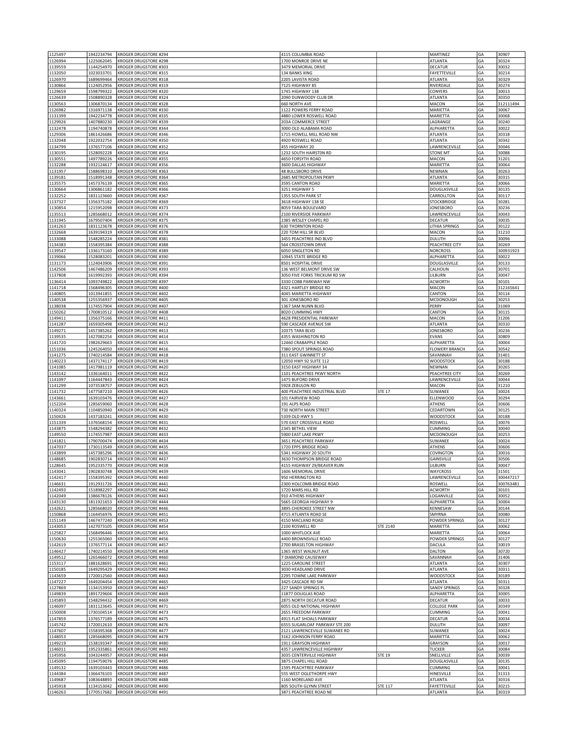| | | | | | | | |
|---|---|---|---|---|---|---|---|
| 1125497 | 1942234794 | KROGER DRUGSTORE #294 | 4115 COLUMBIA ROAD | | MARTINEZ | GA | 30907 |
| 1126994 | 1225062045 | KROGER DRUGSTORE #298 | 1700 MONROE DRIVE NE | | ATLANTA | GA | 30324 |
| 1139559 | 1144254970 | KROGER DRUGSTORE #303 | 3479 MEMORIAL DRIVE | | DECATUR | GA | 30032 |
| 1132050 | 1023033701 | KROGER DRUGSTORE #315 | 134 BANKS XING | | FAYETTEVILLE | GA | 30214 |
| 1126970 | 1689699464 | KROGER DRUGSTORE #318 | 2205 LAVISTA ROAD | | ATLANTA | GA | 30329 |
| 1130866 | 1124052956 | KROGER DRUGSTORE #319 | 7125 HIGHWAY 85 | | RIVERDALE | GA | 30274 |
| 1129659 | 1598799322 | KROGER DRUGSTORE #320 | 1745 HIGHWAY 138 | | CONYERS | GA | 30013 |
| 1126639 | 1508890328 | KROGER DRUGSTORE #324 | 2090 DUNWOODY CLUB DR | | ATLANTA | GA | 30350 |
| 1130563 | 1306870134 | KROGER DRUGSTORE #328 | 660 NORTH AVE | | MACON | GA | 312111494 |
| 1126982 | 1316971138 | KROGER DRUGSTORE #330 | 1122 POWERS FERRY ROAD | | MARIETTA | GA | 30067 |
| 1131399 | 1942234778 | KROGER DRUGSTORE #335 | 4880 LOWER ROSWELL ROAD | | MARIETTA | GA | 30068 |
| 1129926 | 1407880230 | KROGER DRUGSTORE #339 | 203A COMMERCE STREET | | LAGRANGE | GA | 30240 |
| 1132478 | 1194740878 | KROGER DRUGSTORE #344 | 3000 OLD ALABAMA ROAD | | ALPHARETTA | GA | 30022 |
| 1129306 | 1861426686 | KROGER DRUGSTORE #346 | 1715 HOWELL MILL ROAD NW | | ATLANTA | GA | 30318 |
| 1132048 | 1922032754 | KROGER DRUGSTORE #350 | 4920 ROSWELL ROAD | | ATLANTA | GA | 30342 |
| 1134799 | 1376577106 | KROGER DRUGSTORE #352 | 455 HIGHWAY 20 | | LAWRENCEVILLE | GA | 30046 |
| 1130195 | 1528092228 | KROGER DRUGSTORE #354 | 1232 SOUTH HAIRSTON RD | | STONE MT | GA | 30088 |
| 1130551 | 1497789226 | KROGER DRUGSTORE #355 | 4650 FORSYTH ROAD | | MACON | GA | 31201 |
| 1132288 | 1932124617 | KROGER DRUGSTORE #356 | 3600 DALLAS HIGHWAY | | MARIETTA | GA | 30064 |
| 1131957 | 1588698310 | KROGER DRUGSTORE #363 | 48 BULLSBORO DRIVE | | NEWNAN | GA | 30263 |
| 1139181 | 1518991348 | KROGER DRUGSTORE #364 | 2685 METROPOLITAN PKWY | | ATLANTA | GA | 30315 |
| 1135575 | 1457376139 | KROGER DRUGSTORE #365 | 3595 CANTON ROAD | | MARIETTA | GA | 30066 |
| 1130664 | 1306861182 | KROGER DRUGSTORE #366 | 3251 HIGHWAY 5 | | DOUGLASVILLE | GA | 30135 |
| 1132252 | 1831123660 | KROGER DRUGSTORE #367 | 1355 SOUTH PARK ST | | CARROLLTON | GA | 30117 |
| 1137327 | 1356375182 | KROGER DRUGSTORE #369 | 3618 HIGHWAY 138 SE | | STOCKBRIDGE | GA | 30281 |
| 1130854 | 1215952098 | KROGER DRUGSTORE #373 | 8059 TARA BOULEVARD | | JONESBORO | GA | 30236 |
| 1135513 | 1285668012 | KROGER DRUGSTORE #374 | 2100 RIVERSIDE PARKWAY | | LAWRENCEVILLE | GA | 30043 |
| 1131945 | 1679507404 | KROGER DRUGSTORE #375 | 2385 WESLEY CHAPEL RD | | DECATUR | GA | 30035 |
| 1141263 | 1831123678 | KROGER DRUGSTORE #376 | 630 THORNTON ROAD | | LITHIA SPRINGS | GA | 30122 |
| 1132668 | 1639194319 | KROGER DRUGSTORE #378 | 220 TOM HILL SR BLVD | | MACON | GA | 31210 |
| 1133088 | 1548285224 | KROGER DRUGSTORE #381 | 3455 PEACHTREE IND BLVD | | DULUTH | GA | 30096 |
| 1134383 | 1558395384 | KROGER DRUGSTORE #388 | 564 CROSSTOWN DRIVE | | PEACHTREE CITY | GA | 30269 |
| 1139547 | 1336173160 | KROGER DRUGSTORE #389 | 6050 SINGLETON RD | | NORCROSS | GA | 300931923 |
| 1139066 | 1528083201 | KROGER DRUGSTORE #390 | 10945 STATE BRIDGE RD | | ALPHARETTA | GA | 30022 |
| 1131173 | 1124043906 | KROGER DRUGSTORE #391 | 8501 HOSPITAL DRIVE | | DOUGLASVILLE | GA | 30133 |
| 1142506 | 1467486209 | KROGER DRUGSTORE #393 | 136 WEST BELMONT DRIVE SW | | CALHOUN | GA | 30701 |
| 1137808 | 1619992393 | KROGER DRUGSTORE #394 | 3050 FIVE FORKS TRICKUM RD SW | | LILBURN | GA | 30047 |
| 1136414 | 1093749822 | KROGER DRUGSTORE #397 | 3330 COBB PARKWAY NW | | ACWORTH | GA | 30101 |
| 1141718 | 1568496305 | KROGER DRUGSTORE #400 | 4321 HARTLEY BRIDGE RD | | MACON | GA | 312165641 |
| 1140805 | 1013941855 | KROGER DRUGSTORE #402 | 4045 MARIETTA HIGHWAY | | CANTON | GA | 30114 |
| 1140538 | 1255356937 | KROGER DRUGSTORE #405 | 301 JONESBORO RD | | MCDONOUGH | GA | 30253 |
| 1138038 | 1174557904 | KROGER DRUGSTORE #407 | 1367 SAM NUNN BLVD | | PERRY | GA | 31069 |
| 1150262 | 1700810512 | KROGER DRUGSTORE #408 | 8020 CUMMING HWY | | CANTON | GA | 30115 |
| 1149411 | 1356375166 | KROGER DRUGSTORE #411 | 4628 PRESIDENTIAL PARKWAY | | MACON | GA | 31206 |
| 1141287 | 1659305498 | KROGER DRUGSTORE #412 | 590 CASCADE AVENUE SW | | ATLANTA | GA | 30310 |
| 1149271 | 1457385262 | KROGER DRUGSTORE #413 | 10375 TARA BLVD | | JONESBORO | GA | 30236 |
| 1139535 | 1427082254 | KROGER DRUGSTORE #414 | 4355 WASHINGTON RD | | EVANS | GA | 30809 |
| 1141720 | 1982629663 | KROGER DRUGSTORE #415 | 12460 CRABAPPLE ROAD | | ALPHARETTA | GA | 30004 |
| 1151036 | 1245264050 | KROGER DRUGSTORE #416 | 7380 SPOUT SPRINGS ROAD | | FLOWERY BRANCH | GA | 30542 |
| 1141275 | 1740214584 | KROGER DRUGSTORE #418 | 311 EAST GWINNETT ST | | SAVANNAH | GA | 31401 |
| 1140223 | 1437174117 | KROGER DRUGSTORE #419 | 12050 HWY 92 SUITE 112 | | WOODSTOCK | GA | 30188 |
| 1141085 | 1417981119 | KROGER DRUGSTORE #420 | 3150 EAST HIGHWAY 34 | | NEWNAN | GA | 30265 |
| 1143142 | 1336164011 | KROGER DRUGSTORE #422 | 1101 PEACHTREE PKWY NORTH | | PEACHTREE CITY | GA | 30269 |
| 1141097 | 1164447843 | KROGER DRUGSTORE #424 | 1475 BUFORD DRIVE | | LAWRENCEVILLE | GA | 30044 |
| 1141299 | 1073538757 | KROGER DRUGSTORE #425 | 5928 ZEBULON RD | | MACON | GA | 31210 |
| 1141732 | 1477587210 | KROGER DRUGSTORE #426 | 400 PEACHTREE INDUSTRIAL BLVD | STE 17 | SUWANEE | GA | 30024 |
| 1143661 | 1639103476 | KROGER DRUGSTORE #427 | 101 FAIRVIEW ROAD | | ELLENWOOD | GA | 30294 |
| 1152204 | 1285659060 | KROGER DRUGSTORE #428 | 191 ALPS ROAD | | ATHENS | GA | 30606 |
| 1140324 | 1104850940 | KROGER DRUGSTORE #429 | 730 NORTH MAIN STREET | | CEDARTOWN | GA | 30125 |
| 1150426 | 1437183241 | KROGER DRUGSTORE #430 | 5339 OLD HWY 5 | | WOODSTOCK | GA | 30188 |
| 1151339 | 1376568154 | KROGER DRUGSTORE #431 | 570 EAST CROSSVILLE ROAD | | ROSWELL | GA | 30076 |
| 1143875 | 1548294382 | KROGER DRUGSTORE #432 | 2345 BETHEL VIEW | | CUMMING | GA | 30040 |
| 1149550 | 1174557987 | KROGER DRUGSTORE #433 | 5900 EAST LAKE PKWY | | MCDONOUGH | GA | 30253 |
| 1141821 | 1790700474 | KROGER DRUGSTORE #434 | 3651 PEACHTREE PARKWAY | | SUWANEE | GA | 30024 |
| 1147037 | 1730113549 | KROGER DRUGSTORE #435 | 1720 EPPS BRIDGE ROAD | | ATHENS | GA | 30606 |
| 1143899 | 1457385296 | KROGER DRUGSTORE #436 | 5341 HIGHWAY 20 SOUTH | | COVINGTON | GA | 30016 |
| 1148685 | 1902830714 | KROGER DRUGSTORE #437 | 3630 THOMPSON BRIDGE ROAD | | GAINSVILLE | GA | 30506 |
| 1128645 | 1952335770 | KROGER DRUGSTORE #438 | 4155 HIGHWAY 29/BEAVER RUIN | | LILBURN | GA | 30047 |
| 1143041 | 1902830748 | KROGER DRUGSTORE #439 | 1606 MEMORIAL DRIVE | | WAYCROSS | GA | 31501 |
| 1142417 | 1558395392 | KROGER DRUGSTORE #440 | 950 HERRINGTON RD | | LAWRENCEVILLE | GA | 300447217 |
| 1146631 | 1912931726 | KROGER DRUGSTORE #441 | 2300 HOLCOMB BRIDGE ROAD | | ROSWELL | GA | 300763481 |
| 1142493 | 1518982297 | KROGER DRUGSTORE #442 | 1720 MARS HILL RD | | ACWORTH | GA | 30101 |
| 1142049 | 1386678126 | KROGER DRUGSTORE #443 | 910 ATHENS HIGHWAY | | LOGANVILLE | GA | 30052 |
| 1143130 | 1811921653 | KROGER DRUGSTORE #444 | 5665 GEORGIA HIGHWAY 9 | | ALPHARETTA | GA | 30004 |
| 1142621 | 1285668020 | KROGER DRUGSTORE #446 | 3895 CHEROKEE STREET NW | | KENNESAW | GA | 30144 |
| 1150868 | 1164456976 | KROGER DRUGSTORE #451 | 4715 ATLANTA ROAD SE | | SMYRNA | GA | 30080 |
| 1151149 | 1467477240 | KROGER DRUGSTORE #453 | 4150 MACLAND ROAD | | POWDER SPRINGS | GA | 30127 |
| 1143053 | 1427073105 | KROGER DRUGSTORE #454 | 2100 ROSWELL RD | STE 2140 | MARIETTA | GA | 30062 |
| 1125827 | 1568496446 | KROGER DRUGSTORE #455 | 1000 WHITLOCK AVE | | MARIETTA | GA | 30064 |
| 1150630 | 1255365060 | KROGER DRUGSTORE #456 | 4400 BROWNSVILLE ROAD | | POWDER SPRINGS | GA | 30127 |
| 1142619 | 1376577114 | KROGER DRUGSTORE #457 | 2700 BRASELTON HIGHWAY | | DACULA | GA | 30019 |
| 1146427 | 1740214550 | KROGER DRUGSTORE #458 | 1365 WEST WALNUT AVE | | DALTON | GA | 30720 |
| 1149512 | 1265466072 | KROGER DRUGSTORE #460 | 7 DIAMOND CAUSEWAY | | SAVANNAH | GA | 31406 |
| 1153117 | 1881628691 | KROGER DRUGSTORE #461 | 1225 CAROLINE STREET | | ATLANTA | GA | 30307 |
| 1150185 | 1649295429 | KROGER DRUGSTORE #462 | 3030 HEADLAND DRIVE | | ATLANTA | GA | 30311 |
| 1143659 | 1720012560 | KROGER DRUGSTORE #463 | 2295 TOWNE LAKE PARKWAY | | WOODSTOCK | GA | 30189 |
| 1147227 | 1649204454 | KROGER DRUGSTORE #465 | 3425 CASCADE RD SW | | ATLANTA | GA | 30311 |
| 1127869 | 1134153950 | KROGER DRUGSTORE #467 | 227 SANDY SPRINGS PL | | SANDY SPRINGS | GA | 30328 |
| 1149839 | 1891729604 | KROGER DRUGSTORE #469 | 11877 DOUGLAS ROAD | | ALPHARETTA | GA | 30005 |
| 1145893 | 1548294432 | KROGER DRUGSTORE #470 | 2875 NORTH DECATUR ROAD | | DECATUR | GA | 30033 |
| 1146097 | 1831123645 | KROGER DRUGSTORE #471 | 6055 OLD NATIONAL HIGHWAY | | COLLEGE PARK | GA | 30349 |
| 1150008 | 1730104514 | KROGER DRUGSTORE #473 | 2655 FREEDOM PARKWAY | | CUMMING | GA | 30041 |
| 1147859 | 1376577189 | KROGER DRUGSTORE #475 | 4915 FLAT SHOALS PARKWAY | | DECATUR | GA | 30034 |
| 1145742 | 1720012610 | KROGER DRUGSTORE #476 | 6555 SUGARLOAF PARKWAY STE 200 | | DULUTH | GA | 30097 |
| 1147607 | 1558395368 | KROGER DRUGSTORE #477 | 2121 LAWRENCEVILLE SUWANEE RD | | SUWANEE | GA | 30024 |
| 1148053 | 1285668095 | KROGER DRUGSTORE #478 | 3162 JOHNSON FERRY ROAD | | MARIETTA | GA | 30062 |
| 1149219 | 1538193347 | KROGER DRUGSTORE #480 | 1911 GRAYSON HIGHWAY | | GRAYSON | GA | 30017 |
| 1146011 | 1952335861 | KROGER DRUGSTORE #482 | 4357 LAWRENCEVILLE HIGHWAY | | TUCKER | GA | 30084 |
| 1145956 | 1043244957 | KROGER DRUGSTORE #484 | 3035 CENTERVILLE HIGHWAY | STE 19 | SNELLVILLE | GA | 30039 |
| 1145095 | 1194759076 | KROGER DRUGSTORE #485 | 3875 CHAPEL HILL ROAD | | DOUGLASVILLE | GA | 30135 |
| 1149132 | 1639103443 | KROGER DRUGSTORE #486 | 1595 PEACHTREE PARKWAY | | CUMMING | GA | 30041 |
| 1144384 | 1366476103 | KROGER DRUGSTORE #487 | 555 WEST OGLETHORPE HWY | | HINESVILLE | GA | 31313 |
| 1149687 | 1083648893 | KROGER DRUGSTORE #488 | 1160 MORELAND AVE | | ATLANTA | GA | 30316 |
| 1145918 | 1134153042 | KROGER DRUGSTORE #490 | 805 SOUTH GLYNN STREET | STE 117 | FAYETTEVILLE | GA | 30215 |
| 1146263 | 1770517682 | KROGER DRUGSTORE #491 | 3871 PEACHTREE ROAD NE | | ATLANTA | GA | 30319 |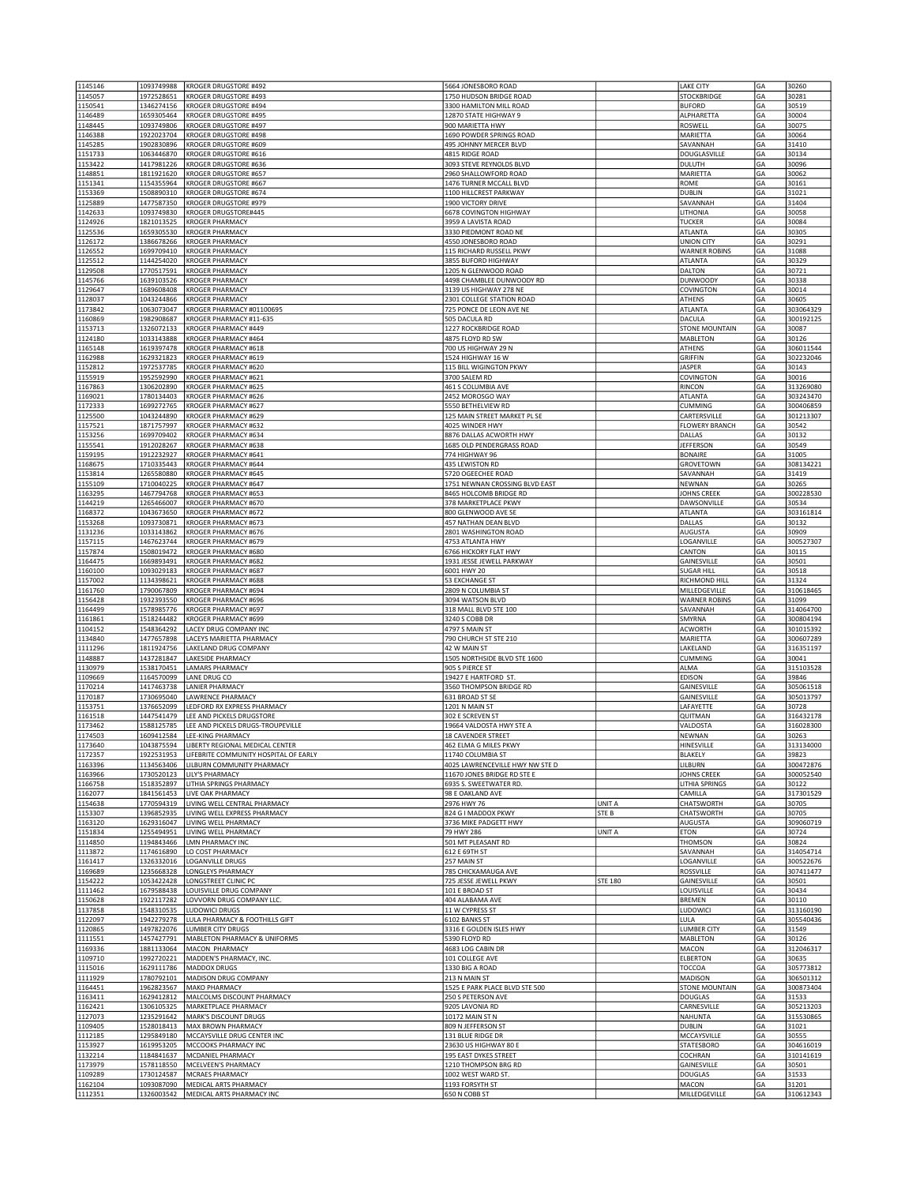| | | | | | | | |
|---|---|---|---|---|---|---|---|
| 1145146 | 1093749988 | KROGER DRUGSTORE #492 | 5664 JONESBORO ROAD | | LAKE CITY | GA | 30260 |
| 1145057 | 1972528651 | KROGER DRUGSTORE #493 | 1750 HUDSON BRIDGE ROAD | | STOCKBRIDGE | GA | 30281 |
| 1150541 | 1346274156 | KROGER DRUGSTORE #494 | 3300 HAMILTON MILL ROAD | | BUFORD | GA | 30519 |
| 1146489 | 1659305464 | KROGER DRUGSTORE #495 | 12870 STATE HIGHWAY 9 | | ALPHARETTA | GA | 30004 |
| 1148445 | 1093749806 | KROGER DRUGSTORE #497 | 900 MARIETTA HWY | | ROSWELL | GA | 30075 |
| 1146388 | 1922023704 | KROGER DRUGSTORE #498 | 1690 POWDER SPRINGS ROAD | | MARIETTA | GA | 30064 |
| 1145285 | 1902830896 | KROGER DRUGSTORE #609 | 495 JOHNNY MERCER BLVD | | SAVANNAH | GA | 31410 |
| 1151733 | 1063446870 | KROGER DRUGSTORE #616 | 4815 RIDGE ROAD | | DOUGLASVILLE | GA | 30134 |
| 1153422 | 1417981226 | KROGER DRUGSTORE #636 | 3093 STEVE REYNOLDS BLVD | | DULUTH | GA | 30096 |
| 1148851 | 1811921620 | KROGER DRUGSTORE #657 | 2960 SHALLOWFORD ROAD | | MARIETTA | GA | 30062 |
| 1151341 | 1154355964 | KROGER DRUGSTORE #667 | 1476 TURNER MCCALL BLVD | | ROME | GA | 30161 |
| 1153369 | 1508890310 | KROGER DRUGSTORE #674 | 1100 HILLCREST PARKWAY | | DUBLIN | GA | 31021 |
| 1125889 | 1477587350 | KROGER DRUGSTORE #979 | 1900 VICTORY DRIVE | | SAVANNAH | GA | 31404 |
| 1142633 | 1093749830 | KROGER DRUGSTORE#445 | 6678 COVINGTON HIGHWAY | | LITHONIA | GA | 30058 |
| 1124926 | 1821013525 | KROGER PHARMACY | 3959 A LAVISTA ROAD | | TUCKER | GA | 30084 |
| 1125536 | 1659305530 | KROGER PHARMACY | 3330 PIEDMONT ROAD NE | | ATLANTA | GA | 30305 |
| 1126172 | 1386678266 | KROGER PHARMACY | 4550 JONESBORO ROAD | | UNION CITY | GA | 30291 |
| 1126552 | 1699709410 | KROGER PHARMACY | 115 RICHARD RUSSELL PKWY | | WARNER ROBINS | GA | 31088 |
| 1125512 | 1144254020 | KROGER PHARMACY | 3855 BUFORD HIGHWAY | | ATLANTA | GA | 30329 |
| 1129508 | 1770517591 | KROGER PHARMACY | 1205 N GLENWOOD ROAD | | DALTON | GA | 30721 |
| 1145766 | 1639103526 | KROGER PHARMACY | 4498 CHAMBLEE DUNWOODY RD | | DUNWOODY | GA | 30338 |
| 1129647 | 1689608408 | KROGER PHARMACY | 3139 US HIGHWAY 278 NE | | COVINGTON | GA | 30014 |
| 1128037 | 1043244866 | KROGER PHARMACY | 2301 COLLEGE STATION ROAD | | ATHENS | GA | 30605 |
| 1173842 | 1063073047 | KROGER PHARMACY #01100695 | 725 PONCE DE LEON AVE NE | | ATLANTA | GA | 303064329 |
| 1160869 | 1982908687 | KROGER PHARMACY #11-635 | 505 DACULA RD | | DACULA | GA | 300192125 |
| 1153713 | 1326072133 | KROGER PHARMACY #449 | 1227 ROCKBRIDGE ROAD | | STONE MOUNTAIN | GA | 30087 |
| 1124180 | 1033143888 | KROGER PHARMACY #464 | 4875 FLOYD RD SW | | MABLETON | GA | 30126 |
| 1165148 | 1619397478 | KROGER PHARMACY #618 | 700 US HIGHWAY 29 N | | ATHENS | GA | 306011544 |
| 1162988 | 1629321823 | KROGER PHARMACY #619 | 1524 HIGHWAY 16 W | | GRIFFIN | GA | 302232046 |
| 1152812 | 1972537785 | KROGER PHARMACY #620 | 115 BILL WIGINGTON PKWY | | JASPER | GA | 30143 |
| 1155919 | 1952592990 | KROGER PHARMACY #621 | 3700 SALEM RD | | COVINGTON | GA | 30016 |
| 1167863 | 1306202890 | KROGER PHARMACY #625 | 461 S COLUMBIA AVE | | RINCON | GA | 313269080 |
| 1169021 | 1780134403 | KROGER PHARMACY #626 | 2452 MOROSGO WAY | | ATLANTA | GA | 303243470 |
| 1172333 | 1699272765 | KROGER PHARMACY #627 | 5550 BETHELVIEW RD | | CUMMING | GA | 300406859 |
| 1125500 | 1043244890 | KROGER PHARMACY #629 | 125 MAIN STREET MARKET PL SE | | CARTERSVILLE | GA | 301213307 |
| 1157521 | 1871757997 | KROGER PHARMACY #632 | 4025 WINDER HWY | | FLOWERY BRANCH | GA | 30542 |
| 1153256 | 1699709402 | KROGER PHARMACY #634 | 8876 DALLAS ACWORTH HWY | | DALLAS | GA | 30132 |
| 1155541 | 1912028267 | KROGER PHARMACY #638 | 1685 OLD PENDERGRASS ROAD | | JEFFERSON | GA | 30549 |
| 1159195 | 1912232927 | KROGER PHARMACY #641 | 774 HIGHWAY 96 | | BONAIRE | GA | 31005 |
| 1168675 | 1710335443 | KROGER PHARMACY #644 | 435 LEWISTON RD | | GROVETOWN | GA | 308134221 |
| 1153814 | 1265580880 | KROGER PHARMACY #645 | 5720 OGEECHEE ROAD | | SAVANNAH | GA | 31419 |
| 1155109 | 1710040225 | KROGER PHARMACY #647 | 1751 NEWNAN CROSSING BLVD EAST | | NEWNAN | GA | 30265 |
| 1163295 | 1467794768 | KROGER PHARMACY #653 | 8465 HOLCOMB BRIDGE RD | | JOHNS CREEK | GA | 300228530 |
| 1144219 | 1265466007 | KROGER PHARMACY #670 | 378 MARKETPLACE PKWY | | DAWSONVILLE | GA | 30534 |
| 1168372 | 1043673650 | KROGER PHARMACY #672 | 800 GLENWOOD AVE SE | | ATLANTA | GA | 303161814 |
| 1153268 | 1093730871 | KROGER PHARMACY #673 | 457 NATHAN DEAN BLVD | | DALLAS | GA | 30132 |
| 1131236 | 1033143862 | KROGER PHARMACY #676 | 2801 WASHINGTON ROAD | | AUGUSTA | GA | 30909 |
| 1157115 | 1467623744 | KROGER PHARMACY #679 | 4753 ATLANTA HWY | | LOGANVILLE | GA | 300527307 |
| 1157874 | 1508019472 | KROGER PHARMACY #680 | 6766 HICKORY FLAT HWY | | CANTON | GA | 30115 |
| 1164475 | 1669893491 | KROGER PHARMACY #682 | 1931 JESSE JEWELL PARKWAY | | GAINESVILLE | GA | 30501 |
| 1160100 | 1093029183 | KROGER PHARMACY #687 | 6001 HWY 20 | | SUGAR HILL | GA | 30518 |
| 1157002 | 1134398621 | KROGER PHARMACY #688 | 53 EXCHANGE ST | | RICHMOND HILL | GA | 31324 |
| 1161760 | 1790067809 | KROGER PHARMACY #694 | 2809 N COLUMBIA ST | | MILLEDGEVILLE | GA | 310618465 |
| 1156428 | 1932393550 | KROGER PHARMACY #696 | 3094 WATSON BLVD | | WARNER ROBINS | GA | 31099 |
| 1164499 | 1578985776 | KROGER PHARMACY #697 | 318 MALL BLVD STE 100 | | SAVANNAH | GA | 314064700 |
| 1161861 | 1518244482 | KROGER PHARMACY #699 | 3240 S COBB DR | | SMYRNA | GA | 300804194 |
| 1104152 | 1548364292 | LACEY DRUG COMPANY INC | 4797 S MAIN ST | | ACWORTH | GA | 301015392 |
| 1134840 | 1477657898 | LACEYS MARIETTA PHARMACY | 790 CHURCH ST STE 210 | | MARIETTA | GA | 300607289 |
| 1111296 | 1811924756 | LAKELAND DRUG COMPANY | 42 W MAIN ST | | LAKELAND | GA | 316351197 |
| 1148887 | 1437281847 | LAKESIDE PHARMACY | 1505 NORTHSIDE BLVD STE 1600 | | CUMMING | GA | 30041 |
| 1130979 | 1538170451 | LAMARS PHARMACY | 905 S PIERCE ST | | ALMA | GA | 315103528 |
| 1109669 | 1164570099 | LANE DRUG CO | 19427 E HARTFORD ST. | | EDISON | GA | 39846 |
| 1170214 | 1417463738 | LANIER PHARMACY | 3560 THOMPSON BRIDGE RD | | GAINESVILLE | GA | 305061518 |
| 1170187 | 1730695040 | LAWRENCE PHARMACY | 631 BROAD ST SE | | GAINESVILLE | GA | 305013797 |
| 1153751 | 1376652099 | LEDFORD RX EXPRESS PHARMACY | 1201 N MAIN ST | | LAFAYETTE | GA | 30728 |
| 1161518 | 1447541479 | LEE AND PICKELS DRUGSTORE | 302 E SCREVEN ST | | QUITMAN | GA | 316432178 |
| 1173462 | 1588125785 | LEE AND PICKELS DRUGS-TROUPEVILLE | 19664 VALDOSTA HWY STE A | | VALDOSTA | GA | 316028300 |
| 1174503 | 1609412584 | LEE-KING PHARMACY | 18 CAVENDER STREET | | NEWNAN | GA | 30263 |
| 1173640 | 1043875594 | LIBERTY REGIONAL MEDICAL CENTER | 462 ELMA G MILES PKWY | | HINESVILLE | GA | 313134000 |
| 1172357 | 1922531953 | LIFEBRITE COMMUNITY HOSPITAL OF EARLY | 11740 COLUMBIA ST | | BLAKELY | GA | 39823 |
| 1163396 | 1134563406 | LILBURN COMMUNITY PHARMACY | 4025 LAWRENCEVILLE HWY NW STE D | | LILBURN | GA | 300472876 |
| 1163966 | 1730520123 | LILY'S PHARMACY | 11670 JONES BRIDGE RD STE E | | JOHNS CREEK | GA | 300052540 |
| 1166758 | 1518352897 | LITHIA SPRINGS PHARMACY | 6935 S. SWEETWATER RD. | | LITHIA SPRINGS | GA | 30122 |
| 1162077 | 1841561453 | LIVE OAK PHARMACY | 98 E OAKLAND AVE | | CAMILLA | GA | 317301529 |
| 1154638 | 1770594319 | LIVING WELL CENTRAL PHARMACY | 2976 HWY 76 | UNIT A | CHATSWORTH | GA | 30705 |
| 1153307 | 1396852935 | LIVING WELL EXPRESS PHARMACY | 824 G I MADDOX PKWY | STE B | CHATSWORTH | GA | 30705 |
| 1163120 | 1629316047 | LIVING WELL PHARMACY | 3736 MIKE PADGETT HWY | | AUGUSTA | GA | 309060719 |
| 1151834 | 1255494951 | LIVING WELL PHARMACY | 79 HWY 286 | UNIT A | ETON | GA | 30724 |
| 1114850 | 1194843466 | LMN PHARMACY INC | 501 MT PLEASANT RD | | THOMSON | GA | 30824 |
| 1113872 | 1174616890 | LO COST PHARMACY | 612 E 69TH ST | | SAVANNAH | GA | 314054714 |
| 1161417 | 1326332016 | LOGANVILLE DRUGS | 257 MAIN ST | | LOGANVILLE | GA | 300522676 |
| 1169689 | 1235668328 | LONGLEYS PHARMACY | 785 CHICKAMAUGA AVE | | ROSSVILLE | GA | 307411477 |
| 1154222 | 1053422428 | LONGSTREET CLINIC PC | 725 JESSE JEWELL PKWY | STE 180 | GAINESVILLE | GA | 30501 |
| 1111462 | 1679588438 | LOUISVILLE DRUG COMPANY | 101 E BROAD ST | | LOUISVILLE | GA | 30434 |
| 1150628 | 1922117282 | LOVVORN DRUG COMPANY LLC. | 404 ALABAMA AVE | | BREMEN | GA | 30110 |
| 1137858 | 1548310535 | LUDOWICI DRUGS | 11 W CYPRESS ST | | LUDOWICI | GA | 313160190 |
| 1122097 | 1942279278 | LULA PHARMACY & FOOTHILLS GIFT | 6102 BANKS ST | | LULA | GA | 305540436 |
| 1120865 | 1497822076 | LUMBER CITY DRUGS | 3316 E GOLDEN ISLES HWY | | LUMBER CITY | GA | 31549 |
| 1111551 | 1457427791 | MABLETON PHARMACY & UNIFORMS | 5390 FLOYD RD | | MABLETON | GA | 30126 |
| 1169336 | 1881133064 | MACON PHARMACY | 4683 LOG CABIN DR | | MACON | GA | 312046317 |
| 1109710 | 1992720221 | MADDEN'S PHARMACY, INC. | 101 COLLEGE AVE | | ELBERTON | GA | 30635 |
| 1115016 | 1629111786 | MADDOX DRUGS | 1330 BIG A ROAD | | TOCCOA | GA | 305773812 |
| 1111929 | 1780792101 | MADISON DRUG COMPANY | 213 N MAIN ST | | MADISON | GA | 306501312 |
| 1164451 | 1962823567 | MAKO PHARMACY | 1525 E PARK PLACE BLVD STE 500 | | STONE MOUNTAIN | GA | 300873404 |
| 1163411 | 1629412812 | MALCOLMS DISCOUNT PHARMACY | 250 S PETERSON AVE | | DOUGLAS | GA | 31533 |
| 1162421 | 1306105325 | MARKETPLACE PHARMACY | 9205 LAVONIA RD | | CARNESVILLE | GA | 305213203 |
| 1127073 | 1235291642 | MARK'S DISCOUNT DRUGS | 10172 MAIN ST N | | NAHUNTA | GA | 315530865 |
| 1109405 | 1528018413 | MAX BROWN PHARMACY | 809 N JEFFERSON ST | | DUBLIN | GA | 31021 |
| 1112185 | 1295849180 | MCCAYSVILLE DRUG CENTER INC | 131 BLUE RIDGE DR | | MCCAYSVILLE | GA | 30555 |
| 1153927 | 1619953205 | MCCOOKS PHARMACY INC | 23630 US HIGHWAY 80 E | | STATESBORO | GA | 304616019 |
| 1132214 | 1184841637 | MCDANIEL PHARMACY | 195 EAST DYKES STREET | | COCHRAN | GA | 310141619 |
| 1173979 | 1578118550 | MCELVEEN'S PHARMACY | 1210 THOMPSON BRG RD | | GAINESVILLE | GA | 30501 |
| 1109289 | 1730124587 | MCRAES PHARMACY | 1002 WEST WARD ST. | | DOUGLAS | GA | 31533 |
| 1162104 | 1093087090 | MEDICAL ARTS PHARMACY | 1193 FORSYTH ST | | MACON | GA | 31201 |
| 1112351 | 1326003542 | MEDICAL ARTS PHARMACY INC | 650 N COBB ST | | MILLEDGEVILLE | GA | 310612343 |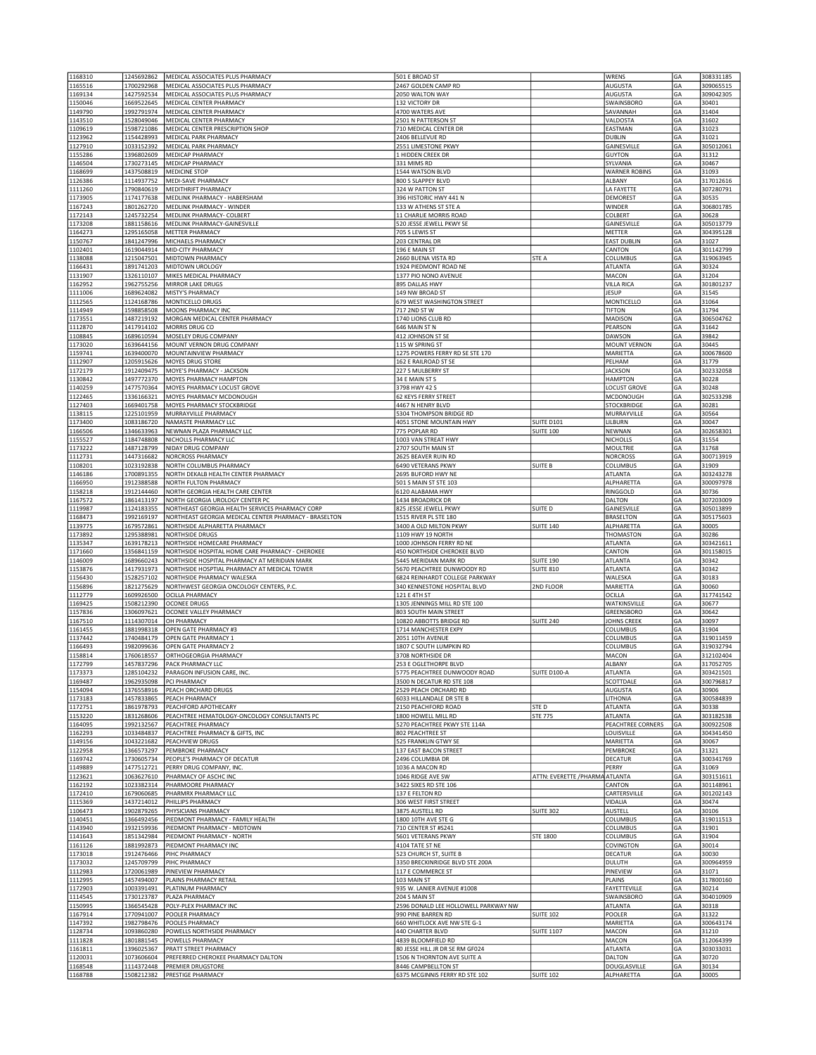| | | | | | | | |
|---|---|---|---|---|---|---|---|
| 1168310 | 1245692862 | MEDICAL ASSOCIATES PLUS PHARMACY | 501 E BROAD ST | | WRENS | GA | 308331185 |
| 1165516 | 1700292968 | MEDICAL ASSOCIATES PLUS PHARMACY | 2467 GOLDEN CAMP RD | | AUGUSTA | GA | 309065515 |
| 1169134 | 1427592534 | MEDICAL ASSOCIATES PLUS PHARMACY | 2050 WALTON WAY | | AUGUSTA | GA | 309042305 |
| 1150046 | 1669522645 | MEDICAL CENTER PHARMACY | 132 VICTORY DR | | SWAINSBORO | GA | 30401 |
| 1149790 | 1992791974 | MEDICAL CENTER PHARMACY | 4700 WATERS AVE | | SAVANNAH | GA | 31404 |
| 1143510 | 1528049046 | MEDICAL CENTER PHARMACY | 2501 N PATTERSON ST | | VALDOSTA | GA | 31602 |
| 1109619 | 1598721086 | MEDICAL CENTER PRESCRIPTION SHOP | 710 MEDICAL CENTER DR | | EASTMAN | GA | 31023 |
| 1123962 | 1154428993 | MEDICAL PARK PHARMACY | 2406 BELLEVUE RD | | DUBLIN | GA | 31021 |
| 1127910 | 1033152392 | MEDICAL PARK PHARMACY | 2551 LIMESTONE PKWY | | GAINESVILLE | GA | 305012061 |
| 1155286 | 1396802609 | MEDICAP PHARMACY | 1 HIDDEN CREEK DR | | GUYTON | GA | 31312 |
| 1146504 | 1730273145 | MEDICAP PHARMACY | 331 MIMS RD | | SYLVANIA | GA | 30467 |
| 1168699 | 1437508819 | MEDICINE STOP | 1544 WATSON BLVD | | WARNER ROBINS | GA | 31093 |
| 1126386 | 1114937752 | MEDI-SAVE PHARMACY | 800 S SLAPPEY BLVD | | ALBANY | GA | 317012616 |
| 1111260 | 1790840619 | MEDITHRIFT PHARMACY | 324 W PATTON ST | | LA FAYETTE | GA | 307280791 |
| 1173905 | 1174177638 | MEDLINK PHARMACY - HABERSHAM | 396 HISTORIC HWY 441 N | | DEMOREST | GA | 30535 |
| 1167243 | 1801262720 | MEDLINK PHARMACY - WINDER | 133 W ATHENS ST STE A | | WINDER | GA | 306801785 |
| 1172143 | 1245732254 | MEDLINK PHARMACY- COLBERT | 11 CHARLIE MORRIS ROAD | | COLBERT | GA | 30628 |
| 1173208 | 1881158616 | MEDLINK PHARMACY-GAINESVILLE | 520 JESSE JEWELL PKWY SE | | GAINESVILLE | GA | 305013779 |
| 1164273 | 1295165058 | METTER PHARMACY | 705 S LEWIS ST | | METTER | GA | 304395128 |
| 1150767 | 1841247996 | MICHAELS PHARMACY | 203 CENTRAL DR | | EAST DUBLIN | GA | 31027 |
| 1102401 | 1619044914 | MID-CITY PHARMACY | 196 E MAIN ST | | CANTON | GA | 301142799 |
| 1138088 | 1215047501 | MIDTOWN PHARMACY | 2660 BUENA VISTA RD | STE A | COLUMBUS | GA | 319063945 |
| 1166431 | 1891741203 | MIDTOWN UROLOGY | 1924 PIEDMONT ROAD NE | | ATLANTA | GA | 30324 |
| 1131907 | 1326110107 | MIKES MEDICAL PHARMACY | 1377 PIO NONO AVENUE | | MACON | GA | 31204 |
| 1162952 | 1962755256 | MIRROR LAKE DRUGS | 895 DALLAS HWY | | VILLA RICA | GA | 301801237 |
| 1111006 | 1689624082 | MISTY'S PHARMACY | 149 NW BROAD ST | | JESUP | GA | 31545 |
| 1112565 | 1124168786 | MONTICELLO DRUGS | 679 WEST WASHINGTON STREET | | MONTICELLO | GA | 31064 |
| 1114949 | 1598858508 | MOONS PHARMACY INC | 717 2ND ST W | | TIFTON | GA | 31794 |
| 1173551 | 1487219192 | MORGAN MEDICAL CENTER PHARMACY | 1740 LIONS CLUB RD | | MADISON | GA | 306504762 |
| 1112870 | 1417914102 | MORRIS DRUG CO | 646 MAIN ST N | | PEARSON | GA | 31642 |
| 1108845 | 1689610594 | MOSELEY DRUG COMPANY | 412 JOHNSON ST SE | | DAWSON | GA | 39842 |
| 1173020 | 1639644156 | MOUNT VERNON DRUG COMPANY | 115 W SPRING ST | | MOUNT VERNON | GA | 30445 |
| 1159741 | 1639400070 | MOUNTAINVIEW PHARMACY | 1275 POWERS FERRY RD SE STE 170 | | MARIETTA | GA | 300678600 |
| 1112907 | 1205915626 | MOYES DRUG STORE | 162 E RAILROAD ST SE | | PELHAM | GA | 31779 |
| 1172179 | 1912409475 | MOYE'S PHARMACY - JACKSON | 227 S MULBERRY ST | | JACKSON | GA | 302332058 |
| 1130842 | 1497772370 | MOYES PHARMACY HAMPTON | 34 E MAIN ST S | | HAMPTON | GA | 30228 |
| 1140259 | 1477570364 | MOYES PHARMACY LOCUST GROVE | 3798 HWY 42 S | | LOCUST GROVE | GA | 30248 |
| 1122465 | 1336166321 | MOYES PHARMACY MCDONOUGH | 62 KEYS FERRY STREET | | MCDONOUGH | GA | 302533298 |
| 1127403 | 1669401758 | MOYES PHARMACY STOCKBRIDGE | 4467 N HENRY BLVD | | STOCKBRIDGE | GA | 30281 |
| 1138115 | 1225101959 | MURRAYVILLE PHARMACY | 5304 THOMPSON BRIDGE RD | | MURRAYVILLE | GA | 30564 |
| 1173400 | 1083186720 | NAMASTE PHARMACY LLC | 4051 STONE MOUNTAIN HWY | SUITE D101 | LILBURN | GA | 30047 |
| 1166506 | 1346633963 | NEWNAN PLAZA PHARMACY LLC | 775 POPLAR RD | SUITE 100 | NEWNAN | GA | 302658301 |
| 1155527 | 1184748808 | NICHOLLS PHARMACY LLC | 1003 VAN STREAT HWY | | NICHOLLS | GA | 31554 |
| 1173222 | 1487128799 | NIDAY DRUG COMPANY | 2707 SOUTH MAIN ST | | MOULTRIE | GA | 31768 |
| 1112731 | 1447316682 | NORCROSS PHARMACY | 2625 BEAVER RUIN RD | | NORCROSS | GA | 300713919 |
| 1108201 | 1023192838 | NORTH COLUMBUS PHARMACY | 6490 VETERANS PKWY | SUITE B | COLUMBUS | GA | 31909 |
| 1146186 | 1700891355 | NORTH DEKALB HEALTH CENTER PHARMACY | 2695 BUFORD HWY NE | | ATLANTA | GA | 303243278 |
| 1166950 | 1912388588 | NORTH FULTON PHARMACY | 501 S MAIN ST STE 103 | | ALPHARETTA | GA | 300097978 |
| 1158218 | 1912144460 | NORTH GEORGIA HEALTH CARE CENTER | 6120 ALABAMA HWY | | RINGGOLD | GA | 30736 |
| 1167572 | 1861413197 | NORTH GEORGIA UROLOGY CENTER PC | 1434 BROADRICK DR | | DALTON | GA | 307203009 |
| 1119987 | 1124183355 | NORTHEAST GEORGIA HEALTH SERVICES PHARMACY CORP | 825 JESSE JEWELL PKWY | SUITE D | GAINESVILLE | GA | 305013899 |
| 1168473 | 1992169197 | NORTHEAST GEORGIA MEDICAL CENTER PHARMACY - BRASELTON | 1515 RIVER PL STE 180 | | BRASELTON | GA | 305175603 |
| 1139775 | 1679572861 | NORTHSIDE ALPHARETTA PHARMACY | 3400 A OLD MILTON PKWY | SUITE 140 | ALPHARETTA | GA | 30005 |
| 1173892 | 1295388981 | NORTHSIDE DRUGS | 1109 HWY 19 NORTH | | THOMASTON | GA | 30286 |
| 1135347 | 1639178213 | NORTHSIDE HOMECARE PHARMACY | 1000 JOHNSON FERRY RD NE | | ATLANTA | GA | 303421611 |
| 1171660 | 1356841159 | NORTHSIDE HOSPITAL HOME CARE PHARMACY - CHEROKEE | 450 NORTHSIDE CHEROKEE BLVD | | CANTON | GA | 301158015 |
| 1146009 | 1689660243 | NORTHSIDE HOSPITAL PHARMACY AT MERIDIAN MARK | 5445 MERIDIAN MARK RD | SUITE 190 | ATLANTA | GA | 30342 |
| 1153876 | 1417931973 | NORTHSIDE HOSPTIAL PHARMACY AT MEDICAL TOWER | 5670 PEACHTREE DUNWOODY RD | SUITE 810 | ATLANTA | GA | 30342 |
| 1156430 | 1528257102 | NORTHSIDE PHARMACY WALESKA | 6824 REINHARDT COLLEGE PARKWAY | | WALESKA | GA | 30183 |
| 1156896 | 1821275629 | NORTHWEST GEORGIA ONCOLOGY CENTERS, P.C. | 340 KENNESTONE HOSPITAL BLVD | 2ND FLOOR | MARIETTA | GA | 30060 |
| 1112779 | 1609926500 | OCILLA PHARMACY | 121 E 4TH ST | | OCILLA | GA | 317741542 |
| 1169425 | 1508212390 | OCONEE DRUGS | 1305 JENNINGS MILL RD STE 100 | | WATKINSVILLE | GA | 30677 |
| 1157836 | 1306097621 | OCONEE VALLEY PHARMACY | 803 SOUTH MAIN STREET | | GREENSBORO | GA | 30642 |
| 1167510 | 1114307014 | OH PHARMACY | 10820 ABBOTTS BRIDGE RD | SUITE 240 | JOHNS CREEK | GA | 30097 |
| 1161455 | 1881998318 | OPEN GATE PHARMACY #3 | 1714 MANCHESTER EXPY | | COLUMBUS | GA | 31904 |
| 1137442 | 1740484179 | OPEN GATE PHARMACY 1 | 2051 10TH AVENUE | | COLUMBUS | GA | 319011459 |
| 1166493 | 1982099636 | OPEN GATE PHARMACY 2 | 1807 C SOUTH LUMPKIN RD | | COLUMBUS | GA | 319032794 |
| 1158814 | 1760618557 | ORTHOGEORGIA PHARMACY | 3708 NORTHSIDE DR | | MACON | GA | 312102404 |
| 1172799 | 1457837296 | PACK PHARMACY LLC | 253 E OGLETHORPE BLVD | | ALBANY | GA | 317052705 |
| 1173373 | 1285104232 | PARAGON INFUSION CARE, INC. | 5775 PEACHTREE DUNWOODY ROAD | SUITE D100-A | ATLANTA | GA | 303421501 |
| 1169487 | 1962935098 | PCI PHARMACY | 3500 N DECATUR RD STE 108 | | SCOTTDALE | GA | 300796817 |
| 1154094 | 1376558916 | PEACH ORCHARD DRUGS | 2529 PEACH ORCHARD RD | | AUGUSTA | GA | 30906 |
| 1173183 | 1457833865 | PEACH PHARMACY | 6033 HILLANDALE DR STE B | | LITHONIA | GA | 300584839 |
| 1172751 | 1861978793 | PEACHFORD APOTHECARY | 2150 PEACHFORD ROAD | STE D | ATLANTA | GA | 30338 |
| 1153220 | 1831268606 | PEACHTREE HEMATOLOGY-ONCOLOGY CONSULTANTS PC | 1800 HOWELL MILL RD | STE 775 | ATLANTA | GA | 303182538 |
| 1164095 | 1992132567 | PEACHTREE PHARMACY | 5270 PEACHTREE PKWY STE 114A | | PEACHTREE CORNERS | GA | 300922508 |
| 1162293 | 1033484837 | PEACHTREE PHARMACY & GIFTS, INC | 802 PEACHTREE ST | | LOUISVILLE | GA | 304341450 |
| 1149156 | 1043221682 | PEACHVIEW DRUGS | 525 FRANKLIN GTWY SE | | MARIETTA | GA | 30067 |
| 1122958 | 1366573297 | PEMBROKE PHARMACY | 137 EAST BACON STREET | | PEMBROKE | GA | 31321 |
| 1169742 | 1730605734 | PEOPLE'S PHARMACY OF DECATUR | 2496 COLUMBIA DR | | DECATUR | GA | 300341769 |
| 1149889 | 1477512721 | PERRY DRUG COMPANY, INC. | 1036 A MACON RD | | PERRY | GA | 31069 |
| 1123621 | 1063627610 | PHARMACY OF ASCHC INC | 1046 RIDGE AVE SW | ATTN: EVERETTE /PHARMA | ATLANTA | GA | 303151611 |
| 1162192 | 1023382314 | PHARMOORE PHARMACY | 3422 SIXES RD STE 106 | | CANTON | GA | 301148961 |
| 1172410 | 1679060685 | PHARMRX PHARMACY LLC | 137 E FELTON RD | | CARTERSVILLE | GA | 301202143 |
| 1115369 | 1437214012 | PHILLIPS PHARMACY | 306 WEST FIRST STREET | | VIDALIA | GA | 30474 |
| 1106473 | 1902879265 | PHYSICIANS PHARMACY | 3875 AUSTELL RD | SUITE 302 | AUSTELL | GA | 30106 |
| 1140451 | 1366492456 | PIEDMONT PHARMACY - FAMILY HEALTH | 1800 10TH AVE STE G | | COLUMBUS | GA | 319011513 |
| 1143940 | 1932159936 | PIEDMONT PHARMACY - MIDTOWN | 710 CENTER ST #S241 | | COLUMBUS | GA | 31901 |
| 1141643 | 1851342984 | PIEDMONT PHARMACY - NORTH | 5601 VETERANS PKWY | STE 1800 | COLUMBUS | GA | 31904 |
| 1161126 | 1881992873 | PIEDMONT PHARMACY INC | 4104 TATE ST NE | | COVINGTON | GA | 30014 |
| 1173018 | 1912476466 | PIHC PHARMACY | 523 CHURCH ST, SUITE B | | DECATUR | GA | 30030 |
| 1173032 | 1245709799 | PIHC PHARMACY | 3350 BRECKINRIDGE BLVD STE 200A | | DULUTH | GA | 300964959 |
| 1112983 | 1720061989 | PINEVIEW PHARMACY | 117 E COMMERCE ST | | PINEVIEW | GA | 31071 |
| 1112995 | 1457494007 | PLAINS PHARMACY RETAIL | 103 MAIN ST | | PLAINS | GA | 317800160 |
| 1172903 | 1003391491 | PLATINUM PHARMACY | 935 W. LANIER AVENUE #1008 | | FAYETTEVILLE | GA | 30214 |
| 1114545 | 1730123787 | PLAZA PHARMACY | 204 S MAIN ST | | SWAINSBORO | GA | 304010909 |
| 1150995 | 1366545428 | POLY-PLEX PHARMACY INC | 2596 DONALD LEE HOLLOWELL PARKWAY NW | | ATLANTA | GA | 30318 |
| 1167914 | 1770941007 | POOLER PHARMACY | 990 PINE BARREN RD | SUITE 102 | POOLER | GA | 31322 |
| 1147392 | 1982798476 | POOLES PHARMACY | 660 WHITLOCK AVE NW STE G-1 | | MARIETTA | GA | 300643174 |
| 1128734 | 1093860280 | POWELLS NORTHSIDE PHARMACY | 440 CHARTER BLVD | SUITE 1107 | MACON | GA | 31210 |
| 1111828 | 1801881545 | POWELLS PHARMACY | 4839 BLOOMFIELD RD | | MACON | GA | 312064399 |
| 1161811 | 1396025367 | PRATT STREET PHARMACY | 80 JESSE HILL JR DR SE RM GF024 | | ATLANTA | GA | 303033031 |
| 1120031 | 1073606604 | PREFERRED CHEROKEE PHARMACY DALTON | 1506 N THORNTON AVE SUITE A | | DALTON | GA | 30720 |
| 1168548 | 1114372448 | PREMIER DRUGSTORE | 8446 CAMPBELLTON ST | | DOUGLASVILLE | GA | 30134 |
| 1168788 | 1508212382 | PRESTIGE PHARMACY | 6375 MCGINNIS FERRY RD STE 102 | SUITE 102 | ALPHARETTA | GA | 30005 |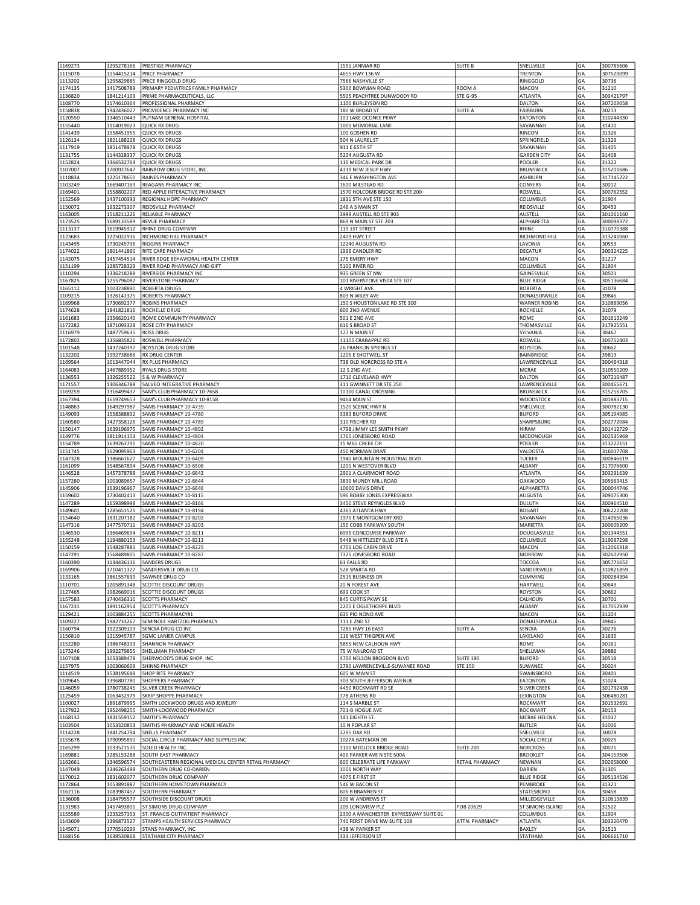| | | | | | | | |
|---|---|---|---|---|---|---|---|
| 1169273 | 1295278166 | PRESTIGE PHARMACY | 1551 JANMAR RD | SUITE B | SNELLVILLE | GA | 300785606 |
| 1115078 | 1154415214 | PRICE PHARMACY | 4655 HWY 136 W | | TRENTON | GA | 307520099 |
| 1113202 | 1295829885 | PRICE RINGGOLD DRUG | 7566 NASHVILLE ST | | RINGGOLD | GA | 30736 |
| 1174135 | 1417508789 | PRIMARY PEDIATRICS FAMILY PHARMACY | 5300 BOWMAN ROAD | ROOM A | MACON | GA | 31210 |
| 1136820 | 1841214103 | PRIME PHARMACEUTICALS, LLC | 5505 PEACHTREE DUNWOODY RD | STE G-95 | ATLANTA | GA | 303421797 |
| 1108770 | 1174610364 | PROFESSIONAL PHARMACY | 1100 BURLEYSON RD | | DALTON | GA | 307203058 |
| 1158838 | 1942436027 | PROVIDENCE PHARMACY INC | 180 W BROAD ST | SUITE A | FAIRBURN | GA | 30213 |
| 1120550 | 1346510443 | PUTNAM GENERAL HOSPITAL | 101 LAKE OCONEE PKWY | | EATONTON | GA | 310244330 |
| 1155440 | 1114019023 | QUICK RX DRUG | 1001 MEMORIAL LANE | | SAVANNAH | GA | 31410 |
| 1141439 | 1558451955 | QUICK RX DRUGS | 100 GOSHEN RD | | RINCON | GA | 31326 |
| 1126134 | 1821188228 | QUICK RX DRUGS | 504 N LAUREL ST | | SPRINGFIELD | GA | 31329 |
| 1117919 | 1851478978 | QUICK RX DRUGS | 911 E 65TH ST | | SAVANNAH | GA | 31405 |
| 1131755 | 1144328337 | QUICK RX DRUGS | 5204 AUGUSTA RD | | GARDEN CITY | GA | 31408 |
| 1152824 | 1366532764 | QUICK RX DRUGS | 110 MEDICAL PARK DR | | POOLER | GA | 31322 |
| 1107007 | 1700927647 | RAINBOW DRUG STORE, INC. | 4319 NEW JESUP HWY | | BRUNSWICK | GA | 315201686 |
| 1118834 | 1225178650 | RAINES PHARMACY | 346 E WASHINGTON AVE | | ASHBURN | GA | 317145222 |
| 1103249 | 1669407169 | REAGANS PHARMACY INC | 1600 MILSTEAD RD | | CONYERS | GA | 30012 |
| 1169401 | 1558802207 | RED APPLE INTERACTIVE PHARMACY | 1570 HOLCOMB BRIDGE RD STE 200 | | ROSWELL | GA | 300762552 |
| 1152569 | 1437100393 | REGIONAL HOPE PHARMACY | 1831 5TH AVE STE 150 | | COLUMBUS | GA | 31904 |
| 1150072 | 1932273307 | REIDSVILLE PHARMACY | 246 A S MAIN ST | | REIDSVILLE | GA | 30453 |
| 1163005 | 1518211226 | RELIABLE PHARMACY | 3999 AUSTELL RD STE 903 | | AUSTELL | GA | 301061160 |
| 1173525 | 1689133589 | REVUE PHARMACY | 869 N MAIN ST STE 203 | | ALPHARETTA | GA | 300098372 |
| 1113137 | 1619945912 | RHINE DRUG COMPANY | 119 1ST STREET | | RHINE | GA | 310770388 |
| 1123683 | 1225022916 | RICHMOND HILL PHARMACY | 2409 HWY 17 | | RICHMOND HILL | GA | 313241060 |
| 1143495 | 1730245796 | RIGGINS PHARMACY | 12240 AUGUSTA RD | | LAVONIA | GA | 30553 |
| 1174022 | 1801441860 | RITE CARE PHARMACY | 1996 CANDLER RD | | DECATUR | GA | 300324225 |
| 1142075 | 1457454514 | RIVER EDGE BEHAVIORAL HEALTH CENTER | 175 EMERY HWY | | MACON | GA | 31217 |
| 1151199 | 1285728329 | RIVER ROAD PHARMACY AND GIFT | 5100 RIVER RD | | COLUMBUS | GA | 31904 |
| 1110294 | 1336218288 | RIVERSIDE PHARMACY INC | 935 GREEN ST NW | | GAINESVILLE | GA | 30501 |
| 1167825 | 1255796082 | RIVERSTONE PHARMACY | 101 RIVERSTONE VISTA STE 107 | | BLUE RIDGE | GA | 305136684 |
| 1165112 | 1003238890 | ROBERTA DRUGS | 4 WRIGHT AVE | | ROBERTA | GA | 31078 |
| 1109215 | 1326141375 | ROBERTS PHARMACY | 803 N WILEY AVE | | DONALSONVILLE | GA | 39845 |
| 1169968 | 1730692377 | ROBINS PHARMACY | 150 S HOUSTON LAKE RD STE 300 | | WARNER ROBINS | GA | 310889056 |
| 1174628 | 1841821816 | ROCHELLE DRUG | 600 2ND AVENUE | | ROCHELLE | GA | 31079 |
| 1161683 | 1356620140 | ROME COMMUNITY PHARMACY | 501 E 2ND AVE | | ROME | GA | 301613249 |
| 1172282 | 1871093328 | ROSE CITY PHARMACY | 616 S BROAD ST | | THOMASVILLE | GA | 317925551 |
| 1116979 | 1487759635 | ROSS DRUG | 127 N MAIN ST | | SYLVANIA | GA | 30467 |
| 1172802 | 1356835821 | ROSWELL PHARMACY | 11105 CRABAPPLE RD | | ROSWELL | GA | 300752403 |
| 1101548 | 1437240397 | ROYSTON DRUG STORE | 26 FRANKLIN SPRINGS ST | | ROYSTON | GA | 30662 |
| 1132202 | 1992738686 | RX DRUG CENTER | 1205 E SHOTWELL ST | | BAINBRIDGE | GA | 39819 |
| 1169564 | 1013447044 | RX PLUS PHARMACY | 738 OLD NORCROSS RD STE A | | LAWRENCEVILLE | GA | 300464318 |
| 1164083 | 1467889352 | RYALS DRUG STORE | 12 S 2ND AVE | | MCRAE | GA | 310550209 |
| 1136553 | 1326255522 | S & W PHARMACY | 1710 CLEVELAND HWY | | DALTON | GA | 307210487 |
| 1171557 | 1306346788 | SALVEO INTEGRATIVE PHARMACY | 311 GWINNETT DR STE 250 | | LAWRENCEVILLE | GA | 300465671 |
| 1169259 | 1316499437 | SAM'S CLUB PHARMACY 10-7658 | 10100 CANAL CROSSING | | BRUNSWICK | GA | 315256705 |
| 1167394 | 1659749653 | SAM'S CLUB PHARMACY 10-8158 | 9464 MAIN ST | | WOODSTOCK | GA | 301883715 |
| 1148863 | 1649297987 | SAMS PHARMACY 10-4739 | 1520 SCENIC HWY N | | SNELLVILLE | GA | 300782130 |
| 1149093 | 1558388892 | SAMS PHARMACY 10-4780 | 3383 BUFORD DRIVE | | BUFORD | GA | 305194985 |
| 1160580 | 1427358126 | SAMS PHARMACY 10-4789 | 310 FISCHER RD | | SHARPSBURG | GA | 302772084 |
| 1150147 | 1639196975 | SAMS PHARMACY 10-4802 | 4798 JIMMY LEE SMITH PKWY | | HIRAM | GA | 301412729 |
| 1149776 | 1811914153 | SAMS PHARMACY 10-4804 | 1765 JONESBORO ROAD | | MCDONOUGH | GA | 302535969 |
| 1154789 | 1639263791 | SAMS PHARMACY 10-4820 | 15 MILL CREEK CIR | | POOLER | GA | 313222151 |
| 1151745 | 1629095963 | SAMS PHARMACY 10-6204 | 450 NORMAN DRIVE | | VALDOSTA | GA | 316017708 |
| 1147328 | 1386661627 | SAMS PHARMACY 10-6409 | 1940 MOUNTAIN INDUSTRIAL BLVD | | TUCKER | GA | 300846619 |
| 1161099 | 1548567894 | SAMS PHARMACY 10-6506 | 1201 N WESTOVER BLVD | | ALBANY | GA | 317076600 |
| 1146528 | 1457378788 | SAMS PHARMACY 10-6643 | 2901 A CLAIRMONT ROAD | | ATLANTA | GA | 303291639 |
| 1157280 | 1003089657 | SAMS PHARMACY 10-6644 | 3839 MUNDY MILL ROAD | | OAKWOOD | GA | 305663415 |
| 1145906 | 1639196967 | SAMS PHARMACY 10-6646 | 10600 DAVIS DRIVE | | ALPHARETTA | GA | 300044746 |
| 1159602 | 1730402413 | SAMS PHARMACY 10-8115 | 596 BOBBY JONES EXPRESSWAY | | AUGUSTA | GA | 309075300 |
| 1147289 | 1659398998 | SAMS PHARMACY 10-8166 | 3450 STEVE REYNOLDS BLVD | | DULUTH | GA | 300964510 |
| 1149601 | 1285651521 | SAMS PHARMACY 10-8194 | 4365 ATLANTA HWY | | BOGART | GA | 306222208 |
| 1154640 | 1831207182 | SAMS PHARMACY 10-8202 | 1975 E MONTGOMERY XRD | | SAVANNAH | GA | 314065036 |
| 1147316 | 1477570711 | SAMS PHARMACY 10-8203 | 150 COBB PARKWAY SOUTH | | MARIETTA | GA | 300609209 |
| 1146530 | 1366469694 | SAMS PHARMACY 10-8211 | 6995 CONCOURSE PARKWAY | | DOUGLASVILLE | GA | 301344551 |
| 1155248 | 1194880153 | SAMS PHARMACY 10-8213 | 5448 WHITTLESEY BLVD STE A | | COLUMBUS | GA | 319097298 |
| 1150159 | 1548287881 | SAMS PHARMACY 10-8225 | 4701 LOG CABIN DRIVE | | MACON | GA | 312066318 |
| 1147291 | 1568489805 | SAMS PHARMACY 10-8287 | 7325 JONESBORO ROAD | | MORROW | GA | 302602950 |
| 1160390 | 1134436116 | SANDERS DRUGS | 61 FALLS RD | | TOCCOA | GA | 305771652 |
| 1169906 | 1710411327 | SANDERSVILLE DRUG CO. | 528 SPARTA RD | | SANDERSVILLE | GA | 310821859 |
| 1133165 | 1861557639 | SAWNEE DRUG CO | 2515 BUSINESS DR | | CUMMING | GA | 300284394 |
| 1110701 | 1205891348 | SCOTTIE DISCOUNT DRUGS | 20 N FOREST AVE | | HARTWELL | GA | 30643 |
| 1127465 | 1982669016 | SCOTTIE DISCOUNT DRUGS | 699 COOK ST | | ROYSTON | GA | 30662 |
| 1157583 | 1740436310 | SCOTTS PHARMACY | 845 CURTIS PKWY SE | | CALHOUN | GA | 30701 |
| 1167231 | 1891162954 | SCOTT'S PHARMACY | 2205 E OGLETHORPE BLVD | | ALBANY | GA | 317052939 |
| 1129421 | 1003884255 | SCOTTS PHARMACY#1 | 635 PIO NONO AVE | | MACON | GA | 31204 |
| 1109227 | 1982733267 | SEMINOLE HARTZOG PHARMACY | 111 E 2ND ST | | DONALSONVILLE | GA | 39845 |
| 1160794 | 1922309103 | SENOIA DRUG CO INC | 7285 HWY 16 EAST | SUITE A | SENOIA | GA | 30276 |
| 1156810 | 1215945787 | SGMC LANIER CAMPUS | 116 WEST THIGPEN AVE | | LAKELAND | GA | 31635 |
| 1152280 | 1386748333 | SHANNON PHARMACY | 5855 NEW CALHOUN HWY | | ROME | GA | 30161 |
| 1173246 | 1992279855 | SHELLMAN PHARMACY | 75 W RAILROAD ST | | SHELLMAN | GA | 39886 |
| 1107108 | 1053389478 | SHERWOOD'S DRUG SHOP, INC. | 4700 NELSON BROGDON BLVD | SUITE 190 | BUFORD | GA | 30518 |
| 1157975 | 1003060609 | SHINNS PHARMACY | 2790 LAWRENCEVILLE-SUWANEE ROAD | STE 150 | SUWANEE | GA | 30024 |
| 1114519 | 1538195649 | SHOP RITE PHARMACY | 605 W MAIN ST | | SWAINSBORO | GA | 30401 |
| 1109645 | 1396807780 | SHOPPERS PHARMACY | 303 SOUTH JEFFERSON AVENUE | | EATONTON | GA | 31024 |
| 1146059 | 1780738245 | SILVER CREEK PHARMACY | 4450 ROCKMART RD SE | | SILVER CREEK | GA | 301732438 |
| 1125459 | 1063432979 | SKRIP SHOPPE PHARMACY | 778 ATHENS RD | | LEXINGTON | GA | 306480281 |
| 1100027 | 1891879995 | SMITH LOCKWOOD DRUGS AND JEWELRY | 114 S MARBLE ST | | ROCKMART | GA | 301532691 |
| 1127922 | 1952498255 | SMITH-LOCKWOOD PHARMACY | 701-B HOGUE AVE | | ROCKMART | GA | 30153 |
| 1168132 | 1831559152 | SMITH'S PHARMACY | 141 EIGHTH ST. | | MCRAE HELENA | GA | 31037 |
| 1103504 | 1053320853 | SMITHS PHARMACY AND HOME HEALTH | 10 N POPLAR ST | | BUTLER | GA | 31006 |
| 1114228 | 1841254794 | SNELLS PHARMACY | 2295 OAK RD | | SNELLVILLE | GA | 30078 |
| 1155678 | 1790995850 | SOCIAL CIRCLE PHARMACY AND SUPPLIES INC | 1027A BATEMAN DR | | SOCIAL CIRCLE | GA | 30025 |
| 1165299 | 1033521570 | SOLEO HEALTH INC. | 3100 MEDLOCK BRIDGE ROAD | SUITE 200 | NORCROSS | GA | 30071 |
| 1169881 | 1285153288 | SOUTH EAST PHARMACY | 400 PARKER AVE N STE 500A | | BROOKLET | GA | 304159506 |
| 1162661 | 1346596574 | SOUTHEASTERN REGIONAL MEDICAL CENTER RETAIL PHARMACY | 600 CELEBRATE LIFE PARKWAY | RETAIL PHARMACY | NEWNAN | GA | 302658000 |
| 1147049 | 1346263498 | SOUTHERN DRUG CO-DARIEN | 1001 NORTH WAY | | DARIEN | GA | 31305 |
| 1170012 | 1831602077 | SOUTHERN DRUG COMPANY | 4075 E FIRST ST | | BLUE RIDGE | GA | 305134526 |
| 1172864 | 1053891887 | SOUTHERN HOMETOWN PHARMACY | 546 W BACON ST | | PEMBROKE | GA | 31321 |
| 1162116 | 1083987457 | SOUTHERN PHARMACY | 606 B BRANNEN ST | | STATESBORO | GA | 30458 |
| 1136008 | 1184795577 | SOUTHSIDE DISCOUNT DRUGS | 200 W ANDREWS ST | | MILLEDGEVILLE | GA | 310613839 |
| 1133983 | 1457493801 | ST SIMONS DRUG COMPANY | 209 LONGVIEW PLZ | POB 20629 | ST SIMONS ISLAND | GA | 31522 |
| 1155589 | 1235257353 | ST. FRANCIS OUTPATIENT PHARMACY | 2300 A MANCHESTER EXPRESSWAY SUITE 01 | | COLUMBUS | GA | 31904 |
| 1143609 | 1396873527 | STAMPS HEALTH SERVICES PHARMACY | 740 FERST DRIVE NW SUITE 108 | ATTN: PHARMACY | ATLANTA | GA | 303320470 |
| 1145071 | 1770510299 | STANS PHARMACY, INC | 438 W PARKER ST | | BAXLEY | GA | 31513 |
| 1168156 | 1639530868 | STATHAM CITY PHARMACY | 333 JEFFERSON ST | | STATHAM | GA | 306661710 |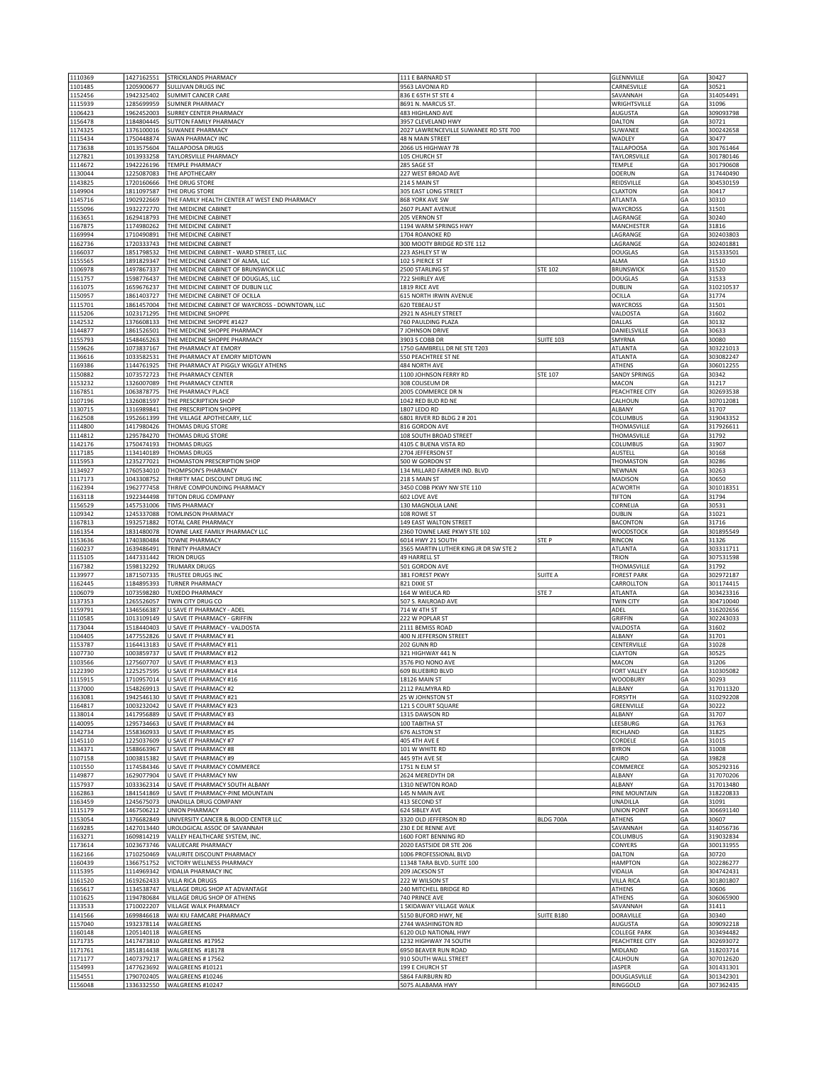| | | | | | | | |
|---|---|---|---|---|---|---|---|
| 1110369 | 1427162551 | STRICKLANDS PHARMACY | 111 E BARNARD ST | | GLENNVILLE | GA | 30427 |
| 1101485 | 1205900677 | SULLIVAN DRUGS INC | 9563 LAVONIA RD | | CARNESVILLE | GA | 30521 |
| 1152456 | 1942325402 | SUMMIT CANCER CARE | 836 E 65TH ST STE 4 | | SAVANNAH | GA | 314054491 |
| 1115939 | 1285699959 | SUMNER PHARMACY | 8691 N. MARCUS ST. | | WRIGHTSVILLE | GA | 31096 |
| 1106423 | 1962452003 | SURREY CENTER PHARMACY | 483 HIGHLAND AVE | | AUGUSTA | GA | 309093798 |
| 1156478 | 1184804445 | SUTTON FAMILY PHARMACY | 3957 CLEVELAND HWY | | DALTON | GA | 30721 |
| 1174325 | 1376100016 | SUWANEE PHARMACY | 2027 LAWRENCEVILLE SUWANEE RD STE 700 | | SUWANEE | GA | 300242658 |
| 1115434 | 1750448874 | SWAN PHARMACY INC | 48 N MAIN STREET | | WADLEY | GA | 30477 |
| 1173638 | 1013575604 | TALLAPOOSA DRUGS | 2066 US HIGHWAY 78 | | TALLAPOOSA | GA | 301761464 |
| 1127821 | 1013933258 | TAYLORSVILLE PHARMACY | 105 CHURCH ST | | TAYLORSVILLE | GA | 301780146 |
| 1114672 | 1942226196 | TEMPLE PHARMACY | 285 SAGE ST | | TEMPLE | GA | 301790608 |
| 1130044 | 1225087083 | THE APOTHECARY | 227 WEST BROAD AVE | | DOERUN | GA | 317440490 |
| 1143825 | 1720160666 | THE DRUG STORE | 214 S MAIN ST | | REIDSVILLE | GA | 304530159 |
| 1149904 | 1811097587 | THE DRUG STORE | 305 EAST LONG STREET | | CLAXTON | GA | 30417 |
| 1145716 | 1902922669 | THE FAMILY HEALTH CENTER AT WEST END PHARMACY | 868 YORK AVE SW | | ATLANTA | GA | 30310 |
| 1155096 | 1932272770 | THE MEDICINE CABINET | 2607 PLANT AVENUE | | WAYCROSS | GA | 31501 |
| 1163651 | 1629418793 | THE MEDICINE CABINET | 205 VERNON ST | | LAGRANGE | GA | 30240 |
| 1167875 | 1174980262 | THE MEDICINE CABINET | 1194 WARM SPRINGS HWY | | MANCHESTER | GA | 31816 |
| 1169994 | 1710490891 | THE MEDICINE CABINET | 1704 ROANOKE RD | | LAGRANGE | GA | 302403803 |
| 1162736 | 1720333743 | THE MEDICINE CABINET | 300 MOOTY BRIDGE RD STE 112 | | LAGRANGE | GA | 302401881 |
| 1166037 | 1851798532 | THE MEDICINE CABINET - WARD STREET, LLC | 223 ASHLEY ST W | | DOUGLAS | GA | 315333501 |
| 1155565 | 1891829347 | THE MEDICINE CABINET OF ALMA, LLC | 102 S PIERCE ST | | ALMA | GA | 31510 |
| 1106978 | 1497867337 | THE MEDICINE CABINET OF BRUNSWICK LLC | 2500 STARLING ST | STE 102 | BRUNSWICK | GA | 31520 |
| 1151757 | 1598776437 | THE MEDICINE CABINET OF DOUGLAS, LLC | 722 SHIRLEY AVE | | DOUGLAS | GA | 31533 |
| 1161075 | 1659676237 | THE MEDICINE CABINET OF DUBLIN LLC | 1819 RICE AVE | | DUBLIN | GA | 310210537 |
| 1150957 | 1861403727 | THE MEDICINE CABINET OF OCILLA | 615 NORTH IRWIN AVENUE | | OCILLA | GA | 31774 |
| 1115701 | 1861457004 | THE MEDICINE CABINET OF WAYCROSS - DOWNTOWN, LLC | 620 TEBEAU ST | | WAYCROSS | GA | 31501 |
| 1115206 | 1023171295 | THE MEDICINE SHOPPE | 2921 N ASHLEY STREET | | VALDOSTA | GA | 31602 |
| 1142532 | 1376608133 | THE MEDICINE SHOPPE #1427 | 760 PAULDING PLAZA | | DALLAS | GA | 30132 |
| 1144877 | 1861526501 | THE MEDICINE SHOPPE PHARMACY | 7 JOHNSON DRIVE | | DANIELSVILLE | GA | 30633 |
| 1155793 | 1548465263 | THE MEDICINE SHOPPE PHARMACY | 3903 S COBB DR | SUITE 103 | SMYRNA | GA | 30080 |
| 1159626 | 1073837167 | THE PHARMACY AT EMORY | 1750 GAMBRELL DR NE STE T203 | | ATLANTA | GA | 303221013 |
| 1136616 | 1033582531 | THE PHARMACY AT EMORY MIDTOWN | 550 PEACHTREE ST NE | | ATLANTA | GA | 303082247 |
| 1169386 | 1144761925 | THE PHARMACY AT PIGGLY WIGGLY ATHENS | 484 NORTH AVE | | ATHENS | GA | 306012255 |
| 1150882 | 1073572723 | THE PHARMACY CENTER | 1100 JOHNSON FERRY RD | STE 107 | SANDY SPRINGS | GA | 30342 |
| 1153232 | 1326007089 | THE PHARMACY CENTER | 308 COLISEUM DR | | MACON | GA | 31217 |
| 1167851 | 1063878775 | THE PHARMACY PLACE | 2005 COMMERCE DR N | | PEACHTREE CITY | GA | 302693538 |
| 1107196 | 1326081597 | THE PRESCRIPTION SHOP | 1042 RED BUD RD NE | | CALHOUN | GA | 307012081 |
| 1130715 | 1316989841 | THE PRESCRIPTION SHOPPE | 1807 LEDO RD | | ALBANY | GA | 31707 |
| 1162508 | 1952661399 | THE VILLAGE APOTHECARY, LLC | 6801 RIVER RD BLDG 2 # 201 | | COLUMBUS | GA | 319043352 |
| 1114800 | 1417980426 | THOMAS DRUG STORE | 816 GORDON AVE | | THOMASVILLE | GA | 317926611 |
| 1114812 | 1295784270 | THOMAS DRUG STORE | 108 SOUTH BROAD STREET | | THOMASVILLE | GA | 31792 |
| 1142176 | 1750474193 | THOMAS DRUGS | 4105 C BUENA VISTA RD | | COLUMBUS | GA | 31907 |
| 1117185 | 1134140189 | THOMAS DRUGS | 2704 JEFFERSON ST | | AUSTELL | GA | 30168 |
| 1115953 | 1235277021 | THOMASTON PRESCRIPTION SHOP | 500 W GORDON ST | | THOMASTON | GA | 30286 |
| 1134927 | 1760534010 | THOMPSON'S PHARMACY | 134 MILLARD FARMER IND. BLVD | | NEWNAN | GA | 30263 |
| 1117173 | 1043308752 | THRIFTY MAC DISCOUNT DRUG INC | 218 S MAIN ST | | MADISON | GA | 30650 |
| 1162394 | 1962777458 | THRIVE COMPOUNDING PHARMACY | 3450 COBB PKWY NW STE 110 | | ACWORTH | GA | 301018351 |
| 1163118 | 1922344498 | TIFTON DRUG COMPANY | 602 LOVE AVE | | TIFTON | GA | 31794 |
| 1156529 | 1457531006 | TIMS PHARMACY | 130 MAGNOLIA LANE | | CORNELIA | GA | 30531 |
| 1109342 | 1245337088 | TOMLINSON PHARMACY | 108 ROWE ST | | DUBLIN | GA | 31021 |
| 1167813 | 1932571882 | TOTAL CARE PHARMACY | 149 EAST WALTON STREET | | BACONTON | GA | 31716 |
| 1161354 | 1831480078 | TOWNE LAKE FAMILY PHARMACY LLC | 2360 TOWNE LAKE PKWY STE 102 | | WOODSTOCK | GA | 301895549 |
| 1153636 | 1740380484 | TOWNE PHARMACY | 6014 HWY 21 SOUTH | STE P | RINCON | GA | 31326 |
| 1160237 | 1639486491 | TRINITY PHARMACY | 3565 MARTIN LUTHER KING JR DR SW STE 2 | | ATLANTA | GA | 303311711 |
| 1115105 | 1447331442 | TRION DRUGS | 49 HARRELL ST | | TRION | GA | 307531598 |
| 1167382 | 1598132292 | TRUMARX DRUGS | 501 GORDON AVE | | THOMASVILLE | GA | 31792 |
| 1139977 | 1871507335 | TRUSTEE DRUGS INC | 381 FOREST PKWY | SUITE A | FOREST PARK | GA | 302972187 |
| 1162445 | 1184895393 | TURNER PHARMACY | 821 DIXIE ST | | CARROLLTON | GA | 301174415 |
| 1106079 | 1073598280 | TUXEDO PHARMACY | 164 W WIEUCA RD | STE 7 | ATLANTA | GA | 303423316 |
| 1137353 | 1265526057 | TWIN CITY DRUG CO | 507 S. RAILROAD AVE | | TWIN CITY | GA | 304710040 |
| 1159791 | 1346566387 | U SAVE IT PHARMACY - ADEL | 714 W 4TH ST | | ADEL | GA | 316202656 |
| 1110585 | 1013109149 | U SAVE IT PHARMACY - GRIFFIN | 222 W POPLAR ST | | GRIFFIN | GA | 302243033 |
| 1173044 | 1518440403 | U SAVE IT PHARMACY - VALDOSTA | 2111 BEMISS ROAD | | VALDOSTA | GA | 31602 |
| 1104405 | 1477552826 | U SAVE IT PHARMACY #1 | 400 N JEFFERSON STREET | | ALBANY | GA | 31701 |
| 1153787 | 1164413183 | U SAVE IT PHARMACY #11 | 202 GUNN RD | | CENTERVILLE | GA | 31028 |
| 1107730 | 1003859737 | U SAVE IT PHARMACY #12 | 321 HIGHWAY 441 N | | CLAYTON | GA | 30525 |
| 1103566 | 1275607707 | U SAVE IT PHARMACY #13 | 3576 PIO NONO AVE | | MACON | GA | 31206 |
| 1122390 | 1225257595 | U SAVE IT PHARMACY #14 | 609 BLUEBIRD BLVD | | FORT VALLEY | GA | 310305082 |
| 1115915 | 1710957014 | U SAVE IT PHARMACY #16 | 18126 MAIN ST | | WOODBURY | GA | 30293 |
| 1137000 | 1548269913 | U SAVE IT PHARMACY #2 | 2112 PALMYRA RD | | ALBANY | GA | 317011320 |
| 1163081 | 1942546130 | U SAVE IT PHARMACY #21 | 25 W JOHNSTON ST | | FORSYTH | GA | 310292208 |
| 1164817 | 1003232042 | U SAVE IT PHARMACY #23 | 121 S COURT SQUARE | | GREENVILLE | GA | 30222 |
| 1138014 | 1417956889 | U SAVE IT PHARMACY #3 | 1315 DAWSON RD | | ALBANY | GA | 31707 |
| 1140095 | 1295734663 | U SAVE IT PHARMACY #4 | 100 TABITHA ST | | LEESBURG | GA | 31763 |
| 1142734 | 1558360933 | U SAVE IT PHARMACY #5 | 676 ALSTON ST | | RICHLAND | GA | 31825 |
| 1145110 | 1225037609 | U SAVE IT PHARMACY #7 | 405 4TH AVE E | | CORDELE | GA | 31015 |
| 1134371 | 1588663967 | U SAVE IT PHARMACY #8 | 101 W WHITE RD | | BYRON | GA | 31008 |
| 1107158 | 1003815382 | U SAVE IT PHARMACY #9 | 445 9TH AVE SE | | CAIRO | GA | 39828 |
| 1101550 | 1174584346 | U SAVE IT PHARMACY COMMERCE | 1751 N ELM ST | | COMMERCE | GA | 305292316 |
| 1149877 | 1629077904 | U SAVE IT PHARMACY NW | 2624 MEREDYTH DR | | ALBANY | GA | 317070206 |
| 1157937 | 1033362314 | U SAVE IT PHARMACY SOUTH ALBANY | 1310 NEWTON ROAD | | ALBANY | GA | 317013480 |
| 1162863 | 1841541869 | U SAVE IT PHARMACY-PINE MOUNTAIN | 145 N MAIN AVE | | PINE MOUNTAIN | GA | 318220833 |
| 1163459 | 1245675073 | UNADILLA DRUG COMPANY | 413 SECOND ST | | UNADILLA | GA | 31091 |
| 1115179 | 1467506212 | UNION PHARMACY | 624 SIBLEY AVE | | UNION POINT | GA | 306691140 |
| 1153054 | 1376682849 | UNIVERSITY CANCER & BLOOD CENTER LLC | 3320 OLD JEFFERSON RD | BLDG 700A | ATHENS | GA | 30607 |
| 1169285 | 1427013440 | UROLOGICAL ASSOC OF SAVANNAH | 230 E DE RENNE AVE | | SAVANNAH | GA | 314056736 |
| 1163271 | 1609814219 | VALLEY HEALTHCARE SYSTEM, INC. | 1600 FORT BENNING RD | | COLUMBUS | GA | 319032834 |
| 1173614 | 1023673746 | VALUECARE PHARMACY | 2020 EASTSIDE DR STE 206 | | CONYERS | GA | 300131955 |
| 1162166 | 1710250469 | VALURITE DISCOUNT PHARMACY | 1006 PROFESSIONAL BLVD | | DALTON | GA | 30720 |
| 1160439 | 1366751752 | VICTORY WELLNESS PHARMACY | 11348 TARA BLVD. SUITE 100 | | HAMPTON | GA | 302286277 |
| 1115395 | 1114969342 | VIDALIA PHARMACY INC | 209 JACKSON ST | | VIDALIA | GA | 304742431 |
| 1161520 | 1619262433 | VILLA RICA DRUGS | 222 W WILSON ST | | VILLA RICA | GA | 301801807 |
| 1165617 | 1134538747 | VILLAGE DRUG SHOP AT ADVANTAGE | 240 MITCHELL BRIDGE RD | | ATHENS | GA | 30606 |
| 1101625 | 1194780684 | VILLAGE DRUG SHOP OF ATHENS | 740 PRINCE AVE | | ATHENS | GA | 306065900 |
| 1133533 | 1710022207 | VILLAGE WALK PHARMACY | 1 SKIDAWAY VILLAGE WALK | | SAVANNAH | GA | 31411 |
| 1141566 | 1699846618 | WAI KIU FAMCARE PHARMACY | 5150 BUFORD HWY, NE | SUITE B180 | DORAVILLE | GA | 30340 |
| 1157040 | 1932378114 | WALGREENS | 2744 WASHINGTON RD | | AUGUSTA | GA | 309092218 |
| 1160148 | 1205140118 | WALGREENS | 6120 OLD NATIONAL HWY | | COLLEGE PARK | GA | 303494482 |
| 1171735 | 1417473810 | WALGREENS #17952 | 1232 HIGHWAY 74 SOUTH | | PEACHTREE CITY | GA | 302693072 |
| 1171761 | 1851814438 | WALGREENS #18178 | 6950 BEAVER RUN ROAD | | MIDLAND | GA | 318203714 |
| 1171177 | 1407379217 | WALGREENS # 17562 | 910 SOUTH WALL STREET | | CALHOUN | GA | 307012620 |
| 1154993 | 1477623692 | WALGREENS #10121 | 199 E CHURCH ST | | JASPER | GA | 301431301 |
| 1154551 | 1790702405 | WALGREENS #10246 | 5864 FAIRBURN RD | | DOUGLASVILLE | GA | 301342301 |
| 1156048 | 1336332550 | WALGREENS #10247 | 5075 ALABAMA HWY | | RINGGOLD | GA | 307362435 |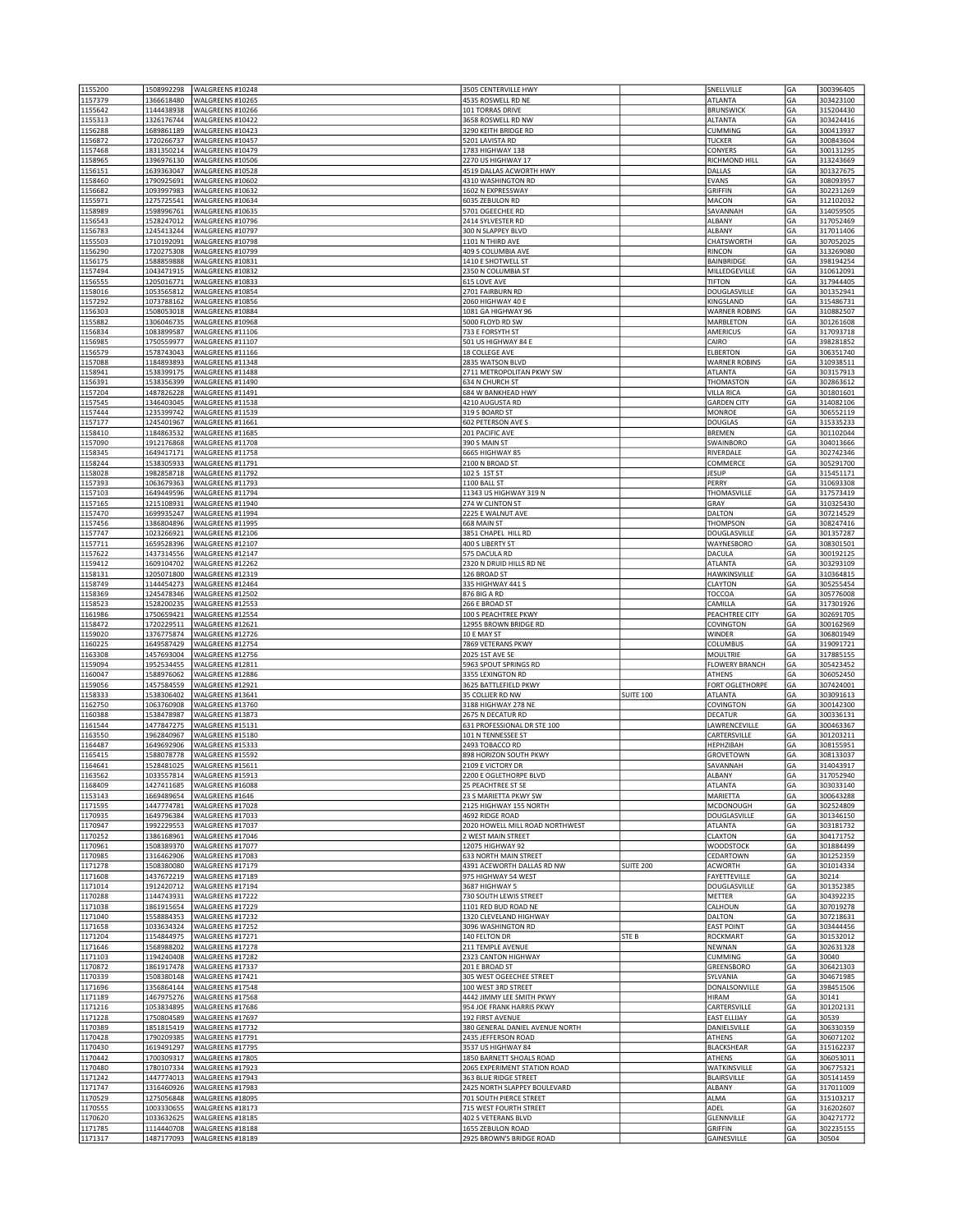| | | | | | | | |
|---|---|---|---|---|---|---|---|
| 1155200 | 1508992298 | WALGREENS #10248 | 3505 CENTERVILLE HWY | | SNELLVILLE | GA | 300396405 |
| 1157379 | 1366618480 | WALGREENS #10265 | 4535 ROSWELL RD NE | | ATLANTA | GA | 303423100 |
| 1155642 | 1144438938 | WALGREENS #10266 | 101 TORRAS DRIVE | | BRUNSWICK | GA | 315204430 |
| 1155313 | 1326176744 | WALGREENS #10422 | 3658 ROSWELL RD NW | | ALTANTA | GA | 303424416 |
| 1156288 | 1689861189 | WALGREENS #10423 | 3290 KEITH BRIDGE RD | | CUMMING | GA | 300413937 |
| 1156872 | 1720266137 | WALGREENS #10457 | 5201 LAVISTA RD | | TUCKER | GA | 300843604 |
| 1157468 | 1831350214 | WALGREENS #10479 | 1783 HIGHWAY 138 | | CONYERS | GA | 300131295 |
| 1158965 | 1396976130 | WALGREENS #10506 | 2270 US HIGHWAY 17 | | RICHMOND HILL | GA | 313243669 |
| 1156151 | 1639363047 | WALGREENS #10528 | 4519 DALLAS ACWORTH HWY | | DALLAS | GA | 301327675 |
| 1158460 | 1790925691 | WALGREENS #10602 | 4310 WASHINGTON RD | | EVANS | GA | 308093957 |
| 1156682 | 1093997983 | WALGREENS #10632 | 1602 N EXPRESSWAY | | GRIFFIN | GA | 302231269 |
| 1155971 | 1275725541 | WALGREENS #10634 | 6035 ZEBULON RD | | MACON | GA | 312102032 |
| 1158989 | 1598996761 | WALGREENS #10635 | 5701 OGEECHEE RD | | SAVANNAH | GA | 314059505 |
| 1156543 | 1528247012 | WALGREENS #10796 | 2414 SYLVESTER RD | | ALBANY | GA | 317052469 |
| 1156783 | 1245413244 | WALGREENS #10797 | 300 N SLAPPEY BLVD | | ALBANY | GA | 317011406 |
| 1155503 | 1710192091 | WALGREENS #10798 | 1101 N THIRD AVE | | CHATSWORTH | GA | 307052025 |
| 1156290 | 1720275308 | WALGREENS #10799 | 409 S COLUMBIA AVE | | RINCON | GA | 313269080 |
| 1156175 | 1588859888 | WALGREENS #10831 | 1410 E SHOTWELL ST | | BAINBRIDGE | GA | 398194254 |
| 1157494 | 1043471915 | WALGREENS #10832 | 2350 N COLUMBIA ST | | MILLEDGEVILLE | GA | 310612091 |
| 1156555 | 1205016771 | WALGREENS #10833 | 615 LOVE AVE | | TIFTON | GA | 317944405 |
| 1158016 | 1053565812 | WALGREENS #10854 | 2701 FAIRBURN RD | | DOUGLASVILLE | GA | 301352941 |
| 1157292 | 1073788162 | WALGREENS #10856 | 2060 HIGHWAY 40 E | | KINGSLAND | GA | 315486731 |
| 1156303 | 1508053018 | WALGREENS #10884 | 1081 GA HIGHWAY 96 | | WARNER ROBINS | GA | 310882507 |
| 1155882 | 1306046735 | WALGREENS #10968 | 5000 FLOYD RD SW | | MARBLETON | GA | 301261608 |
| 1156834 | 1083899587 | WALGREENS #11106 | 733 E FORSYTH ST | | AMERICUS | GA | 317093718 |
| 1156985 | 1750559977 | WALGREENS #11107 | 501 US HIGHWAY 84 E | | CAIRO | GA | 398281852 |
| 1156579 | 1578743043 | WALGREENS #11166 | 18 COLLEGE AVE | | ELBERTON | GA | 306351740 |
| 1157088 | 1184893893 | WALGREENS #11348 | 2835 WATSON BLVD | | WARNER ROBINS | GA | 310938511 |
| 1158941 | 1538399175 | WALGREENS #11488 | 2711 METROPOLITAN PKWY SW | | ATLANTA | GA | 303157913 |
| 1156391 | 1538356399 | WALGREENS #11490 | 634 N CHURCH ST | | THOMASTON | GA | 302863612 |
| 1157204 | 1487826228 | WALGREENS #11491 | 684 W BANKHEAD HWY | | VILLA RICA | GA | 301801601 |
| 1157545 | 1346403045 | WALGREENS #11538 | 4210 AUGUSTA RD | | GARDEN CITY | GA | 314082106 |
| 1157444 | 1235399742 | WALGREENS #11539 | 319 S BOARD ST | | MONROE | GA | 306552119 |
| 1157177 | 1245401967 | WALGREENS #11661 | 602 PETERSON AVE S | | DOUGLAS | GA | 315335233 |
| 1158410 | 1184863532 | WALGREENS #11685 | 201 PACIFIC AVE | | BREMEN | GA | 301102044 |
| 1157090 | 1912176868 | WALGREENS #11708 | 390 S MAIN ST | | SWAINBORO | GA | 304013666 |
| 1158345 | 1649417171 | WALGREENS #11758 | 6665 HIGHWAY 85 | | RIVERDALE | GA | 302742346 |
| 1158244 | 1538305933 | WALGREENS #11791 | 2100 N BROAD ST | | COMMERCE | GA | 305291700 |
| 1158028 | 1982858718 | WALGREENS #11792 | 102 S 1ST ST | | JESUP | GA | 315451171 |
| 1157393 | 1063679363 | WALGREENS #11793 | 1100 BALL ST | | PERRY | GA | 310693308 |
| 1157103 | 1649449596 | WALGREENS #11794 | 11343 US HIGHWAY 319 N | | THOMASVILLE | GA | 317573419 |
| 1157165 | 1215108931 | WALGREENS #11940 | 274 W CLINTON ST | | GRAY | GA | 310325430 |
| 1157470 | 1699935247 | WALGREENS #11994 | 2225 E WALNUT AVE | | DALTON | GA | 307214529 |
| 1157456 | 1386804896 | WALGREENS #11995 | 668 MAIN ST | | THOMPSON | GA | 308247416 |
| 1157747 | 1023266921 | WALGREENS #12106 | 3851 CHAPEL HILL RD | | DOUGLASVILLE | GA | 301357287 |
| 1157711 | 1659528396 | WALGREENS #12107 | 400 S LIBERTY ST | | WAYNESBORO | GA | 308301501 |
| 1157622 | 1437314556 | WALGREENS #12147 | 575 DACULA RD | | DACULA | GA | 300192125 |
| 1159412 | 1609104702 | WALGREENS #12262 | 2320 N DRUID HILLS RD NE | | ATLANTA | GA | 303293109 |
| 1158131 | 1205071800 | WALGREENS #12319 | 126 BROAD ST | | HAWKINSVILLE | GA | 310364815 |
| 1158749 | 1144454273 | WALGREENS #12464 | 335 HIGHWAY 441 S | | CLAYTON | GA | 305255454 |
| 1158369 | 1245478346 | WALGREENS #12502 | 876 BIG A RD | | TOCCOA | GA | 305776008 |
| 1158523 | 1528200235 | WALGREENS #12553 | 266 E BROAD ST | | CAMILLA | GA | 317301926 |
| 1161986 | 1750659421 | WALGREENS #12554 | 100 S PEACHTREE PKWY | | PEACHTREE CITY | GA | 302691705 |
| 1158472 | 1720229511 | WALGREENS #12621 | 12955 BROWN BRIDGE RD | | COVINGTON | GA | 300162969 |
| 1159020 | 1376775874 | WALGREENS #12726 | 10 E MAY ST | | WINDER | GA | 306801949 |
| 1160225 | 1649587429 | WALGREENS #12754 | 7869 VETERANS PKWY | | COLUMBUS | GA | 319091721 |
| 1163308 | 1457693004 | WALGREENS #12756 | 2025 1ST AVE SE | | MOULTRIE | GA | 317885155 |
| 1159094 | 1952534455 | WALGREENS #12811 | 5963 SPOUT SPRINGS RD | | FLOWERY BRANCH | GA | 305423452 |
| 1160047 | 1588976062 | WALGREENS #12886 | 3355 LEXINGTON RD | | ATHENS | GA | 306052450 |
| 1159056 | 1457584559 | WALGREENS #12921 | 3625 BATTLEFIELD PKWY | | FORT OGLETHORPE | GA | 307424001 |
| 1158333 | 1538306402 | WALGREENS #13641 | 35 COLLIER RD NW | SUITE 100 | ATLANTA | GA | 303091613 |
| 1162750 | 1063760908 | WALGREENS #13760 | 3188 HIGHWAY 278 NE | | COVINGTON | GA | 300142300 |
| 1160388 | 1538478987 | WALGREENS #13873 | 2675 N DECATUR RD | | DECATUR | GA | 300336131 |
| 1161544 | 1477847275 | WALGREENS #15131 | 631 PROFESSIONAL DR STE 100 | | LAWRENCEVILLE | GA | 300463367 |
| 1163550 | 1962840967 | WALGREENS #15180 | 101 N TENNESSEE ST | | CARTERSVILLE | GA | 301203211 |
| 1164487 | 1649692906 | WALGREENS #15333 | 2493 TOBACCO RD | | HEPHZIBAH | GA | 308155951 |
| 1165415 | 1588078778 | WALGREENS #15592 | 898 HORIZON SOUTH PKWY | | GROVETOWN | GA | 308133037 |
| 1164641 | 1528481025 | WALGREENS #15611 | 2109 E VICTORY DR | | SAVANNAH | GA | 314043917 |
| 1163562 | 1033557814 | WALGREENS #15913 | 2200 E OGLETHORPE BLVD | | ALBANY | GA | 317052940 |
| 1168409 | 1427411685 | WALGREENS #16088 | 25 PEACHTREE ST SE | | ATLANTA | GA | 303033140 |
| 1153143 | 1669489654 | WALGREENS #1646 | 23 S MARIETTA PKWY SW | | MARIETTA | GA | 300643288 |
| 1171595 | 1447774781 | WALGREENS #17028 | 2125 HIGHWAY 155 NORTH | | MCDONOUGH | GA | 302524809 |
| 1170935 | 1649796384 | WALGREENS #17033 | 4692 RIDGE ROAD | | DOUGLASVILLE | GA | 301346150 |
| 1170947 | 1992229553 | WALGREENS #17037 | 2020 HOWELL MILL ROAD NORTHWEST | | ATLANTA | GA | 303181732 |
| 1170252 | 1386168961 | WALGREENS #17046 | 2 WEST MAIN STREET | | CLAXTON | GA | 304171752 |
| 1170961 | 1508389370 | WALGREENS #17077 | 12075 HIGHWAY 92 | | WOODSTOCK | GA | 301884499 |
| 1170985 | 1316462906 | WALGREENS #17083 | 633 NORTH MAIN STREET | | CEDARTOWN | GA | 301252359 |
| 1171278 | 1508380080 | WALGREENS #17179 | 4391 ACEWORTH DALLAS RD NW | SUITE 200 | ACWORTH | GA | 301014334 |
| 1171608 | 1437672219 | WALGREENS #17189 | 975 HIGHWAY 54 WEST | | FAYETTEVILLE | GA | 30214 |
| 1171014 | 1912420712 | WALGREENS #17194 | 3687 HIGHWAY 5 | | DOUGLASVILLE | GA | 301352385 |
| 1170288 | 1144743931 | WALGREENS #17222 | 730 SOUTH LEWIS STREET | | METTER | GA | 304392235 |
| 1171038 | 1861915654 | WALGREENS #17229 | 1101 RED BUD ROAD NE | | CALHOUN | GA | 307019278 |
| 1171040 | 1558884353 | WALGREENS #17232 | 1320 CLEVELAND HIGHWAY | | DALTON | GA | 307218631 |
| 1171658 | 1033634324 | WALGREENS #17252 | 3096 WASHINGTON RD | | EAST POINT | GA | 303444456 |
| 1171204 | 1154844975 | WALGREENS #17271 | 140 FELTON DR | STE B | ROCKMART | GA | 301532012 |
| 1171646 | 1568988202 | WALGREENS #17278 | 211 TEMPLE AVENUE | | NEWNAN | GA | 302631328 |
| 1171103 | 1194240408 | WALGREENS #17282 | 2323 CANTON HIGHWAY | | CUMMING | GA | 30040 |
| 1170872 | 1861917478 | WALGREENS #17337 | 201 E BROAD ST | | GREENSBORO | GA | 306421303 |
| 1170339 | 1508380148 | WALGREENS #17421 | 305 WEST OGEECHEE STREET | | SYLVANIA | GA | 304671985 |
| 1171696 | 1356864144 | WALGREENS #17548 | 100 WEST 3RD STREET | | DONALSONVILLE | GA | 398451506 |
| 1171189 | 1467975276 | WALGREENS #17568 | 4442 JIMMY LEE SMITH PKWY | | HIRAM | GA | 30141 |
| 1171216 | 1053834895 | WALGREENS #17686 | 954 JOE FRANK HARRIS PKWY | | CARTERSVILLE | GA | 301202131 |
| 1171228 | 1750804589 | WALGREENS #17697 | 192 FIRST AVENUE | | EAST ELLIJAY | GA | 30539 |
| 1170389 | 1851815419 | WALGREENS #17732 | 380 GENERAL DANIEL AVENUE NORTH | | DANIELSVILLE | GA | 306330359 |
| 1170428 | 1790209385 | WALGREENS #17791 | 2435 JEFFERSON ROAD | | ATHENS | GA | 306071202 |
| 1170430 | 1619491297 | WALGREENS #17795 | 3537 US HIGHWAY 84 | | BLACKSHEAR | GA | 315162237 |
| 1170442 | 1700309317 | WALGREENS #17805 | 1850 BARNETT SHOALS ROAD | | ATHENS | GA | 306053011 |
| 1170480 | 1780107334 | WALGREENS #17923 | 2065 EXPERIMENT STATION ROAD | | WATKINSVILLE | GA | 306775321 |
| 1171242 | 1447774013 | WALGREENS #17943 | 363 BLUE RIDGE STREET | | BLAIRSVILLE | GA | 305141459 |
| 1171747 | 1316460926 | WALGREENS #17983 | 2425 NORTH SLAPPEY BOULEVARD | | ALBANY | GA | 317011009 |
| 1170529 | 1275056848 | WALGREENS #18095 | 701 SOUTH PIERCE STREET | | ALMA | GA | 315103217 |
| 1170555 | 1003330655 | WALGREENS #18173 | 715 WEST FOURTH STREET | | ADEL | GA | 316202607 |
| 1170620 | 1033632625 | WALGREENS #18185 | 402 S VETERANS BLVD | | GLENNVILLE | GA | 304271772 |
| 1171785 | 1114440708 | WALGREENS #18188 | 1655 ZEBULON ROAD | | GRIFFIN | GA | 302235155 |
| 1171317 | 1487177093 | WALGREENS #18189 | 2925 BROWN'S BRIDGE ROAD | | GAINESVILLE | GA | 30504 |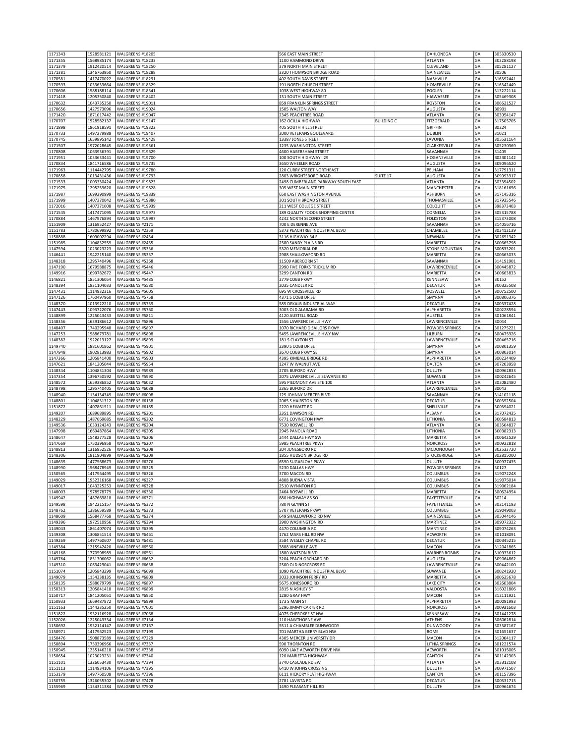| | | | | | | | |
|---|---|---|---|---|---|---|---|
| 1171343 | 1528581121 | WALGREENS #18205 | 566 EAST MAIN STREET | | DAHLONEGA | GA | 305330530 |
| 1171355 | 1568985174 | WALGREENS #18233 | 1100 HAMMOND DRIVE | | ATLANTA | GA | 303288198 |
| 1171379 | 1912420514 | WALGREENS #18250 | 379 NORTH MAIN STREET | | CLEVELAND | GA | 305281127 |
| 1171381 | 1346763950 | WALGREENS #18288 | 3320 THOMPSON BRIDGE ROAD | | GAINESVILLE | GA | 30506 |
| 1170581 | 1417470022 | WALGREENS #18291 | 402 SOUTH DAVIS STREET | | NASHVILLE | GA | 316392441 |
| 1170593 | 1033633664 | WALGREENS #18329 | 191 NORTH CHURCH STREET | | HOMERVILLE | GA | 316342449 |
| 1170606 | 1588188114 | WALGREENS #18341 | 1038 WEST HIGHWAY 80 | | POOLER | GA | 313222114 |
| 1171418 | 1205350840 | WALGREENS #18402 | 131 SOUTH MAIN STREET | | HIAWASSEE | GA | 305469308 |
| 1170632 | 1043735350 | WALGREENS #19011 | 859 FRANKLIN SPRINGS STREET | | ROYSTON | GA | 306621527 |
| 1170656 | 1427573096 | WALGREENS #19024 | 1505 WALTON WAY | | AUGUSTA | GA | 30901 |
| 1171420 | 1871017442 | WALGREENS #19047 | 2345 PEACHTREE ROAD | | ATLANTA | GA | 303054147 |
| 1170707 | 1528582137 | WALGREENS #19147 | 162 OCILLA HIGHWAY | BUILDING C | FITZGERALD | GA | 317505705 |
| 1171898 | 1861918591 | WALGREENS #19322 | 405 SOUTH HILL STREET | | GRIFFIN | GA | 30224 |
| 1170733 | 1497279988 | WALGREENS #19407 | 2000 VETERANS BOULEVARD. | | DUBLIN | GA | 31021 |
| 1170745 | 1659895142 | WALGREENS #19428 | 13387 JONES STREET | | LAVONIA | GA | 305531164 |
| 1171507 | 1972028645 | WALGREENS #19561 | 1235 WASHINGTON STREET | | CLARKESVILLE | GA | 305230369 |
| 1170808 | 1063936391 | WALGREENS #19629 | 4600 HABERSHAM STREET | | SAVANNAH | GA | 31405 |
| 1171951 | 1033633441 | WALGREENS #19700 | 100 SOUTH HIGHWAY I 29 | | HOGANSVILLE | GA | 302301142 |
| 1170834 | 1841716586 | WALGREENS #19735 | 3650 WHEELER ROAD | | AUGUSTA | GA | 309096520 |
| 1171963 | 1114442795 | WALGREENS #19780 | 120 CURRY STREET NORTHEAST | | PELHAM | GA | 317791311 |
| 1170858 | 1013431436 | WALGREENS #19793 | 2803 WRIGHTSBORO ROAD | SUITE 17 | AUGUSTA | GA | 309093917 |
| 1171533 | 1003330424 | WALGREENS #19823 | 2498 CUMBERLAND PARKWAY SOUTH EAST | | ATLANTA | GA | 303394502 |
| 1171975 | 1295259620 | WALGREENS #19828 | 305 WEST MAIN STREET | | MANCHESTER | GA | 318161656 |
| 1171987 | 1699290999 | WALGREENS #19839 | 650 EAST WASHINGTON AVENUE | | ASHBURN | GA | 317145316 |
| 1171999 | 1407370042 | WALGREENS #19880 | 301 SOUTH BROAD STREET | | THOMASVILLE | GA | 317925546 |
| 1172016 | 1407371008 | WALGREENS #19939 | 211 WEST COLLEGE STREET | | COLQUITT | GA | 398373403 |
| 1171545 | 1417471095 | WALGREENS #19973 | 189 QUALITY FOODS SHOPPING CENTER | | CORNELIA | GA | 305315788 |
| 1170884 | 1467976894 | WALGREENS #19997 | 4242 NORTH SECOND STREET | | FOLKSTON | GA | 315373008 |
| 1151909 | 1316952427 | WALGREENS #2171 | 700 E DERENNE AVE | | SAVANNAH | GA | 314056716 |
| 1151783 | 1780699892 | WALGREENS #2359 | 5373 PEACHTREE INDUSTRIAL BLVD | | CHAMBLEE | GA | 303412139 |
| 1158888 | 1609002294 | WALGREENS #2454 | 3116 HIGHWAY 34 E | | NEWNAN | GA | 302651342 |
| 1151985 | 1104832559 | WALGREENS #2455 | 2580 SANDY PLAINS RD | | MARIETTA | GA | 300665798 |
| 1147594 | 1023023223 | WALGREENS #5336 | 5320 MEMORIAL DR | | STONE MOUNTAIN | GA | 300833201 |
| 1146441 | 1942215140 | WALGREENS #5337 | 2988 SHALLOWFORD RD | | MARIETTA | GA | 300663033 |
| 1148318 | 1295740496 | WALGREENS #5368 | 11509 ABERCORN ST | | SAVANNAH | GA | 314191901 |
| 1147190 | 1679588875 | WALGREENS #5446 | 2990 FIVE FORKS TRICKUM RD | | LAWRENCEVILLE | GA | 300445872 |
| 1149916 | 1699782672 | WALGREENS #5447 | 3299 CANTON RD | | MARIETTA | GA | 300663833 |
| 1146821 | 1851306054 | WALGREENS #5485 | 2779 COBB PKWY | | KENNESAW | GA | 30152 |
| 1148394 | 1831104033 | WALGREENS #5580 | 2035 CANDLER RD | | DECATUR | GA | 300325508 |
| 1147431 | 1114932316 | WALGREENS #5605 | 695 W CROSSVILLE RD | | ROSWELL | GA | 300752500 |
| 1147126 | 1760497960 | WALGREENS #5758 | 4371 S COBB DR SE | | SMYRNA | GA | 300806376 |
| 1148370 | 1013922210 | WALGREENS #5759 | 585 DEKALB INDUSTRIAL WAY | | DECATUR | GA | 300337428 |
| 1147443 | 1093722076 | WALGREENS #5760 | 3003 OLD ALABAMA RD | | ALPHARETTA | GA | 300228594 |
| 1148899 | 1225043433 | WALGREENS #5811 | 4120 AUSTELL ROAD | | AUSTELL | GA | 301061841 |
| 1148356 | 1639186612 | WALGREENS #5896 | 1556 LAWRENCEVILLE HWY | | LAWRENCEVILLE | GA | 30044 |
| 1148407 | 1740295948 | WALGREENS #5897 | 1070 RICHARD D SAILORS PKWY | | POWDER SPRINGS | GA | 301275221 |
| 1147253 | 1588679781 | WALGREENS #5898 | 5455 LAWRENCEVILLE HWY NW | | LILBURN | GA | 300475926 |
| 1148382 | 1922013127 | WALGREENS #5899 | 181 S CLAYTON ST | | LAWRENCEVILLE | GA | 300465716 |
| 1149740 | 1881601862 | WALGREENS #5901 | 2390 S COBB DR SE | | SMYRNA | GA | 300801359 |
| 1147948 | 1902813983 | WALGREENS #5902 | 2670 COBB PKWY SE | | SMYRNA | GA | 300803014 |
| 1147366 | 1205841400 | WALGREENS #5903 | 4395 KIMBALL BRIDGE RD | | ALPHARETTA | GA | 300224409 |
| 1147621 | 1841205044 | WALGREENS #5954 | 1247 W WALNUT AVE | | DALTON | GA | 307203958 |
| 1148344 | 1104831304 | WALGREENS #5989 | 2705 BUFORD HWY | | DULUTH | GA | 300962833 |
| 1147354 | 1396750592 | WALGREENS #5990 | 2075 LAWRENCEVILLE SUWANEE RD | | SUWANEE | GA | 300242645 |
| 1148572 | 1659386852 | WALGREENS #6032 | 595 PIEDMONT AVE STE 100 | | ATLANTA | GA | 303082480 |
| 1148798 | 1295740405 | WALGREENS #6088 | 2365 BUFORD DR | | LAWRENCEVILLE | GA | 30043 |
| 1148940 | 1134134349 | WALGREENS #6098 | 125 JOHNNY MERCER BLVD | | SAVANNAH | GA | 314102118 |
| 1148801 | 1104831312 | WALGREENS #6138 | 2065 S HAIRSTON RD | | DECATUR | GA | 300352504 |
| 1151872 | 1407861511 | WALGREENS #6185 | 2220 HEWATT RD | | SNELLVILLE | GA | 300394021 |
| 1149207 | 1689689895 | WALGREENS #6201 | 2351 DAWSON RD | | ALBANY | GA | 317072435 |
| 1148229 | 1487669685 | WALGREENS #6202 | 6771 COVINGTON HWY | | LITHONIA | GA | 300584813 |
| 1149536 | 1033124243 | WALGREENS #6204 | 7530 ROSWELL RD | | ATLANTA | GA | 303504837 |
| 1147998 | 1669487864 | WALGREENS #6205 | 2945 PANOLA ROAD | | LITHONIA | GA | 300382313 |
| 1148647 | 1548277528 | WALGREENS #6206 | 2444 DALLAS HWY SW | | MARIETTA | GA | 300642529 |
| 1147669 | 1750396958 | WALGREENS #6207 | 5985 PEACHTREE PKWY | | NORCROSS | GA | 300922818 |
| 1148813 | 1316952526 | WALGREENS #6208 | 204 JONESBORO RD | | MCDONOUGH | GA | 302533720 |
| 1148306 | 1811904899 | WALGREENS #6209 | 1855 HUDSON BRIDGE RD | | STOCKBRIDGE | GA | 302815000 |
| 1148635 | 1477568673 | WALGREENS #6276 | 6590 SUGARLOAF PKWY | | DULUTH | GA | 300977435 |
| 1148990 | 1568478949 | WALGREENS #6325 | 5230 DALLAS HWY | | POWDER SPRINGS | GA | 30127 |
| 1150565 | 1417964495 | WALGREENS #6326 | 3700 MACON RD | | COLUMBUS | GA | 319072248 |
| 1149029 | 1952316168 | WALGREENS #6327 | 4808 BUENA VISTA | | COLUMBUS | GA | 319075014 |
| 1149017 | 1043225253 | WALGREENS #6328 | 2510 WYNNTON RD | | COLUMBUS | GA | 319062184 |
| 1148003 | 1578578779 | WALGREENS #6330 | 2464 ROSWELL RD | | MARIETTA | GA | 300624954 |
| 1149942 | 1487669818 | WALGREENS #6371 | 880 HIGHWAY 85 SO | | FAYETTEVILLE | GA | 30214 |
| 1149598 | 1942215157 | WALGREENS #6372 | 780 N GLYNN ST | | FAYETTEVILLE | GA | 302141193 |
| 1148762 | 1386659589 | WALGREENS #6373 | 5707 VETERANS PKWY | | COLUMBUS | GA | 319049003 |
| 1148609 | 1568477768 | WALGREENS #6374 | 649 SHALLOWFORD RD NW | | GAINESVILLE | GA | 305044146 |
| 1149396 | 1972510956 | WALGREENS #6394 | 3900 WASHINGTON RD | | MARTINEZ | GA | 309072322 |
| 1149043 | 1861407074 | WALGREENS #6395 | 4470 COLUMBIA RD | | MARTINEZ | GA | 309074263 |
| 1149308 | 1306851514 | WALGREENS #6461 | 1762 MARS HILL RD NW | | ACWORTH | GA | 301018091 |
| 1149269 | 1497760607 | WALGREENS #6481 | 3584 WESLEY CHAPEL RD | | DECATUR | GA | 300345215 |
| 1149384 | 1215942420 | WALGREENS #6560 | 3888 VINEVILLE AVE | | MACON | GA | 312041865 |
| 1149168 | 1770598989 | WALGREENS #6561 | 1880 WATSON BLVD | | WARNER ROBINS | GA | 310933612 |
| 1149764 | 1851306062 | WALGREENS #6632 | 3204 PEACH ORCHARD RD | | AUGUSTA | GA | 309064862 |
| 1149310 | 1063429041 | WALGREENS #6638 | 2500 OLD NORCROSS RD | | LAWRENCEVILLE | GA | 300442100 |
| 1151074 | 1205843299 | WALGREENS #6699 | 1090 PEACHTREE INDUSTRIAL BLVD | | SUWANEE | GA | 300241920 |
| 1149079 | 1154338135 | WALGREENS #6809 | 3033 JOHNSON FERRY RD | | MARIETTA | GA | 300625678 |
| 1150135 | 1588679799 | WALGREENS #6897 | 5675 JONESBORO RD | | LAKE CITY | GA | 302603804 |
| 1150313 | 1205841418 | WALGREENS #6899 | 2815 N ASHLEY ST | | VALDOSTA | GA | 316021806 |
| 1150717 | 1841205051 | WALGREENS #6950 | 1280 GRAY HWY | | MACON | GA | 312111921 |
| 1150933 | 1669487872 | WALGREENS #6999 | 173 S MAIN ST | | ALPHARETTA | GA | 300091993 |
| 1151163 | 1144235250 | WALGREENS #7001 | 5296 JIMMY CARTER RD | | NORCROSS | GA | 300931603 |
| 1151822 | 1932116928 | WALGREENS #7068 | 4075 CHEROKEE ST NW | | KENNESAW | GA | 301441278 |
| 1152026 | 1225043334 | WALGREENS #7134 | 110 HAWTHORNE AVE | | ATHENS | GA | 306062814 |
| 1150692 | 1932114147 | WALGREENS #7167 | 5511 A CHAMBLEE DUNWOODY | | DUNWOODY | GA | 303387167 |
| 1150971 | 1417962523 | WALGREENS #7199 | 701 MARTHA BERRY BLVD NW | | ROME | GA | 301651637 |
| 1150476 | 1508873589 | WALGREENS #7229 | 4305 MERCER UNIVERSITY DR | | MACON | GA | 312064117 |
| 1150894 | 1750396966 | WALGREENS #7337 | 590 THORNTON RD | | LITHIA SPRINGS | GA | 301221574 |
| 1150945 | 1235146218 | WALGREENS #7338 | 6090 LAKE ACWORTH DRIVE NW | | ACWORTH | GA | 301015005 |
| 1150654 | 1023023231 | WALGREENS #7340 | 120 MARIETTA HIGHWAY | | CANTON | GA | 301142303 |
| 1151101 | 1326053430 | WALGREENS #7394 | 3740 CASCADE RD SW | | ATLANTA | GA | 303312108 |
| 1151113 | 1114934106 | WALGREENS #7395 | 6410 W JOHNS CROSSING | | DULUTH | GA | 300971507 |
| 1153179 | 1497760508 | WALGREENS #7396 | 6111 HICKORY FLAT HIGHWAY | | CANTON | GA | 301157396 |
| 1150755 | 1326055302 | WALGREENS #7478 | 2781 LAVISTA RD | | DECATUR | GA | 300331713 |
| 1155969 | 1134311384 | WALGREENS #7502 | 1490 PLEASANT HILL RD | | DULUTH | GA | 300964674 |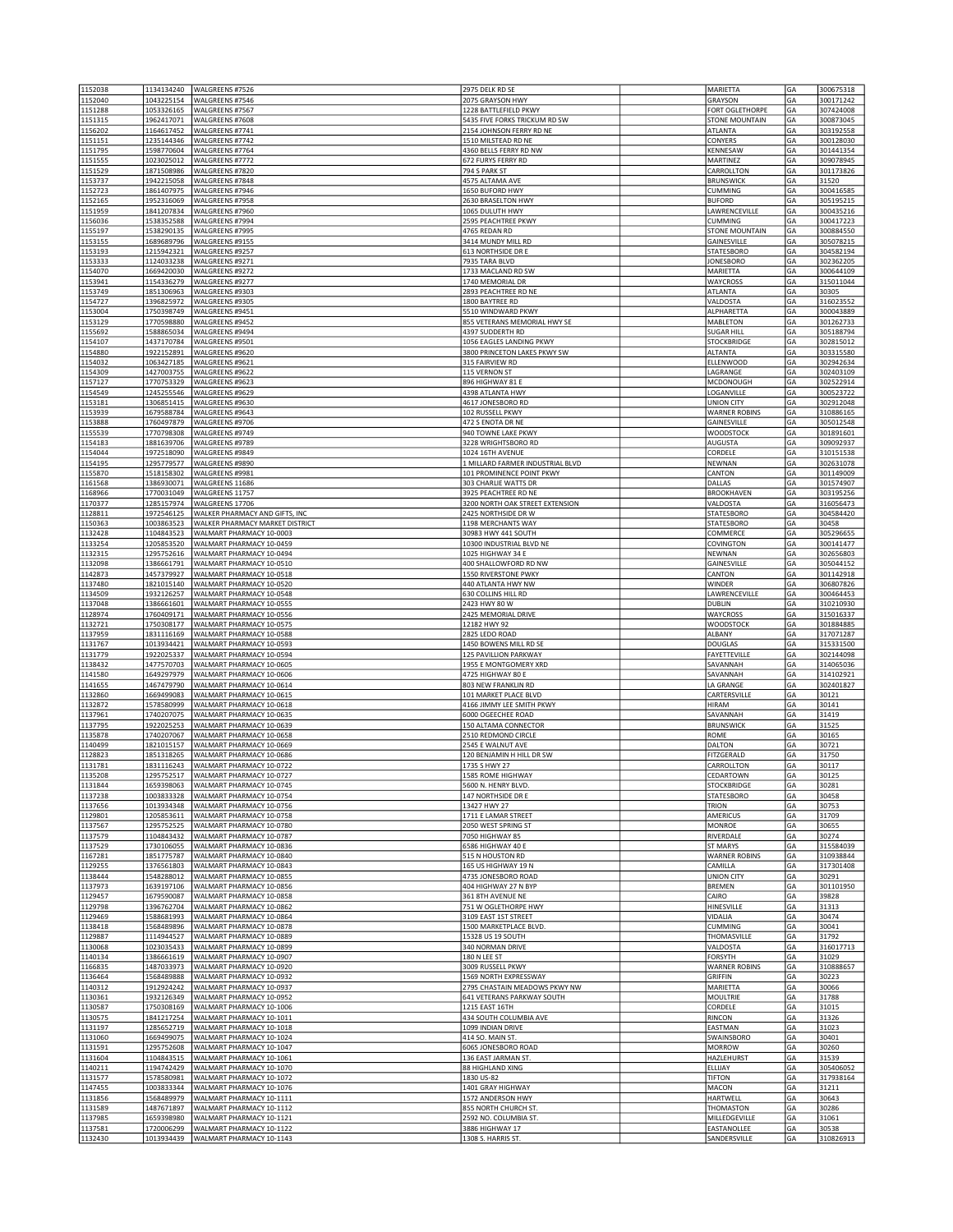| | | | | | | | |
|---|---|---|---|---|---|---|---|
| 1152038 | 1134134240 | WALGREENS #7526 | 2975 DELK RD SE | | MARIETTA | GA | 300675318 |
| 1152040 | 1043225154 | WALGREENS #7546 | 2075 GRAYSON HWY | | GRAYSON | GA | 300171242 |
| 1151288 | 1053326165 | WALGREENS #7567 | 1228 BATTLEFIELD PKWY | | FORT OGLETHORPE | GA | 307424008 |
| 1151315 | 1962417071 | WALGREENS #7608 | 5435 FIVE FORKS TRICKUM RD SW | | STONE MOUNTAIN | GA | 300873045 |
| 1156202 | 1164617452 | WALGREENS #7741 | 2154 JOHNSON FERRY RD NE | | ATLANTA | GA | 303192558 |
| 1151151 | 1235144346 | WALGREENS #7742 | 1510 MILSTEAD RD NE | | CONYERS | GA | 300128030 |
| 1151795 | 1598770604 | WALGREENS #7764 | 4360 BELLS FERRY RD NW | | KENNESAW | GA | 301441354 |
| 1151555 | 1023025012 | WALGREENS #7772 | 672 FURYS FERRY RD | | MARTINEZ | GA | 309078945 |
| 1151529 | 1871508986 | WALGREENS #7820 | 794 S PARK ST | | CARROLLTON | GA | 301173826 |
| 1153737 | 1942215058 | WALGREENS #7848 | 4575 ALTAMA AVE | | BRUNSWICK | GA | 31520 |
| 1152723 | 1861407975 | WALGREENS #7946 | 1650 BUFORD HWY | | CUMMING | GA | 300416585 |
| 1152165 | 1952316069 | WALGREENS #7958 | 2630 BRASELTON HWY | | BUFORD | GA | 305195215 |
| 1151959 | 1841207834 | WALGREENS #7960 | 1065 DULUTH HWY | | LAWRENCEVILLE | GA | 300435216 |
| 1156036 | 1538352588 | WALGREENS #7994 | 2595 PEACHTREE PKWY | | CUMMING | GA | 300417223 |
| 1155197 | 1538290135 | WALGREENS #7995 | 4765 REDAN RD | | STONE MOUNTAIN | GA | 300884550 |
| 1153155 | 1689689796 | WALGREENS #9155 | 3414 MUNDY MILL RD | | GAINESVILLE | GA | 305078215 |
| 1153193 | 1215942321 | WALGREENS #9257 | 613 NORTHSIDE DR E | | STATESBORO | GA | 304582194 |
| 1153333 | 1124033238 | WALGREENS #9271 | 7935 TARA BLVD | | JONESBORO | GA | 302362205 |
| 1154070 | 1669420030 | WALGREENS #9272 | 1733 MACLAND RD SW | | MARIETTA | GA | 300644109 |
| 1153941 | 1154336279 | WALGREENS #9277 | 1740 MEMORIAL DR | | WAYCROSS | GA | 315011044 |
| 1153749 | 1851306963 | WALGREENS #9303 | 2893 PEACHTREE RD NE | | ATLANTA | GA | 30305 |
| 1154727 | 1396825972 | WALGREENS #9305 | 1800 BAYTREE RD | | VALDOSTA | GA | 316023552 |
| 1153004 | 1750398749 | WALGREENS #9451 | 5510 WINDWARD PKWY | | ALPHARETTA | GA | 300043889 |
| 1153129 | 1770598880 | WALGREENS #9452 | 855 VETERANS MEMORIAL HWY SE | | MABLETON | GA | 301262733 |
| 1155692 | 1588865034 | WALGREENS #9494 | 4397 SUDDERTH RD | | SUGAR HILL | GA | 305188794 |
| 1154107 | 1437170784 | WALGREENS #9501 | 1056 EAGLES LANDING PKWY | | STOCKBRIDGE | GA | 302815012 |
| 1154880 | 1922152891 | WALGREENS #9620 | 3800 PRINCETON LAKES PKWY SW | | ALTANTA | GA | 303315580 |
| 1154032 | 1063427185 | WALGREENS #9621 | 315 FAIRVIEW RD | | ELLENWOOD | GA | 302942634 |
| 1154309 | 1427003755 | WALGREENS #9622 | 115 VERNON ST | | LAGRANGE | GA | 302403109 |
| 1157127 | 1770753329 | WALGREENS #9623 | 896 HIGHWAY 81 E | | MCDONOUGH | GA | 302522914 |
| 1154549 | 1245255546 | WALGREENS #9629 | 4398 ATLANTA HWY | | LOGANVILLE | GA | 300523722 |
| 1153181 | 1306851415 | WALGREENS #9630 | 4617 JONESBORO RD | | UNION CITY | GA | 302912048 |
| 1153939 | 1679588784 | WALGREENS #9643 | 102 RUSSELL PKWY | | WARNER ROBINS | GA | 310886165 |
| 1153888 | 1760497879 | WALGREENS #9706 | 472 S ENOTA DR NE | | GAINESVILLE | GA | 305012548 |
| 1155539 | 1770798308 | WALGREENS #9749 | 940 TOWNE LAKE PKWY | | WOODSTOCK | GA | 301891601 |
| 1154183 | 1881639706 | WALGREENS #9789 | 3228 WRIGHTSBORO RD | | AUGUSTA | GA | 309092937 |
| 1154044 | 1972518090 | WALGREENS #9849 | 1024 16TH AVENUE | | CORDELE | GA | 310151538 |
| 1154195 | 1295779577 | WALGREENS #9890 | 1 MILLARD FARMER INDUSTRIAL BLVD | | NEWNAN | GA | 302631078 |
| 1155870 | 1518158302 | WALGREENS #9981 | 101 PROMINENCE POINT PKWY | | CANTON | GA | 301149009 |
| 1161568 | 1386930071 | WALGREENS 11686 | 303 CHARLIE WATTS DR | | DALLAS | GA | 301574907 |
| 1168966 | 1770031049 | WALGREENS 11757 | 3925 PEACHTREE RD NE | | BROOKHAVEN | GA | 303195256 |
| 1170377 | 1285157974 | WALGREENS 17706 | 3200 NORTH OAK STREET EXTENSION | | VALDOSTA | GA | 316056473 |
| 1128811 | 1972546125 | WALKER PHARMACY AND GIFTS, INC | 2425 NORTHSIDE DR W | | STATESBORO | GA | 304584420 |
| 1150363 | 1003863523 | WALKER PHARMACY MARKET DISTRICT | 1198 MERCHANTS WAY | | STATESBORO | GA | 30458 |
| 1132428 | 1104843523 | WALMART PHARMACY 10-0003 | 30983 HWY 441 SOUTH | | COMMERCE | GA | 305296655 |
| 1133254 | 1205853520 | WALMART PHARMACY 10-0459 | 10300 INDUSTRIAL BLVD NE | | COVINGTON | GA | 300141477 |
| 1132315 | 1295752616 | WALMART PHARMACY 10-0494 | 1025 HIGHWAY 34 E | | NEWNAN | GA | 302656803 |
| 1132098 | 1386661791 | WALMART PHARMACY 10-0510 | 400 SHALLOWFORD RD NW | | GAINESVILLE | GA | 305044152 |
| 1142873 | 1457379927 | WALMART PHARMACY 10-0518 | 1550 RIVERSTONE PWKY | | CANTON | GA | 301142918 |
| 1137480 | 1821015140 | WALMART PHARMACY 10-0520 | 440 ATLANTA HWY NW | | WINDER | GA | 306807826 |
| 1134509 | 1932126257 | WALMART PHARMACY 10-0548 | 630 COLLINS HILL RD | | LAWRENCEVILLE | GA | 300464453 |
| 1137048 | 1386661601 | WALMART PHARMACY 10-0555 | 2423 HWY 80 W | | DUBLIN | GA | 310210930 |
| 1128974 | 1760409171 | WALMART PHARMACY 10-0556 | 2425 MEMORIAL DRIVE | | WAYCROSS | GA | 315016337 |
| 1132721 | 1750308177 | WALMART PHARMACY 10-0575 | 12182 HWY 92 | | WOODSTOCK | GA | 301884885 |
| 1137959 | 1831116169 | WALMART PHARMACY 10-0588 | 2825 LEDO ROAD | | ALBANY | GA | 317071287 |
| 1131767 | 1013934421 | WALMART PHARMACY 10-0593 | 1450 BOWENS MILL RD SE | | DOUGLAS | GA | 315331500 |
| 1131779 | 1922025337 | WALMART PHARMACY 10-0594 | 125 PAVILLION PARKWAY | | FAYETTEVILLE | GA | 302144098 |
| 1138432 | 1477570703 | WALMART PHARMACY 10-0605 | 1955 E MONTGOMERY XRD | | SAVANNAH | GA | 314065036 |
| 1141580 | 1649297979 | WALMART PHARMACY 10-0606 | 4725 HIGHWAY 80 E | | SAVANNAH | GA | 314102921 |
| 1141655 | 1467479790 | WALMART PHARMACY 10-0614 | 803 NEW FRANKLIN RD | | LA GRANGE | GA | 302401827 |
| 1132860 | 1669499083 | WALMART PHARMACY 10-0615 | 101 MARKET PLACE BLVD | | CARTERSVILLE | GA | 30121 |
| 1132872 | 1578580999 | WALMART PHARMACY 10-0618 | 4166 JIMMY LEE SMITH PKWY | | HIRAM | GA | 30141 |
| 1137961 | 1740207075 | WALMART PHARMACY 10-0635 | 6000 OGEECHEE ROAD | | SAVANNAH | GA | 31419 |
| 1137795 | 1922025253 | WALMART PHARMACY 10-0639 | 150 ALTAMA CONNECTOR | | BRUNSWICK | GA | 31525 |
| 1135878 | 1740207067 | WALMART PHARMACY 10-0658 | 2510 REDMOND CIRCLE | | ROME | GA | 30165 |
| 1140499 | 1821015157 | WALMART PHARMACY 10-0669 | 2545 E WALNUT AVE | | DALTON | GA | 30721 |
| 1128823 | 1851318265 | WALMART PHARMACY 10-0686 | 120 BENJAMIN H HILL DR SW | | FITZGERALD | GA | 31750 |
| 1131781 | 1831116243 | WALMART PHARMACY 10-0722 | 1735 S HWY 27 | | CARROLLTON | GA | 30117 |
| 1135208 | 1295752517 | WALMART PHARMACY 10-0727 | 1585 ROME HIGHWAY | | CEDARTOWN | GA | 30125 |
| 1131844 | 1659398063 | WALMART PHARMACY 10-0745 | 5600 N. HENRY BLVD. | | STOCKBRIDGE | GA | 30281 |
| 1137238 | 1003833328 | WALMART PHARMACY 10-0754 | 147 NORTHSIDE DR E | | STATESBORO | GA | 30458 |
| 1137656 | 1013934348 | WALMART PHARMACY 10-0756 | 13427 HWY 27 | | TRION | GA | 30753 |
| 1129801 | 1205853611 | WALMART PHARMACY 10-0758 | 1711 E LAMAR STREET | | AMERICUS | GA | 31709 |
| 1137567 | 1295752525 | WALMART PHARMACY 10-0780 | 2050 WEST SPRING ST | | MONROE | GA | 30655 |
| 1137579 | 1104843432 | WALMART PHARMACY 10-0787 | 7050 HIGHWAY 85 | | RIVERDALE | GA | 30274 |
| 1137529 | 1730106055 | WALMART PHARMACY 10-0836 | 6586 HIGHWAY 40 E | | ST MARYS | GA | 315584039 |
| 1167281 | 1851775787 | WALMART PHARMACY 10-0840 | 515 N HOUSTON RD | | WARNER ROBINS | GA | 310938844 |
| 1129255 | 1376561803 | WALMART PHARMACY 10-0843 | 165 US HIGHWAY 19 N | | CAMILLA | GA | 317301408 |
| 1138444 | 1548288012 | WALMART PHARMACY 10-0855 | 4735 JONESBORO ROAD | | UNION CITY | GA | 30291 |
| 1137973 | 1639197106 | WALMART PHARMACY 10-0856 | 404 HIGHWAY 27 N BYP | | BREMEN | GA | 301101950 |
| 1129457 | 1679590087 | WALMART PHARMACY 10-0858 | 361 8TH AVENUE NE | | CAIRO | GA | 39828 |
| 1129798 | 1396762704 | WALMART PHARMACY 10-0862 | 751 W OGLETHORPE HWY | | HINESVILLE | GA | 31313 |
| 1129469 | 1588681993 | WALMART PHARMACY 10-0864 | 3109 EAST 1ST STREET | | VIDALIA | GA | 30474 |
| 1138418 | 1568489896 | WALMART PHARMACY 10-0878 | 1500 MARKETPLACE BLVD. | | CUMMING | GA | 30041 |
| 1129887 | 1114944527 | WALMART PHARMACY 10-0889 | 15328 US 19 SOUTH | | THOMASVILLE | GA | 31792 |
| 1130068 | 1023035433 | WALMART PHARMACY 10-0899 | 340 NORMAN DRIVE | | VALDOSTA | GA | 316017713 |
| 1140134 | 1386661619 | WALMART PHARMACY 10-0907 | 180 N LEE ST | | FORSYTH | GA | 31029 |
| 1166835 | 1487033973 | WALMART PHARMACY 10-0920 | 3009 RUSSELL PKWY | | WARNER ROBINS | GA | 310888657 |
| 1136464 | 1568489888 | WALMART PHARMACY 10-0932 | 1569 NORTH EXPRESSWAY | | GRIFFIN | GA | 30223 |
| 1140312 | 1912924242 | WALMART PHARMACY 10-0937 | 2795 CHASTAIN MEADOWS PKWY NW | | MARIETTA | GA | 30066 |
| 1130361 | 1932126349 | WALMART PHARMACY 10-0952 | 641 VETERANS PARKWAY SOUTH | | MOULTRIE | GA | 31788 |
| 1130587 | 1750308169 | WALMART PHARMACY 10-1006 | 1215 EAST 16TH | | CORDELE | GA | 31015 |
| 1130575 | 1841217254 | WALMART PHARMACY 10-1011 | 434 SOUTH COLUMBIA AVE | | RINCON | GA | 31326 |
| 1131197 | 1285652719 | WALMART PHARMACY 10-1018 | 1099 INDIAN DRIVE | | EASTMAN | GA | 31023 |
| 1131060 | 1669499075 | WALMART PHARMACY 10-1024 | 414 SO. MAIN ST. | | SWAINSBORO | GA | 30401 |
| 1131591 | 1295752608 | WALMART PHARMACY 10-1047 | 6065 JONESBORO ROAD | | MORROW | GA | 30260 |
| 1131604 | 1104843515 | WALMART PHARMACY 10-1061 | 136 EAST JARMAN ST. | | HAZLEHURST | GA | 31539 |
| 1140211 | 1194742429 | WALMART PHARMACY 10-1070 | 88 HIGHLAND XING | | ELLIJAY | GA | 305406052 |
| 1131577 | 1578580981 | WALMART PHARMACY 10-1072 | 1830 US-82 | | TIFTON | GA | 317938164 |
| 1147455 | 1003833344 | WALMART PHARMACY 10-1076 | 1401 GRAY HIGHWAY | | MACON | GA | 31211 |
| 1131856 | 1568489979 | WALMART PHARMACY 10-1111 | 1572 ANDERSON HWY | | HARTWELL | GA | 30643 |
| 1131589 | 1487671897 | WALMART PHARMACY 10-1112 | 855 NORTH CHURCH ST. | | THOMASTON | GA | 30286 |
| 1137985 | 1659398980 | WALMART PHARMACY 10-1121 | 2592 NO. COLUMBIA ST. | | MILLEDGEVILLE | GA | 31061 |
| 1137581 | 1720006299 | WALMART PHARMACY 10-1122 | 3886 HIGHWAY 17 | | EASTANOLLEE | GA | 30538 |
| 1132430 | 1013934439 | WALMART PHARMACY 10-1143 | 1308 S. HARRIS ST. | | SANDERSVILLE | GA | 310826913 |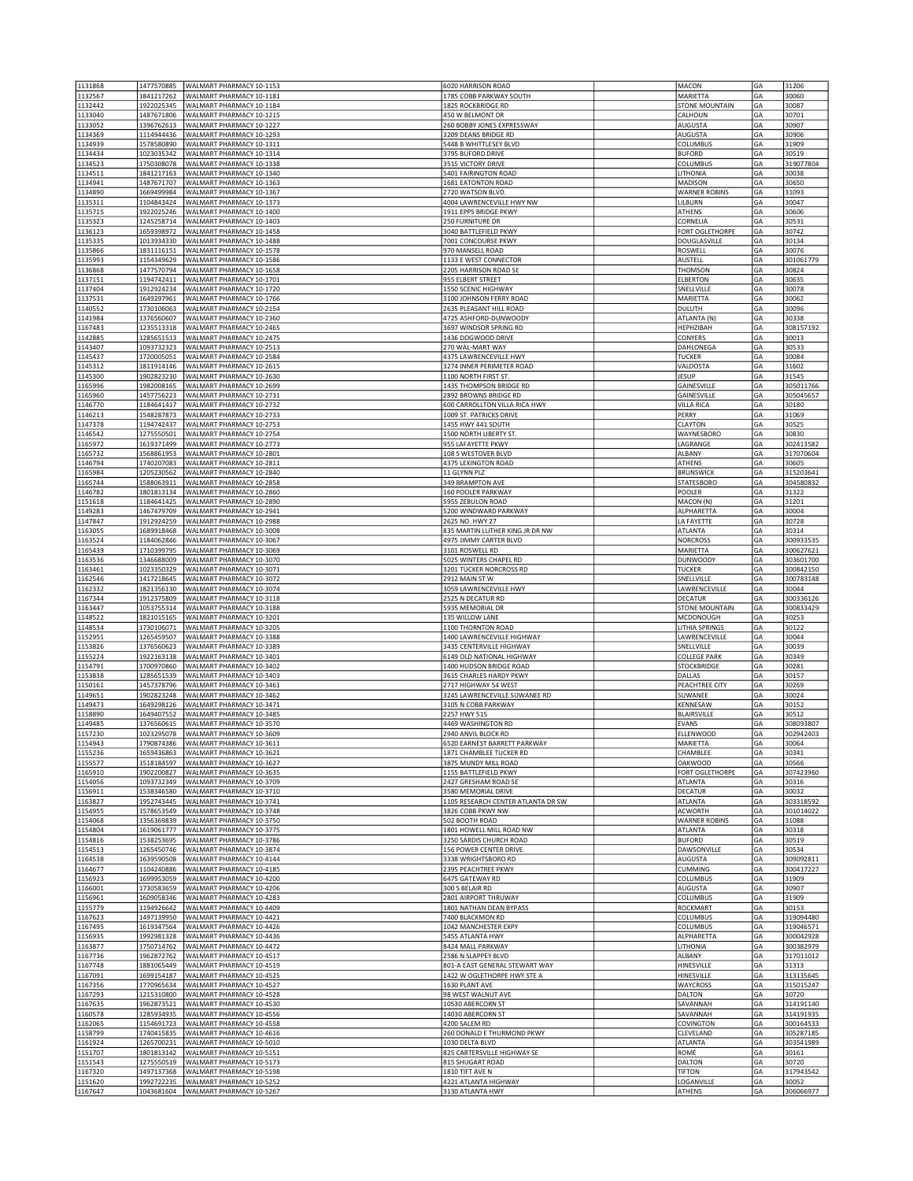| | | | | | | | |
|---|---|---|---|---|---|---|---|
| 1131868 | 1477570885 | WALMART PHARMACY 10-1153 | 6020 HARRISON ROAD | | MACON | GA | 31206 |
| 1132567 | 1841217262 | WALMART PHARMACY 10-1181 | 1785 COBB PARKWAY SOUTH | | MARIETTA | GA | 30060 |
| 1132442 | 1922025345 | WALMART PHARMACY 10-1184 | 1825 ROCKBRIDGE RD | | STONE MOUNTAIN | GA | 30087 |
| 1133040 | 1487671806 | WALMART PHARMACY 10-1215 | 450 W BELMONT DR | | CALHOUN | GA | 30701 |
| 1133052 | 1396762613 | WALMART PHARMACY 10-1227 | 260 BOBBY JONES EXPRESSWAY | | AUGUSTA | GA | 30907 |
| 1134369 | 1114944436 | WALMART PHARMACY 10-1293 | 3209 DEANS BRIDGE RD | | AUGUSTA | GA | 30906 |
| 1134939 | 1578580890 | WALMART PHARMACY 10-1311 | 5448 B WHITTLESEY BLVD | | COLUMBUS | GA | 31909 |
| 1134434 | 1023035342 | WALMART PHARMACY 10-1314 | 3795 BUFORD DRIVE | | BUFORD | GA | 30519 |
| 1134523 | 1750308078 | WALMART PHARMACY 10-1338 | 3515 VICTORY DRIVE | | COLUMBUS | GA | 319077804 |
| 1134511 | 1841217163 | WALMART PHARMACY 10-1340 | 5401 FAIRINGTON ROAD | | LITHONIA | GA | 30038 |
| 1134941 | 1487671707 | WALMART PHARMACY 10-1363 | 1681 EATONTON ROAD | | MADISON | GA | 30650 |
| 1134890 | 1669499984 | WALMART PHARMACY 10-1367 | 2720 WATSON BLVD. | | WARNER ROBINS | GA | 31093 |
| 1135311 | 1104843424 | WALMART PHARMACY 10-1373 | 4004 LAWRENCEVILLE HWY NW | | LILBURN | GA | 30047 |
| 1135715 | 1922025246 | WALMART PHARMACY 10-1400 | 1911 EPPS BRIDGE PKWY | | ATHENS | GA | 30606 |
| 1135323 | 1245258714 | WALMART PHARMACY 10-1403 | 250 FURNITURE DR | | CORNELIA | GA | 30531 |
| 1136123 | 1659398972 | WALMART PHARMACY 10-1458 | 3040 BATTLEFIELD PKWY | | FORT OGLETHORPE | GA | 30742 |
| 1135335 | 1013934330 | WALMART PHARMACY 10-1488 | 7001 CONCOURSE PKWY | | DOUGLASVILLE | GA | 30134 |
| 1135866 | 1831116151 | WALMART PHARMACY 10-1578 | 970 MANSELL ROAD | | ROSWELL | GA | 30076 |
| 1135993 | 1154349629 | WALMART PHARMACY 10-1586 | 1133 E WEST CONNECTOR | | AUSTELL | GA | 301061779 |
| 1136868 | 1477570794 | WALMART PHARMACY 10-1658 | 2205 HARRISON ROAD SE | | THOMSON | GA | 30824 |
| 1137151 | 1194742411 | WALMART PHARMACY 10-1701 | 955 ELBERT STREET | | ELBERTON | GA | 30635 |
| 1137404 | 1912924234 | WALMART PHARMACY 10-1720 | 1550 SCENIC HIGHWAY | | SNELLVILLE | GA | 30078 |
| 1137531 | 1649297961 | WALMART PHARMACY 10-1766 | 3100 JOHNSON FERRY ROAD | | MARIETTA | GA | 30062 |
| 1140552 | 1730106063 | WALMART PHARMACY 10-2154 | 2635 PLEASANT HILL ROAD | | DULUTH | GA | 30096 |
| 1141984 | 1376560607 | WALMART PHARMACY 10-2360 | 4725 ASHFORD-DUNWOODY | | ATLANTA (N) | GA | 30338 |
| 1167483 | 1235513318 | WALMART PHARMACY 10-2465 | 3697 WINDSOR SPRING RD | | HEPHZIBAH | GA | 308157192 |
| 1142885 | 1285651513 | WALMART PHARMACY 10-2475 | 1436 DOGWOOD DRIVE | | CONYERS | GA | 30013 |
| 1143407 | 1093732323 | WALMART PHARMACY 10-2513 | 270 WAL-MART WAY | | DAHLONEGA | GA | 30533 |
| 1145437 | 1720005051 | WALMART PHARMACY 10-2584 | 4375 LAWRENCEVILLE HWY | | TUCKER | GA | 30084 |
| 1145312 | 1811914146 | WALMART PHARMACY 10-2615 | 3274 INNER PERIMETER ROAD | | VALDOSTA | GA | 31602 |
| 1145300 | 1902823230 | WALMART PHARMACY 10-2630 | 1100 NORTH FIRST ST. | | JESUP | GA | 31545 |
| 1165996 | 1982008165 | WALMART PHARMACY 10-2699 | 1435 THOMPSON BRIDGE RD | | GAINESVILLE | GA | 305011766 |
| 1165960 | 1457756223 | WALMART PHARMACY 10-2731 | 2892 BROWNS BRIDGE RD | | GAINESVILLE | GA | 305045657 |
| 1146770 | 1184641417 | WALMART PHARMACY 10-2732 | 600 CARROLLTON VILLA RICA HWY | | VILLA RICA | GA | 30180 |
| 1146213 | 1548287873 | WALMART PHARMACY 10-2733 | 1009 ST. PATRICKS DRIVE | | PERRY | GA | 31069 |
| 1147378 | 1194742437 | WALMART PHARMACY 10-2753 | 1455 HWY 441 SOUTH | | CLAYTON | GA | 30525 |
| 1146542 | 1275550501 | WALMART PHARMACY 10-2754 | 1500 NORTH LIBERTY ST. | | WAYNESBORO | GA | 30830 |
| 1165972 | 1619371499 | WALMART PHARMACY 10-2773 | 955 LAFAYETTE PKWY | | LAGRANGE | GA | 302413582 |
| 1165732 | 1568861953 | WALMART PHARMACY 10-2801 | 108 S WESTOVER BLVD | | ALBANY | GA | 317070604 |
| 1146794 | 1740207083 | WALMART PHARMACY 10-2811 | 4375 LEXINGTON ROAD | | ATHENS | GA | 30605 |
| 1165984 | 1205230562 | WALMART PHARMACY 10-2840 | 11 GLYNN PLZ | | BRUNSWICK | GA | 315203641 |
| 1165744 | 1588063911 | WALMART PHARMACY 10-2858 | 349 BRAMPTON AVE | | STATESBORO | GA | 304580832 |
| 1146782 | 1801813134 | WALMART PHARMACY 10-2860 | 160 POOLER PARKWAY | | POOLER | GA | 31322 |
| 1151618 | 1184641425 | WALMART PHARMACY 10-2890 | 5955 ZEBULON ROAD | | MACON (N) | GA | 31201 |
| 1149283 | 1467479709 | WALMART PHARMACY 10-2941 | 5200 WINDWARD PARKWAY | | ALPHARETTA | GA | 30004 |
| 1147847 | 1912924259 | WALMART PHARMACY 10-2988 | 2625 NO. HWY 27 | | LA FAYETTE | GA | 30728 |
| 1163055 | 1689918468 | WALMART PHARMACY 10-3008 | 835 MARTIN LUTHER KING JR DR NW | | ATLANTA | GA | 30314 |
| 1163524 | 1184062846 | WALMART PHARMACY 10-3067 | 4975 JIMMY CARTER BLVD | | NORCROSS | GA | 300933535 |
| 1165439 | 1710399795 | WALMART PHARMACY 10-3069 | 3101 ROSWELL RD | | MARIETTA | GA | 300627621 |
| 1163536 | 1346688009 | WALMART PHARMACY 10-3070 | 5025 WINTERS CHAPEL RD | | DUNWOODY | GA | 303601700 |
| 1163461 | 1023350329 | WALMART PHARMACY 10-3071 | 3201 TUCKER NORCROSS RD | | TUCKER | GA | 300842150 |
| 1162546 | 1417218645 | WALMART PHARMACY 10-3072 | 2912 MAIN ST W | | SNELLVILLE | GA | 300783148 |
| 1162332 | 1821356130 | WALMART PHARMACY 10-3074 | 3059 LAWRENCEVILLE HWY | | LAWRENCEVILLE | GA | 30044 |
| 1167344 | 1912375809 | WALMART PHARMACY 10-3118 | 2525 N DECATUR RD | | DECATUR | GA | 300336126 |
| 1163447 | 1053755314 | WALMART PHARMACY 10-3188 | 5935 MEMORIAL DR | | STONE MOUNTAIN | GA | 300833429 |
| 1148522 | 1821015165 | WALMART PHARMACY 10-3201 | 135 WILLOW LANE | | MCDONOUGH | GA | 30253 |
| 1148534 | 1730106071 | WALMART PHARMACY 10-3205 | 1100 THORNTON ROAD | | LITHIA SPRINGS | GA | 30122 |
| 1152951 | 1265459507 | WALMART PHARMACY 10-3388 | 1400 LAWRENCEVILLE HIGHWAY | | LAWRENCEVILLE | GA | 30044 |
| 1153826 | 1376560623 | WALMART PHARMACY 10-3389 | 3435 CENTERVILLE HIGHWAY | | SNELLVILLE | GA | 30039 |
| 1155224 | 1922163138 | WALMART PHARMACY 10-3401 | 6149 OLD NATIONAL HIGHWAY | | COLLEGE PARK | GA | 30349 |
| 1154791 | 1700970860 | WALMART PHARMACY 10-3402 | 1400 HUDSON BRIDGE ROAD | | STOCKBRIDGE | GA | 30281 |
| 1153838 | 1285651539 | WALMART PHARMACY 10-3403 | 3615 CHARLES HARDY PKWY | | DALLAS | GA | 30157 |
| 1150161 | 1457378796 | WALMART PHARMACY 10-3461 | 2717 HIGHWAY 54 WEST | | PEACHTREE CITY | GA | 30269 |
| 1149651 | 1902823248 | WALMART PHARMACY 10-3462 | 3245 LAWRENCEVILLE SUWANEE RD | | SUWANEE | GA | 30024 |
| 1149473 | 1649298126 | WALMART PHARMACY 10-3471 | 3105 N COBB PARKWAY | | KENNESAW | GA | 30152 |
| 1158890 | 1649407552 | WALMART PHARMACY 10-3485 | 2257 HWY 515 | | BLAIRSVILLE | GA | 30512 |
| 1149485 | 1376560615 | WALMART PHARMACY 10-3570 | 4469 WASHINGTON RD | | EVANS | GA | 308093807 |
| 1157230 | 1023295078 | WALMART PHARMACY 10-3609 | 2940 ANVIL BLOCK RD | | ELLENWOOD | GA | 302942403 |
| 1154943 | 1790874386 | WALMART PHARMACY 10-3611 | 6520 EARNEST BARRETT PARKWAY | | MARIETTA | GA | 30064 |
| 1155236 | 1659436863 | WALMART PHARMACY 10-3621 | 1871 CHAMBLEE TUCKER RD | | CHAMBLEE | GA | 30341 |
| 1155577 | 1518184597 | WALMART PHARMACY 10-3627 | 3875 MUNDY MILL ROAD | | OAKWOOD | GA | 30566 |
| 1165910 | 1902200827 | WALMART PHARMACY 10-3635 | 1155 BATTLEFIELD PKWY | | FORT OGLETHORPE | GA | 307423960 |
| 1154056 | 1093732349 | WALMART PHARMACY 10-3709 | 2427 GRESHAM ROAD SE | | ATLANTA | GA | 30316 |
| 1156911 | 1538346580 | WALMART PHARMACY 10-3710 | 3580 MEMORIAL DRIVE | | DECATUR | GA | 30032 |
| 1163827 | 1952743445 | WALMART PHARMACY 10-3741 | 1105 RESEARCH CENTER ATLANTA DR SW | | ATLANTA | GA | 303318592 |
| 1154955 | 1578653549 | WALMART PHARMACY 10-3748 | 3826 COBB PKWY NW | | ACWORTH | GA | 301014022 |
| 1154068 | 1356369839 | WALMART PHARMACY 10-3750 | 502 BOOTH ROAD | | WARNER ROBINS | GA | 31088 |
| 1154804 | 1619061777 | WALMART PHARMACY 10-3775 | 1801 HOWELL MILL ROAD NW | | ATLANTA | GA | 30318 |
| 1154816 | 1538253695 | WALMART PHARMACY 10-3786 | 3250 SARDIS CHURCH ROAD | | BUFORD | GA | 30519 |
| 1154513 | 1265450746 | WALMART PHARMACY 10-3874 | 156 POWER CENTER DRIVE | | DAWSONVILLE | GA | 30534 |
| 1164538 | 1639590508 | WALMART PHARMACY 10-4144 | 3338 WRIGHTSBORO RD | | AUGUSTA | GA | 309092811 |
| 1164677 | 1104240886 | WALMART PHARMACY 10-4185 | 2395 PEACHTREE PKWY | | CUMMING | GA | 300417227 |
| 1156923 | 1699953059 | WALMART PHARMACY 10-4200 | 6475 GATEWAY RD | | COLUMBUS | GA | 31909 |
| 1166001 | 1730583659 | WALMART PHARMACY 10-4206 | 300 S BELAIR RD | | AUGUSTA | GA | 30907 |
| 1156961 | 1609058346 | WALMART PHARMACY 10-4283 | 2801 AIRPORT THRUWAY | | COLUMBUS | GA | 31909 |
| 1155779 | 1194926642 | WALMART PHARMACY 10-4409 | 1801 NATHAN DEAN BYPASS | | ROCKMART | GA | 30153 |
| 1167623 | 1497139950 | WALMART PHARMACY 10-4421 | 7400 BLACKMON RD | | COLUMBUS | GA | 319094480 |
| 1167495 | 1619347564 | WALMART PHARMACY 10-4426 | 1042 MANCHESTER EXPY | | COLUMBUS | GA | 319046571 |
| 1156935 | 1992981328 | WALMART PHARMACY 10-4436 | 5455 ATLANTA HWY | | ALPHARETTA | GA | 300042928 |
| 1163877 | 1750714762 | WALMART PHARMACY 10-4472 | 8424 MALL PARKWAY | | LITHONIA | GA | 300382979 |
| 1167736 | 1962872762 | WALMART PHARMACY 10-4517 | 2586 N SLAPPEY BLVD | | ALBANY | GA | 317011012 |
| 1167748 | 1881065449 | WALMART PHARMACY 10-4519 | 801-A EAST GENERAL STEWART WAY | | HINESVILLE | GA | 31313 |
| 1167091 | 1699154187 | WALMART PHARMACY 10-4525 | 1422 W OGLETHORPE HWY STE A | | HINESVILLE | GA | 313135645 |
| 1167356 | 1770965634 | WALMART PHARMACY 10-4527 | 1630 PLANT AVE | | WAYCROSS | GA | 315015247 |
| 1167293 | 1215310800 | WALMART PHARMACY 10-4528 | 98 WEST WALNUT AVE | | DALTON | GA | 30720 |
| 1167635 | 1962873521 | WALMART PHARMACY 10-4530 | 10530 ABERCORN ST | | SAVANNAH | GA | 314191140 |
| 1160578 | 1285934935 | WALMART PHARMACY 10-4556 | 14030 ABERCORN ST | | SAVANNAH | GA | 314191935 |
| 1162065 | 1154691723 | WALMART PHARMACY 10-4558 | 4200 SALEM RD | | COVINGTON | GA | 300164533 |
| 1158799 | 1740415835 | WALMART PHARMACY 10-4616 | 260 DONALD E THURMOND PKWY | | CLEVELAND | GA | 305287185 |
| 1161924 | 1265700231 | WALMART PHARMACY 10-5010 | 1030 DELTA BLVD | | ATLANTA | GA | 303541989 |
| 1151707 | 1801813142 | WALMART PHARMACY 10-5151 | 825 CARTERSVILLE HIGHWAY SE | | ROME | GA | 30161 |
| 1151543 | 1275550519 | WALMART PHARMACY 10-5173 | 815 SHUGART ROAD | | DALTON | GA | 30720 |
| 1167320 | 1497137368 | WALMART PHARMACY 10-5198 | 1810 TIFT AVE N | | TIFTON | GA | 317943542 |
| 1151620 | 1992722235 | WALMART PHARMACY 10-5252 | 4221 ATLANTA HIGHWAY | | LOGANVILLE | GA | 30052 |
| 1167647 | 1043681604 | WALMART PHARMACY 10-5267 | 3130 ATLANTA HWY | | ATHENS | GA | 306066977 |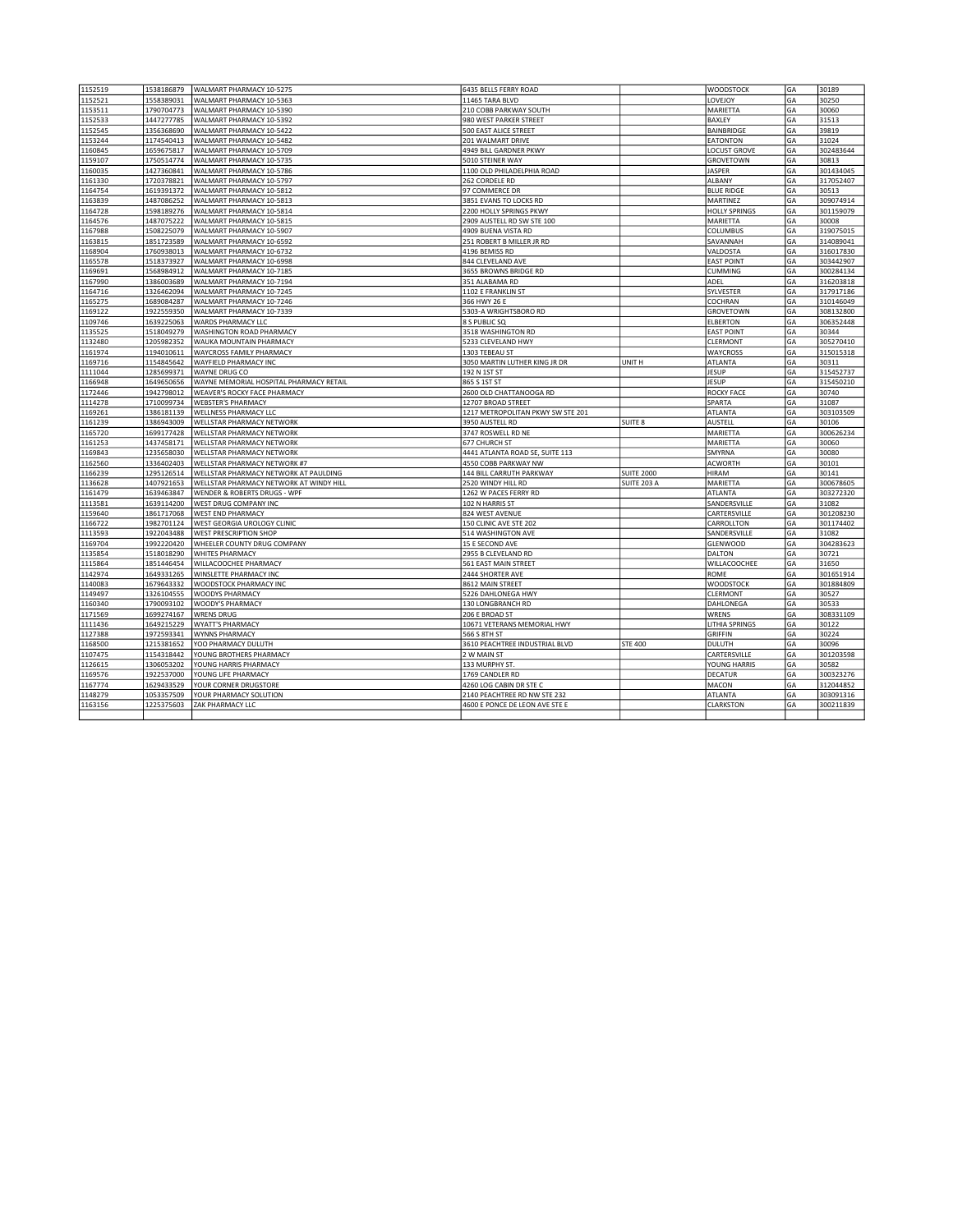| | | | | | | | |
|---|---|---|---|---|---|---|---|
| 1152519 | 1538186879 | WALMART PHARMACY 10-5275 | 6435 BELLS FERRY ROAD | | WOODSTOCK | GA | 30189 |
| 1152521 | 1558389031 | WALMART PHARMACY 10-5363 | 11465 TARA BLVD | | LOVEJOY | GA | 30250 |
| 1153511 | 1790704773 | WALMART PHARMACY 10-5390 | 210 COBB PARKWAY SOUTH | | MARIETTA | GA | 30060 |
| 1152533 | 1447277785 | WALMART PHARMACY 10-5392 | 980 WEST PARKER STREET | | BAXLEY | GA | 31513 |
| 1152545 | 1356368690 | WALMART PHARMACY 10-5422 | 500 EAST ALICE STREET | | BAINBRIDGE | GA | 39819 |
| 1153244 | 1174540413 | WALMART PHARMACY 10-5482 | 201 WALMART DRIVE | | EATONTON | GA | 31024 |
| 1160845 | 1659675817 | WALMART PHARMACY 10-5709 | 4949 BILL GARDNER PKWY | | LOCUST GROVE | GA | 302483644 |
| 1159107 | 1750514774 | WALMART PHARMACY 10-5735 | 5010 STEINER WAY | | GROVETOWN | GA | 30813 |
| 1160035 | 1427360841 | WALMART PHARMACY 10-5786 | 1100 OLD PHILADELPHIA ROAD | | JASPER | GA | 301434045 |
| 1161330 | 1720378821 | WALMART PHARMACY 10-5797 | 262 CORDELE RD | | ALBANY | GA | 317052407 |
| 1164754 | 1619391372 | WALMART PHARMACY 10-5812 | 97 COMMERCE DR | | BLUE RIDGE | GA | 30513 |
| 1163839 | 1487086252 | WALMART PHARMACY 10-5813 | 3851 EVANS TO LOCKS RD | | MARTINEZ | GA | 309074914 |
| 1164728 | 1598189276 | WALMART PHARMACY 10-5814 | 2200 HOLLY SPRINGS PKWY | | HOLLY SPRINGS | GA | 301159079 |
| 1164576 | 1487075222 | WALMART PHARMACY 10-5815 | 2909 AUSTELL RD SW STE 100 | | MARIETTA | GA | 30008 |
| 1167988 | 1508225079 | WALMART PHARMACY 10-5907 | 4909 BUENA VISTA RD | | COLUMBUS | GA | 319075015 |
| 1163815 | 1851723589 | WALMART PHARMACY 10-6592 | 251 ROBERT B MILLER JR RD | | SAVANNAH | GA | 314089041 |
| 1168904 | 1760938013 | WALMART PHARMACY 10-6732 | 4196 BEMISS RD | | VALDOSTA | GA | 316017830 |
| 1165578 | 1518373927 | WALMART PHARMACY 10-6998 | 844 CLEVELAND AVE | | EAST POINT | GA | 303442907 |
| 1169691 | 1568984912 | WALMART PHARMACY 10-7185 | 3655 BROWNS BRIDGE RD | | CUMMING | GA | 300284134 |
| 1167990 | 1386003689 | WALMART PHARMACY 10-7194 | 351 ALABAMA RD | | ADEL | GA | 316203818 |
| 1164716 | 1326462094 | WALMART PHARMACY 10-7245 | 1102 E FRANKLIN ST | | SYLVESTER | GA | 317917186 |
| 1165275 | 1689084287 | WALMART PHARMACY 10-7246 | 366 HWY 26 E | | COCHRAN | GA | 310146049 |
| 1169122 | 1922559350 | WALMART PHARMACY 10-7339 | 5303-A WRIGHTSBORO RD | | GROVETOWN | GA | 308132800 |
| 1109746 | 1639225063 | WARDS PHARMACY LLC | 8 S PUBLIC SQ | | ELBERTON | GA | 306352448 |
| 1135525 | 1518049279 | WASHINGTON ROAD PHARMACY | 3518 WASHINGTON RD | | EAST POINT | GA | 30344 |
| 1132480 | 1205982352 | WAUKA MOUNTAIN PHARMACY | 5233 CLEVELAND HWY | | CLERMONT | GA | 305270410 |
| 1161974 | 1194010611 | WAYCROSS FAMILY PHARMACY | 1303 TEBEAU ST | | WAYCROSS | GA | 315015318 |
| 1169716 | 1154845642 | WAYFIELD PHARMACY INC | 3050 MARTIN LUTHER KING JR DR | UNIT H | ATLANTA | GA | 30311 |
| 1111044 | 1285699371 | WAYNE DRUG CO | 192 N 1ST ST | | JESUP | GA | 315452737 |
| 1166948 | 1649650656 | WAYNE MEMORIAL HOSPITAL PHARMACY RETAIL | 865 S 1ST ST | | JESUP | GA | 315450210 |
| 1172446 | 1942798012 | WEAVER'S ROCKY FACE PHARMACY | 2600 OLD CHATTANOOGA RD | | ROCKY FACE | GA | 30740 |
| 1114278 | 1710099734 | WEBSTER'S PHARMACY | 12707 BROAD STREET | | SPARTA | GA | 31087 |
| 1169261 | 1386181139 | WELLNESS PHARMACY LLC | 1217 METROPOLITAN PKWY SW STE 201 | | ATLANTA | GA | 303103509 |
| 1161239 | 1386943009 | WELLSTAR PHARMACY NETWORK | 3950 AUSTELL RD | SUITE 8 | AUSTELL | GA | 30106 |
| 1165720 | 1699177428 | WELLSTAR PHARMACY NETWORK | 3747 ROSWELL RD NE | | MARIETTA | GA | 300626234 |
| 1161253 | 1437458171 | WELLSTAR PHARMACY NETWORK | 677 CHURCH ST | | MARIETTA | GA | 30060 |
| 1169843 | 1235658030 | WELLSTAR PHARMACY NETWORK | 4441 ATLANTA ROAD SE, SUITE 113 | | SMYRNA | GA | 30080 |
| 1162560 | 1336402403 | WELLSTAR PHARMACY NETWORK #7 | 4550 COBB PARKWAY NW | | ACWORTH | GA | 30101 |
| 1166239 | 1295126514 | WELLSTAR PHARMACY NETWORK AT PAULDING | 144 BILL CARRUTH PARKWAY | SUITE 2000 | HIRAM | GA | 30141 |
| 1136628 | 1407921653 | WELLSTAR PHARMACY NETWORK AT WINDY HILL | 2520 WINDY HILL RD | SUITE 203 A | MARIETTA | GA | 300678605 |
| 1161479 | 1639463847 | WENDER & ROBERTS DRUGS - WPF | 1262 W PACES FERRY RD | | ATLANTA | GA | 303272320 |
| 1113581 | 1639114200 | WEST DRUG COMPANY INC | 102 N HARRIS ST | | SANDERSVILLE | GA | 31082 |
| 1159640 | 1861717068 | WEST END PHARMACY | 824 WEST AVENUE | | CARTERSVILLE | GA | 301208230 |
| 1166722 | 1982701124 | WEST GEORGIA UROLOGY CLINIC | 150 CLINIC AVE STE 202 | | CARROLLTON | GA | 301174402 |
| 1113593 | 1922043488 | WEST PRESCRIPTION SHOP | 514 WASHINGTON AVE | | SANDERSVILLE | GA | 31082 |
| 1169704 | 1992220420 | WHEELER COUNTY DRUG COMPANY | 15 E SECOND AVE | | GLENWOOD | GA | 304283623 |
| 1135854 | 1518018290 | WHITES PHARMACY | 2955 B CLEVELAND RD | | DALTON | GA | 30721 |
| 1115864 | 1851446454 | WILLACOOCHEE PHARMACY | 561 EAST MAIN STREET | | WILLACOOCHEE | GA | 31650 |
| 1142974 | 1649331265 | WINSLETTE PHARMACY INC | 2444 SHORTER AVE | | ROME | GA | 301651914 |
| 1140083 | 1679643332 | WOODSTOCK PHARMACY INC | 8612 MAIN STREET | | WOODSTOCK | GA | 301884809 |
| 1149497 | 1326104555 | WOODYS PHARMACY | 5226 DAHLONEGA HWY | | CLERMONT | GA | 30527 |
| 1160340 | 1790093102 | WOODY'S PHARMACY | 130 LONGBRANCH RD | | DAHLONEGA | GA | 30533 |
| 1171569 | 1699274167 | WRENS DRUG | 206 E BROAD ST | | WRENS | GA | 308331109 |
| 1111436 | 1649215229 | WYATT'S PHARMACY | 10671 VETERANS MEMORIAL HWY | | LITHIA SPRINGS | GA | 30122 |
| 1127388 | 1972593341 | WYNNS PHARMACY | 566 S 8TH ST | | GRIFFIN | GA | 30224 |
| 1168500 | 1215381652 | YOO PHARMACY DULUTH | 3610 PEACHTREE INDUSTRIAL BLVD | STE 400 | DULUTH | GA | 30096 |
| 1107475 | 1154318442 | YOUNG BROTHERS PHARMACY | 2 W MAIN ST | | CARTERSVILLE | GA | 301203598 |
| 1126615 | 1306053202 | YOUNG HARRIS PHARMACY | 133 MURPHY ST. | | YOUNG HARRIS | GA | 30582 |
| 1169576 | 1922537000 | YOUNG LIFE PHARMACY | 1769 CANDLER RD | | DECATUR | GA | 300323276 |
| 1167774 | 1629433529 | YOUR CORNER DRUGSTORE | 4260 LOG CABIN DR STE C | | MACON | GA | 312044852 |
| 1148279 | 1053357509 | YOUR PHARMACY SOLUTION | 2140 PEACHTREE RD NW STE 232 | | ATLANTA | GA | 303091316 |
| 1163156 | 1225375603 | ZAK PHARMACY LLC | 4600 E PONCE DE LEON AVE STE E | | CLARKSTON | GA | 300211839 |